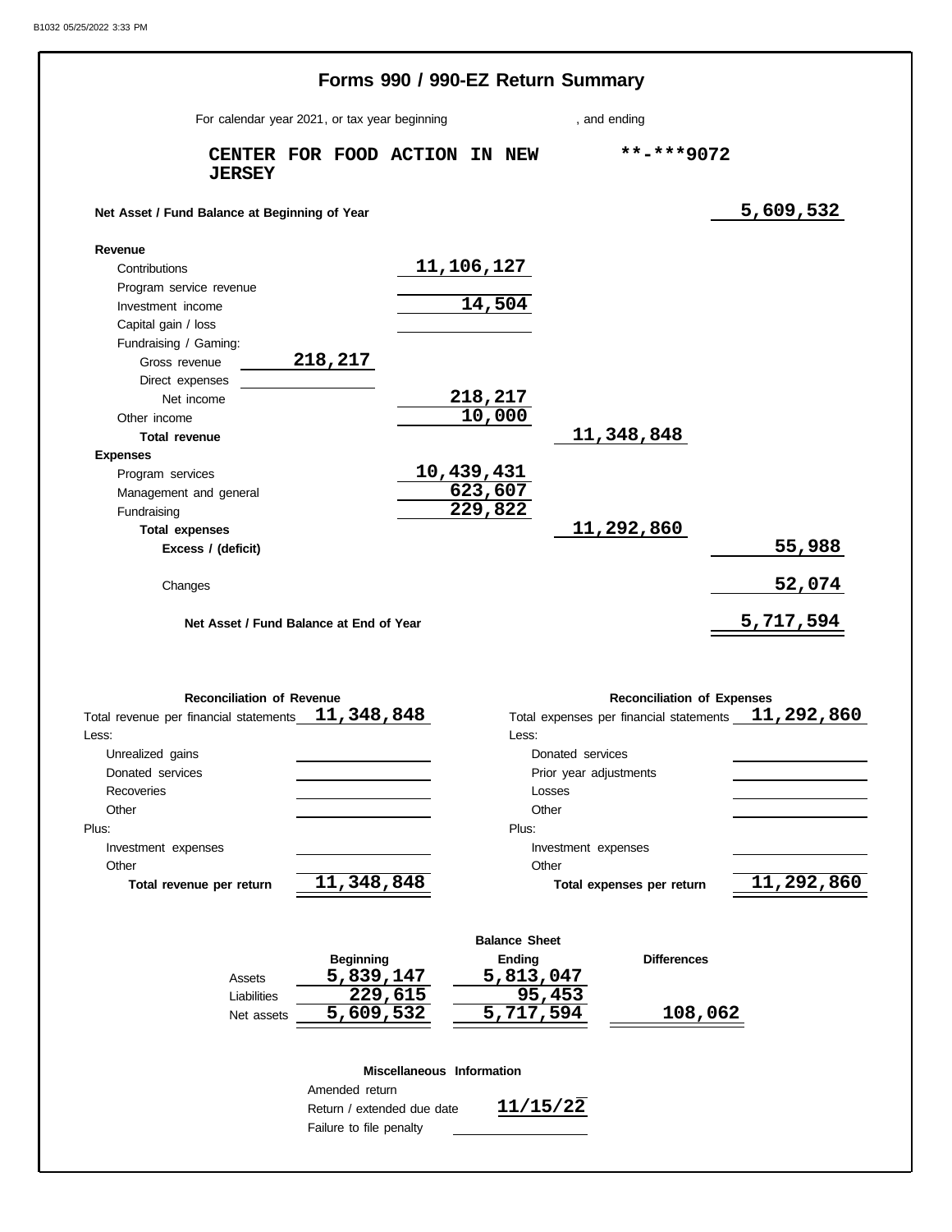B1032 05/25/2022 3:33 PM

# Forms 990 / 990-EZ Return Summary

For calendar year 2021, or tax year beginning , and ending

**CENTER FOR FOOD ACTION IN NEW JERSEY** **-***9072

| | | | | |
|---|---|---|---|---|
| **Net Asset / Fund Balance at Beginning of Year** | | | | 5,609,532 |
| **Revenue** | | | | |
| Contributions | | 11,106,127 | | |
| Program service revenue | | | | |
| Investment income | | 14,504 | | |
| Capital gain / loss | | | | |
| Fundraising / Gaming: | | | | |
| Gross revenue | 218,217 | | | |
| Direct expenses | | | | |
| Net income | | 218,217 | | |
| Other income | | 10,000 | | |
| **Total revenue** | | | 11,348,848 | |
| **Expenses** | | | | |
| Program services | | 10,439,431 | | |
| Management and general | | 623,607 | | |
| Fundraising | | 229,822 | | |
| **Total expenses** | | | 11,292,860 | |
| **Excess / (deficit)** | | | | 55,988 |
| Changes | | | | 52,074 |
| **Net Asset / Fund Balance at End of Year** | | | | 5,717,594 |

| **Reconciliation of Revenue** | | **Reconciliation of Expenses** | |
|---|---|---|---|
| Total revenue per financial statements | 11,348,848 | Total expenses per financial statements | 11,292,860 |
| Less: | | Less: | |
| Unrealized gains | | Donated services | |
| Donated services | | Prior year adjustments | |
| Recoveries | | Losses | |
| Other | | Other | |
| Plus: | | Plus: | |
| Investment expenses | | Investment expenses | |
| Other | | Other | |
| **Total revenue per return** | 11,348,848 | **Total expenses per return** | 11,292,860 |

**Balance Sheet**

| | Beginning | Ending | Differences |
|---|---|---|---|
| Assets | 5,839,147 | 5,813,047 | |
| Liabilities | 229,615 | 95,453 | |
| Net assets | 5,609,532 | 5,717,594 | 108,062 |

**Miscellaneous Information**

| | |
|---|---|
| Amended return | |
| Return / extended due date | 11/15/22 |
| Failure to file penalty | |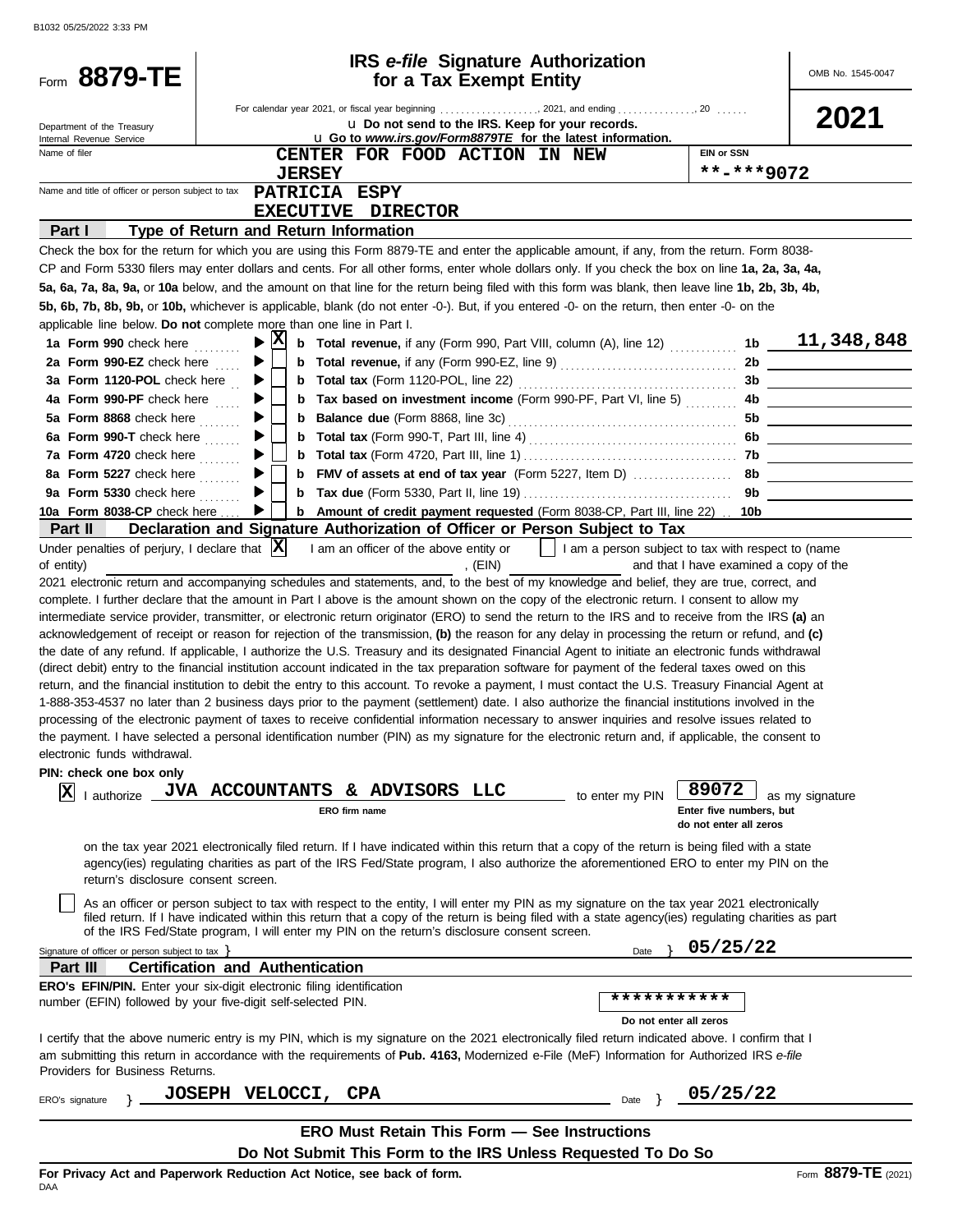Form **8879-TE**

Department of the Treasury
Internal Revenue Service

# IRS *e-file* Signature Authorization for a Tax Exempt Entity

For calendar year 2021, or fiscal year beginning ................., 2021, and ending ..............., 20 ......

u Do not send to the IRS. Keep for your records.

u Go to *www.irs.gov/Form8879TE* for the latest information.

OMB No. 1545-0047

**2021**

Name of filer: CENTER FOR FOOD ACTION IN NEW JERSEY

EIN or SSN: **-***9072

Name and title of officer or person subject to tax: PATRICIA ESPY, EXECUTIVE DIRECTOR

## Part I — Type of Return and Return Information

Check the box for the return for which you are using this Form 8879-TE and enter the applicable amount, if any, from the return. Form 8038-CP and Form 5330 filers may enter dollars and cents. For all other forms, enter whole dollars only. If you check the box on line **1a, 2a, 3a, 4a, 5a, 6a, 7a, 8a, 9a,** or **10a** below, and the amount on that line for the return being filed with this form was blank, then leave line **1b, 2b, 3b, 4b, 5b, 6b, 7b, 8b, 9b,** or **10b,** whichever is applicable, blank (do not enter -0-). But, if you entered -0- on the return, then enter -0- on the applicable line below. **Do not** complete more than one line in Part I.

| Line | Check | Description | Line | Amount |
|---|---|---|---|---|
| **1a Form 990** check here | X | **b Total revenue,** if any (Form 990, Part VIII, column (A), line 12) | 1b | 11,348,848 |
| **2a Form 990-EZ** check here | | **b Total revenue,** if any (Form 990-EZ, line 9) | 2b | |
| **3a Form 1120-POL** check here | | **b Total tax** (Form 1120-POL, line 22) | 3b | |
| **4a Form 990-PF** check here | | **b Tax based on investment income** (Form 990-PF, Part VI, line 5) | 4b | |
| **5a Form 8868** check here | | **b Balance due** (Form 8868, line 3c) | 5b | |
| **6a Form 990-T** check here | | **b Total tax** (Form 990-T, Part III, line 4) | 6b | |
| **7a Form 4720** check here | | **b Total tax** (Form 4720, Part III, line 1) | 7b | |
| **8a Form 5227** check here | | **b FMV of assets at end of tax year** (Form 5227, Item D) | 8b | |
| **9a Form 5330** check here | | **b Tax due** (Form 5330, Part II, line 19) | 9b | |
| **10a Form 8038-CP** check here | | **b Amount of credit payment requested** (Form 8038-CP, Part III, line 22) | 10b | |

## Part II — Declaration and Signature Authorization of Officer or Person Subject to Tax

Under penalties of perjury, I declare that [X] I am an officer of the above entity or [ ] I am a person subject to tax with respect to (name of entity) ____________, (EIN) ____________ and that I have examined a copy of the 2021 electronic return and accompanying schedules and statements, and, to the best of my knowledge and belief, they are true, correct, and complete. I further declare that the amount in Part I above is the amount shown on the copy of the electronic return. I consent to allow my intermediate service provider, transmitter, or electronic return originator (ERO) to send the return to the IRS and to receive from the IRS **(a)** an acknowledgement of receipt or reason for rejection of the transmission, **(b)** the reason for any delay in processing the return or refund, and **(c)** the date of any refund. If applicable, I authorize the U.S. Treasury and its designated Financial Agent to initiate an electronic funds withdrawal (direct debit) entry to the financial institution account indicated in the tax preparation software for payment of the federal taxes owed on this return, and the financial institution to debit the entry to this account. To revoke a payment, I must contact the U.S. Treasury Financial Agent at 1-888-353-4537 no later than 2 business days prior to the payment (settlement) date. I also authorize the financial institutions involved in the processing of the electronic payment of taxes to receive confidential information necessary to answer inquiries and resolve issues related to the payment. I have selected a personal identification number (PIN) as my signature for the electronic return and, if applicable, the consent to electronic funds withdrawal.

**PIN: check one box only**

[X] I authorize **JVA ACCOUNTANTS & ADVISORS LLC** (ERO firm name) to enter my PIN **89072** (Enter five numbers, but do not enter all zeros) as my signature on the tax year 2021 electronically filed return. If I have indicated within this return that a copy of the return is being filed with a state agency(ies) regulating charities as part of the IRS Fed/State program, I also authorize the aforementioned ERO to enter my PIN on the return's disclosure consent screen.

[ ] As an officer or person subject to tax with respect to the entity, I will enter my PIN as my signature on the tax year 2021 electronically filed return. If I have indicated within this return that a copy of the return is being filed with a state agency(ies) regulating charities as part of the IRS Fed/State program, I will enter my PIN on the return's disclosure consent screen.

Signature of officer or person subject to tax } ____________ Date } 05/25/22

## Part III — Certification and Authentication

**ERO's EFIN/PIN.** Enter your six-digit electronic filing identification number (EFIN) followed by your five-digit self-selected PIN. ***********
(Do not enter all zeros)

I certify that the above numeric entry is my PIN, which is my signature on the 2021 electronically filed return indicated above. I confirm that I am submitting this return in accordance with the requirements of **Pub. 4163,** Modernized e-File (MeF) Information for Authorized IRS *e-file* Providers for Business Returns.

ERO's signature } **JOSEPH VELOCCI, CPA** Date } 05/25/22

**ERO Must Retain This Form — See Instructions**

**Do Not Submit This Form to the IRS Unless Requested To Do So**

**For Privacy Act and Paperwork Reduction Act Notice, see back of form.**

Form **8879-TE** (2021)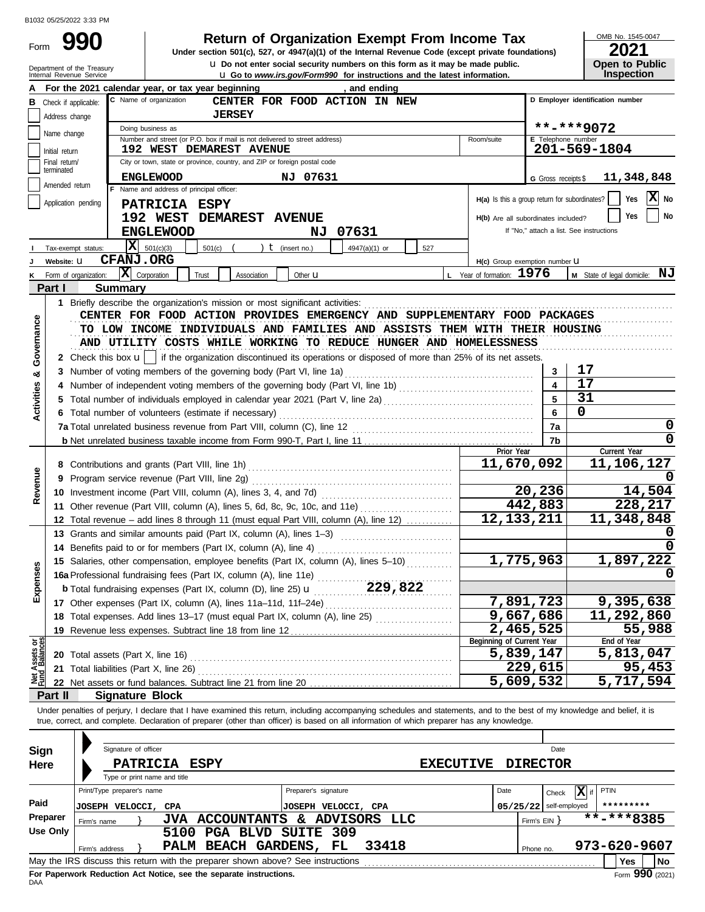B1032 05/25/2022 3:33 PM

Form **990**

# Return of Organization Exempt From Income Tax

**Under section 501(c), 527, or 4947(a)(1) of the Internal Revenue Code (except private foundations)**

u Do not enter social security numbers on this form as it may be made public.

u Go to *www.irs.gov/Form990* for instructions and the latest information.

Department of the Treasury
Internal Revenue Service

OMB No. 1545-0047

**2021**

**Open to Public Inspection**

**A** For the 2021 calendar year, or tax year beginning , and ending

**B** Check if applicable: Address change; Name change; Initial return; Final return/terminated; Amended return; Application pending

**C** Name of organization: CENTER FOR FOOD ACTION IN NEW JERSEY

Doing business as

Number and street (or P.O. box if mail is not delivered to street address): 192 WEST DEMAREST AVENUE — Room/suite

City or town, state or province, country, and ZIP or foreign postal code: ENGLEWOOD NJ 07631

**D** Employer identification number: **-***9072

**E** Telephone number: 201-569-1804

**G** Gross receipts $ 11,348,848

**F** Name and address of principal officer:
PATRICIA ESPY
192 WEST DEMAREST AVENUE
ENGLEWOOD NJ 07631

H(a) Is this a group return for subordinates? Yes [ ] No [X]

H(b) Are all subordinates included? Yes [ ] No [ ]
If "No," attach a list. See instructions

**I** Tax-exempt status: [X] 501(c)(3) [ ] 501(c) ( ) t (insert no.) [ ] 4947(a)(1) or [ ] 527

**J** Website: u CFANJ.ORG

H(c) Group exemption number u

**K** Form of organization: [X] Corporation [ ] Trust [ ] Association [ ] Other u

**L** Year of formation: 1976

**M** State of legal domicile: NJ

## Part I Summary

**Activities & Governance**

1 Briefly describe the organization's mission or most significant activities:
CENTER FOR FOOD ACTION PROVIDES EMERGENCY AND SUPPLEMENTARY FOOD PACKAGES TO LOW INCOME INDIVIDUALS AND FAMILIES AND ASSISTS THEM WITH THEIR HOUSING AND UTILITY COSTS WHILE WORKING TO REDUCE HUNGER AND HOMELESSNESS

2 Check this box u [ ] if the organization discontinued its operations or disposed of more than 25% of its net assets.

| | | Line | |
|---|---|---|---|
| 3 | Number of voting members of the governing body (Part VI, line 1a) | 3 | 17 |
| 4 | Number of independent voting members of the governing body (Part VI, line 1b) | 4 | 17 |
| 5 | Total number of individuals employed in calendar year 2021 (Part V, line 2a) | 5 | 31 |
| 6 | Total number of volunteers (estimate if necessary) | 6 | 0 |
| 7a | Total unrelated business revenue from Part VIII, column (C), line 12 | 7a | 0 |
| b | Net unrelated business taxable income from Form 990-T, Part I, line 11 | 7b | 0 |

| | | Prior Year | Current Year |
|---|---|---|---|
| **Revenue** | | | |
| 8 | Contributions and grants (Part VIII, line 1h) | 11,670,092 | 11,106,127 |
| 9 | Program service revenue (Part VIII, line 2g) | | 0 |
| 10 | Investment income (Part VIII, column (A), lines 3, 4, and 7d) | 20,236 | 14,504 |
| 11 | Other revenue (Part VIII, column (A), lines 5, 6d, 8c, 9c, 10c, and 11e) | 442,883 | 228,217 |
| 12 | Total revenue – add lines 8 through 11 (must equal Part VIII, column (A), line 12) | 12,133,211 | 11,348,848 |
| **Expenses** | | | |
| 13 | Grants and similar amounts paid (Part IX, column (A), lines 1–3) | | 0 |
| 14 | Benefits paid to or for members (Part IX, column (A), line 4) | | 0 |
| 15 | Salaries, other compensation, employee benefits (Part IX, column (A), lines 5–10) | 1,775,963 | 1,897,222 |
| 16a | Professional fundraising fees (Part IX, column (A), line 11e) | | 0 |
| b | Total fundraising expenses (Part IX, column (D), line 25) u 229,822 | | |
| 17 | Other expenses (Part IX, column (A), lines 11a–11d, 11f–24e) | 7,891,723 | 9,395,638 |
| 18 | Total expenses. Add lines 13–17 (must equal Part IX, column (A), line 25) | 9,667,686 | 11,292,860 |
| 19 | Revenue less expenses. Subtract line 18 from line 12 | 2,465,525 | 55,988 |
| **Net Assets or Fund Balances** | | **Beginning of Current Year** | **End of Year** |
| 20 | Total assets (Part X, line 16) | 5,839,147 | 5,813,047 |
| 21 | Total liabilities (Part X, line 26) | 229,615 | 95,453 |
| 22 | Net assets or fund balances. Subtract line 21 from line 20 | 5,609,532 | 5,717,594 |

## Part II Signature Block

Under penalties of perjury, I declare that I have examined this return, including accompanying schedules and statements, and to the best of my knowledge and belief, it is true, correct, and complete. Declaration of preparer (other than officer) is based on all information of which preparer has any knowledge.

**Sign Here**

Signature of officer — Date

PATRICIA ESPY EXECUTIVE DIRECTOR

Type or print name and title

**Paid Preparer Use Only**

| Print/Type preparer's name | Preparer's signature | Date | Check [X] if self-employed | PTIN |
|---|---|---|---|---|
| JOSEPH VELOCCI, CPA | JOSEPH VELOCCI, CPA | 05/25/22 | | ********* |

Firm's name } JVA ACCOUNTANTS & ADVISORS LLC — Firm's EIN } **-***8385

Firm's address } 5100 PGA BLVD SUITE 309, PALM BEACH GARDENS, FL 33418 — Phone no. 973-620-9607

May the IRS discuss this return with the preparer shown above? See instructions [ ] Yes [ ] No

**For Paperwork Reduction Act Notice, see the separate instructions.**

DAA

Form **990** (2021)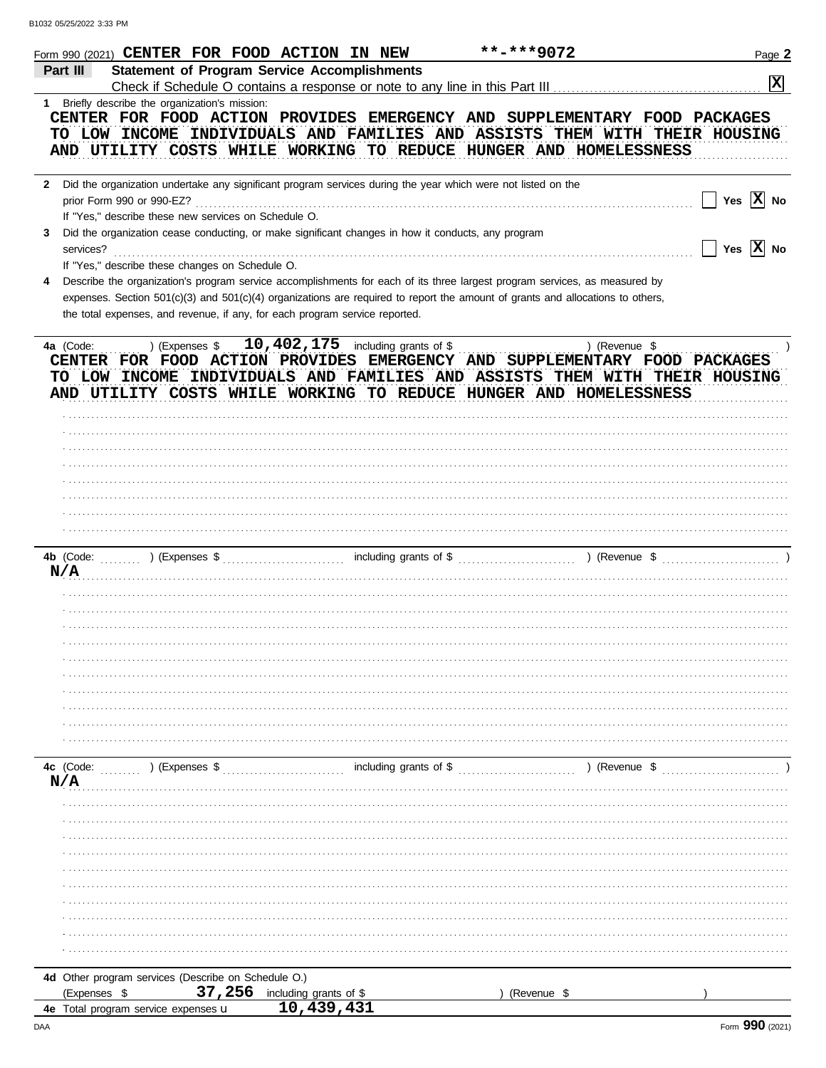Form 990 (2021) CENTER FOR FOOD ACTION IN NEW **-***9072 Page 2

**Part III** **Statement of Program Service Accomplishments**

Check if Schedule O contains a response or note to any line in this Part III ............ [X]

1 Briefly describe the organization's mission:

CENTER FOR FOOD ACTION PROVIDES EMERGENCY AND SUPPLEMENTARY FOOD PACKAGES TO LOW INCOME INDIVIDUALS AND FAMILIES AND ASSISTS THEM WITH THEIR HOUSING AND UTILITY COSTS WHILE WORKING TO REDUCE HUNGER AND HOMELESSNESS

2 Did the organization undertake any significant program services during the year which were not listed on the prior Form 990 or 990-EZ? ............ [ ] Yes [X] No

If "Yes," describe these new services on Schedule O.

3 Did the organization cease conducting, or make significant changes in how it conducts, any program services? ............ [ ] Yes [X] No

If "Yes," describe these changes on Schedule O.

4 Describe the organization's program service accomplishments for each of its three largest program services, as measured by expenses. Section 501(c)(3) and 501(c)(4) organizations are required to report the amount of grants and allocations to others, the total expenses, and revenue, if any, for each program service reported.

4a (Code: ) (Expenses $ 10,402,175 including grants of $ ) (Revenue $ )

CENTER FOR FOOD ACTION PROVIDES EMERGENCY AND SUPPLEMENTARY FOOD PACKAGES TO LOW INCOME INDIVIDUALS AND FAMILIES AND ASSISTS THEM WITH THEIR HOUSING AND UTILITY COSTS WHILE WORKING TO REDUCE HUNGER AND HOMELESSNESS

4b (Code: ) (Expenses $ including grants of $ ) (Revenue $ )

N/A

4c (Code: ) (Expenses $ including grants of $ ) (Revenue $ )

N/A

4d Other program services (Describe on Schedule O.)

(Expenses $ 37,256 including grants of $ ) (Revenue $ )

4e Total program service expenses ▶ 10,439,431

Form **990** (2021)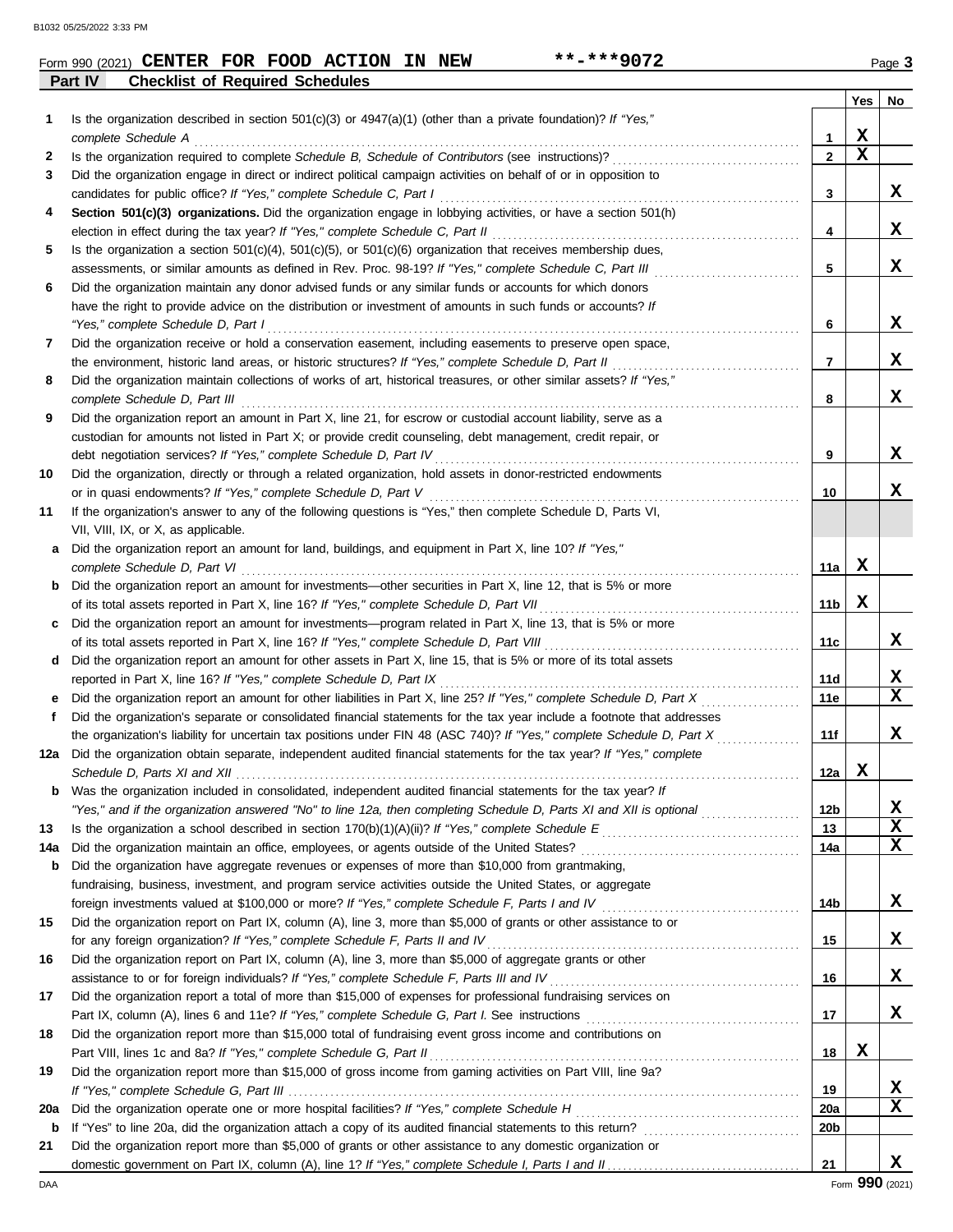Form 990 (2021) **CENTER FOR FOOD ACTION IN NEW** **-***9072

## Part IV Checklist of Required Schedules

| | | | Yes | No |
|---|---|---|---|---|
| **1** | Is the organization described in section 501(c)(3) or 4947(a)(1) (other than a private foundation)? *If "Yes," complete Schedule A* | 1 | X | |
| **2** | Is the organization required to complete *Schedule B, Schedule of Contributors* (see instructions)? | 2 | X | |
| **3** | Did the organization engage in direct or indirect political campaign activities on behalf of or in opposition to candidates for public office? *If "Yes," complete Schedule C, Part I* | 3 | | X |
| **4** | **Section 501(c)(3) organizations.** Did the organization engage in lobbying activities, or have a section 501(h) election in effect during the tax year? *If "Yes," complete Schedule C, Part II* | 4 | | X |
| **5** | Is the organization a section 501(c)(4), 501(c)(5), or 501(c)(6) organization that receives membership dues, assessments, or similar amounts as defined in Rev. Proc. 98-19? *If "Yes," complete Schedule C, Part III* | 5 | | X |
| **6** | Did the organization maintain any donor advised funds or any similar funds or accounts for which donors have the right to provide advice on the distribution or investment of amounts in such funds or accounts? *If "Yes," complete Schedule D, Part I* | 6 | | X |
| **7** | Did the organization receive or hold a conservation easement, including easements to preserve open space, the environment, historic land areas, or historic structures? *If "Yes," complete Schedule D, Part II* | 7 | | X |
| **8** | Did the organization maintain collections of works of art, historical treasures, or other similar assets? *If "Yes," complete Schedule D, Part III* | 8 | | X |
| **9** | Did the organization report an amount in Part X, line 21, for escrow or custodial account liability, serve as a custodian for amounts not listed in Part X; or provide credit counseling, debt management, credit repair, or debt negotiation services? *If "Yes," complete Schedule D, Part IV* | 9 | | X |
| **10** | Did the organization, directly or through a related organization, hold assets in donor-restricted endowments or in quasi endowments? *If "Yes," complete Schedule D, Part V* | 10 | | X |
| **11** | If the organization's answer to any of the following questions is "Yes," then complete Schedule D, Parts VI, VII, VIII, IX, or X, as applicable. | | | |
| **a** | Did the organization report an amount for land, buildings, and equipment in Part X, line 10? *If "Yes," complete Schedule D, Part VI* | 11a | X | |
| **b** | Did the organization report an amount for investments—other securities in Part X, line 12, that is 5% or more of its total assets reported in Part X, line 16? *If "Yes," complete Schedule D, Part VII* | 11b | X | |
| **c** | Did the organization report an amount for investments—program related in Part X, line 13, that is 5% or more of its total assets reported in Part X, line 16? *If "Yes," complete Schedule D, Part VIII* | 11c | | X |
| **d** | Did the organization report an amount for other assets in Part X, line 15, that is 5% or more of its total assets reported in Part X, line 16? *If "Yes," complete Schedule D, Part IX* | 11d | | X |
| **e** | Did the organization report an amount for other liabilities in Part X, line 25? *If "Yes," complete Schedule D, Part X* | 11e | | X |
| **f** | Did the organization's separate or consolidated financial statements for the tax year include a footnote that addresses the organization's liability for uncertain tax positions under FIN 48 (ASC 740)? *If "Yes," complete Schedule D, Part X* | 11f | | X |
| **12a** | Did the organization obtain separate, independent audited financial statements for the tax year? *If "Yes," complete Schedule D, Parts XI and XII* | 12a | X | |
| **b** | Was the organization included in consolidated, independent audited financial statements for the tax year? *If "Yes," and if the organization answered "No" to line 12a, then completing Schedule D, Parts XI and XII is optional* | 12b | | X |
| **13** | Is the organization a school described in section 170(b)(1)(A)(ii)? *If "Yes," complete Schedule E* | 13 | | X |
| **14a** | Did the organization maintain an office, employees, or agents outside of the United States? | 14a | | X |
| **b** | Did the organization have aggregate revenues or expenses of more than $10,000 from grantmaking, fundraising, business, investment, and program service activities outside the United States, or aggregate foreign investments valued at $100,000 or more? *If "Yes," complete Schedule F, Parts I and IV* | 14b | | X |
| **15** | Did the organization report on Part IX, column (A), line 3, more than $5,000 of grants or other assistance to or for any foreign organization? *If "Yes," complete Schedule F, Parts II and IV* | 15 | | X |
| **16** | Did the organization report on Part IX, column (A), line 3, more than $5,000 of aggregate grants or other assistance to or for foreign individuals? *If "Yes," complete Schedule F, Parts III and IV* | 16 | | X |
| **17** | Did the organization report a total of more than $15,000 of expenses for professional fundraising services on Part IX, column (A), lines 6 and 11e? *If "Yes," complete Schedule G, Part I.* See instructions | 17 | | X |
| **18** | Did the organization report more than $15,000 total of fundraising event gross income and contributions on Part VIII, lines 1c and 8a? *If "Yes," complete Schedule G, Part II* | 18 | X | |
| **19** | Did the organization report more than $15,000 of gross income from gaming activities on Part VIII, line 9a? *If "Yes," complete Schedule G, Part III* | 19 | | X |
| **20a** | Did the organization operate one or more hospital facilities? *If "Yes," complete Schedule H* | 20a | | X |
| **b** | If "Yes" to line 20a, did the organization attach a copy of its audited financial statements to this return? | 20b | | |
| **21** | Did the organization report more than $5,000 of grants or other assistance to any domestic organization or domestic government on Part IX, column (A), line 1? *If "Yes," complete Schedule I, Parts I and II* | 21 | | X |

Form **990** (2021)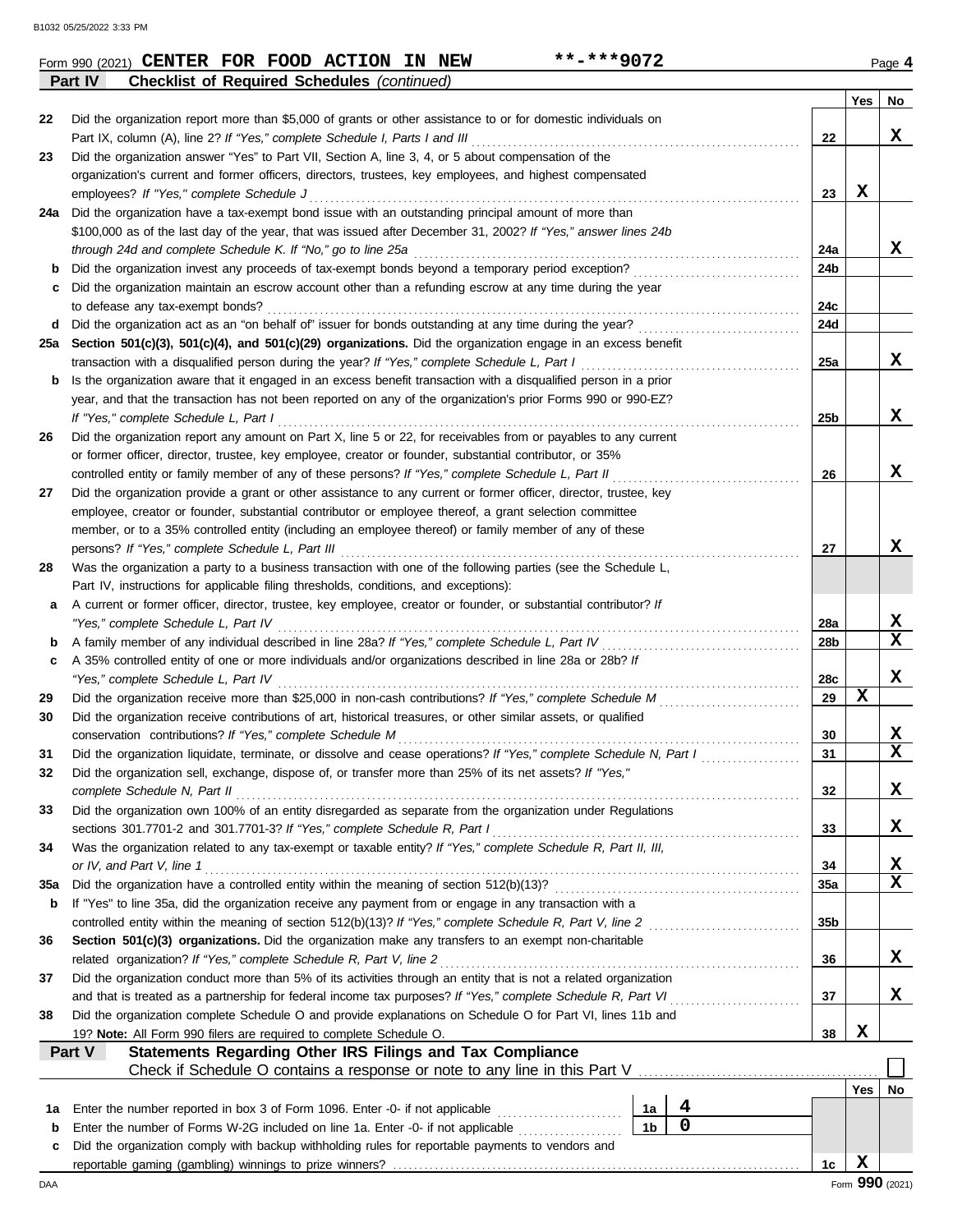Form 990 (2021) **CENTER FOR FOOD ACTION IN NEW** **-***9072 Page **4**

**Part IV** **Checklist of Required Schedules** *(continued)*

| | | | Yes | No |
|---|---|---|---|---|
| 22 | Did the organization report more than $5,000 of grants or other assistance to or for domestic individuals on Part IX, column (A), line 2? *If "Yes," complete Schedule I, Parts I and III* | 22 | | X |
| 23 | Did the organization answer "Yes" to Part VII, Section A, line 3, 4, or 5 about compensation of the organization's current and former officers, directors, trustees, key employees, and highest compensated employees? *If "Yes," complete Schedule J* | 23 | X | |
| 24a | Did the organization have a tax-exempt bond issue with an outstanding principal amount of more than $100,000 as of the last day of the year, that was issued after December 31, 2002? *If "Yes," answer lines 24b through 24d and complete Schedule K. If "No," go to line 25a* | 24a | | X |
| b | Did the organization invest any proceeds of tax-exempt bonds beyond a temporary period exception? | 24b | | |
| c | Did the organization maintain an escrow account other than a refunding escrow at any time during the year to defease any tax-exempt bonds? | 24c | | |
| d | Did the organization act as an "on behalf of" issuer for bonds outstanding at any time during the year? | 24d | | |
| 25a | **Section 501(c)(3), 501(c)(4), and 501(c)(29) organizations.** Did the organization engage in an excess benefit transaction with a disqualified person during the year? *If "Yes," complete Schedule L, Part I* | 25a | | X |
| b | Is the organization aware that it engaged in an excess benefit transaction with a disqualified person in a prior year, and that the transaction has not been reported on any of the organization's prior Forms 990 or 990-EZ? *If "Yes," complete Schedule L, Part I* | 25b | | X |
| 26 | Did the organization report any amount on Part X, line 5 or 22, for receivables from or payables to any current or former officer, director, trustee, key employee, creator or founder, substantial contributor, or 35% controlled entity or family member of any of these persons? *If "Yes," complete Schedule L, Part II* | 26 | | X |
| 27 | Did the organization provide a grant or other assistance to any current or former officer, director, trustee, key employee, creator or founder, substantial contributor or employee thereof, a grant selection committee member, or to a 35% controlled entity (including an employee thereof) or family member of any of these persons? *If "Yes," complete Schedule L, Part III* | 27 | | X |
| 28 | Was the organization a party to a business transaction with one of the following parties (see the Schedule L, Part IV, instructions for applicable filing thresholds, conditions, and exceptions): | | | |
| a | A current or former officer, director, trustee, key employee, creator or founder, or substantial contributor? *If "Yes," complete Schedule L, Part IV* | 28a | | X |
| b | A family member of any individual described in line 28a? *If "Yes," complete Schedule L, Part IV* | 28b | | X |
| c | A 35% controlled entity of one or more individuals and/or organizations described in line 28a or 28b? *If "Yes," complete Schedule L, Part IV* | 28c | | X |
| 29 | Did the organization receive more than $25,000 in non-cash contributions? *If "Yes," complete Schedule M* | 29 | X | |
| 30 | Did the organization receive contributions of art, historical treasures, or other similar assets, or qualified conservation contributions? *If "Yes," complete Schedule M* | 30 | | X |
| 31 | Did the organization liquidate, terminate, or dissolve and cease operations? *If "Yes," complete Schedule N, Part I* | 31 | | X |
| 32 | Did the organization sell, exchange, dispose of, or transfer more than 25% of its net assets? *If "Yes," complete Schedule N, Part II* | 32 | | X |
| 33 | Did the organization own 100% of an entity disregarded as separate from the organization under Regulations sections 301.7701-2 and 301.7701-3? *If "Yes," complete Schedule R, Part I* | 33 | | X |
| 34 | Was the organization related to any tax-exempt or taxable entity? *If "Yes," complete Schedule R, Part II, III, or IV, and Part V, line 1* | 34 | | X |
| 35a | Did the organization have a controlled entity within the meaning of section 512(b)(13)? | 35a | | X |
| b | If "Yes" to line 35a, did the organization receive any payment from or engage in any transaction with a controlled entity within the meaning of section 512(b)(13)? *If "Yes," complete Schedule R, Part V, line 2* | 35b | | |
| 36 | **Section 501(c)(3) organizations.** Did the organization make any transfers to an exempt non-charitable related organization? *If "Yes," complete Schedule R, Part V, line 2* | 36 | | X |
| 37 | Did the organization conduct more than 5% of its activities through an entity that is not a related organization and that is treated as a partnership for federal income tax purposes? *If "Yes," complete Schedule R, Part VI* | 37 | | X |
| 38 | Did the organization complete Schedule O and provide explanations on Schedule O for Part VI, lines 11b and 19? **Note:** All Form 990 filers are required to complete Schedule O. | 38 | X | |

**Part V** **Statements Regarding Other IRS Filings and Tax Compliance**

Check if Schedule O contains a response or note to any line in this Part V ☐

| | | | | | Yes | No |
|---|---|---|---|---|---|---|
| 1a | Enter the number reported in box 3 of Form 1096. Enter -0- if not applicable | 1a | 4 | | | |
| b | Enter the number of Forms W-2G included on line 1a. Enter -0- if not applicable | 1b | 0 | | | |
| c | Did the organization comply with backup withholding rules for reportable payments to vendors and reportable gaming (gambling) winnings to prize winners? | | | 1c | X | |

DAA Form **990** (2021)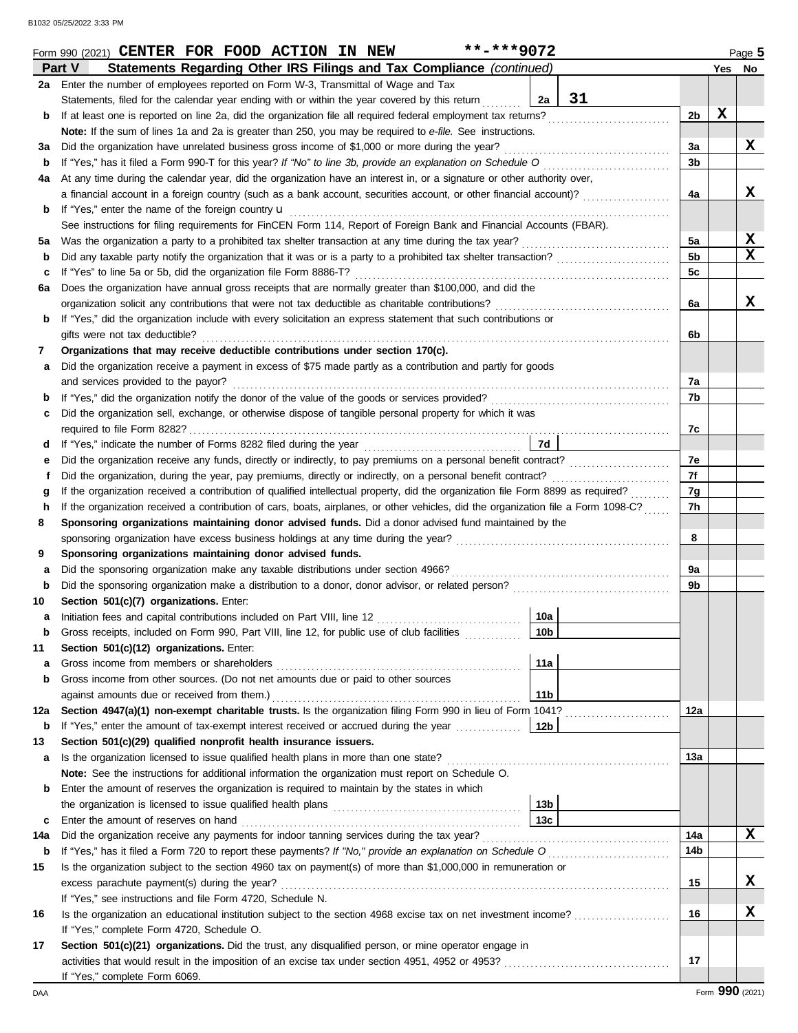Form 990 (2021) **CENTER FOR FOOD ACTION IN NEW** **-***9072 Page 5

## Part V Statements Regarding Other IRS Filings and Tax Compliance *(continued)*

| | | | | | Yes | No |
|---|---|---|---|---|---|---|
| **2a** | Enter the number of employees reported on Form W-3, Transmittal of Wage and Tax Statements, filed for the calendar year ending with or within the year covered by this return | 2a | 31 | | | |
| **b** | If at least one is reported on line 2a, did the organization file all required federal employment tax returns? | | | 2b | X | |
| | **Note:** If the sum of lines 1a and 2a is greater than 250, you may be required to *e-file.* See instructions. | | | | | |
| **3a** | Did the organization have unrelated business gross income of $1,000 or more during the year? | | | 3a | | X |
| **b** | If "Yes," has it filed a Form 990-T for this year? *If "No" to line 3b, provide an explanation on Schedule O* | | | 3b | | |
| **4a** | At any time during the calendar year, did the organization have an interest in, or a signature or other authority over, a financial account in a foreign country (such as a bank account, securities account, or other financial account)? | | | 4a | | X |
| **b** | If "Yes," enter the name of the foreign country u | | | | | |
| | See instructions for filing requirements for FinCEN Form 114, Report of Foreign Bank and Financial Accounts (FBAR). | | | | | |
| **5a** | Was the organization a party to a prohibited tax shelter transaction at any time during the tax year? | | | 5a | | X |
| **b** | Did any taxable party notify the organization that it was or is a party to a prohibited tax shelter transaction? | | | 5b | | X |
| **c** | If "Yes" to line 5a or 5b, did the organization file Form 8886-T? | | | 5c | | |
| **6a** | Does the organization have annual gross receipts that are normally greater than $100,000, and did the organization solicit any contributions that were not tax deductible as charitable contributions? | | | 6a | | X |
| **b** | If "Yes," did the organization include with every solicitation an express statement that such contributions or gifts were not tax deductible? | | | 6b | | |
| **7** | **Organizations that may receive deductible contributions under section 170(c).** | | | | | |
| **a** | Did the organization receive a payment in excess of $75 made partly as a contribution and partly for goods and services provided to the payor? | | | 7a | | |
| **b** | If "Yes," did the organization notify the donor of the value of the goods or services provided? | | | 7b | | |
| **c** | Did the organization sell, exchange, or otherwise dispose of tangible personal property for which it was required to file Form 8282? | | | 7c | | |
| **d** | If "Yes," indicate the number of Forms 8282 filed during the year | 7d | | | | |
| **e** | Did the organization receive any funds, directly or indirectly, to pay premiums on a personal benefit contract? | | | 7e | | |
| **f** | Did the organization, during the year, pay premiums, directly or indirectly, on a personal benefit contract? | | | 7f | | |
| **g** | If the organization received a contribution of qualified intellectual property, did the organization file Form 8899 as required? | | | 7g | | |
| **h** | If the organization received a contribution of cars, boats, airplanes, or other vehicles, did the organization file a Form 1098-C? | | | 7h | | |
| **8** | **Sponsoring organizations maintaining donor advised funds.** Did a donor advised fund maintained by the sponsoring organization have excess business holdings at any time during the year? | | | 8 | | |
| **9** | **Sponsoring organizations maintaining donor advised funds.** | | | | | |
| **a** | Did the sponsoring organization make any taxable distributions under section 4966? | | | 9a | | |
| **b** | Did the sponsoring organization make a distribution to a donor, donor advisor, or related person? | | | 9b | | |
| **10** | **Section 501(c)(7) organizations.** Enter: | | | | | |
| **a** | Initiation fees and capital contributions included on Part VIII, line 12 | 10a | | | | |
| **b** | Gross receipts, included on Form 990, Part VIII, line 12, for public use of club facilities | 10b | | | | |
| **11** | **Section 501(c)(12) organizations.** Enter: | | | | | |
| **a** | Gross income from members or shareholders | 11a | | | | |
| **b** | Gross income from other sources. (Do not net amounts due or paid to other sources against amounts due or received from them.) | 11b | | | | |
| **12a** | **Section 4947(a)(1) non-exempt charitable trusts.** Is the organization filing Form 990 in lieu of Form 1041? | | | 12a | | |
| **b** | If "Yes," enter the amount of tax-exempt interest received or accrued during the year | 12b | | | | |
| **13** | **Section 501(c)(29) qualified nonprofit health insurance issuers.** | | | | | |
| **a** | Is the organization licensed to issue qualified health plans in more than one state? | | | 13a | | |
| | **Note:** See the instructions for additional information the organization must report on Schedule O. | | | | | |
| **b** | Enter the amount of reserves the organization is required to maintain by the states in which the organization is licensed to issue qualified health plans | 13b | | | | |
| **c** | Enter the amount of reserves on hand | 13c | | | | |
| **14a** | Did the organization receive any payments for indoor tanning services during the tax year? | | | 14a | | X |
| **b** | If "Yes," has it filed a Form 720 to report these payments? *If "No," provide an explanation on Schedule O* | | | 14b | | |
| **15** | Is the organization subject to the section 4960 tax on payment(s) of more than $1,000,000 in remuneration or excess parachute payment(s) during the year? | | | 15 | | X |
| | If "Yes," see instructions and file Form 4720, Schedule N. | | | | | |
| **16** | Is the organization an educational institution subject to the section 4968 excise tax on net investment income? | | | 16 | | X |
| | If "Yes," complete Form 4720, Schedule O. | | | | | |
| **17** | **Section 501(c)(21) organizations.** Did the trust, any disqualified person, or mine operator engage in activities that would result in the imposition of an excise tax under section 4951, 4952 or 4953? | | | 17 | | |
| | If "Yes," complete Form 6069. | | | | | |

Form **990** (2021)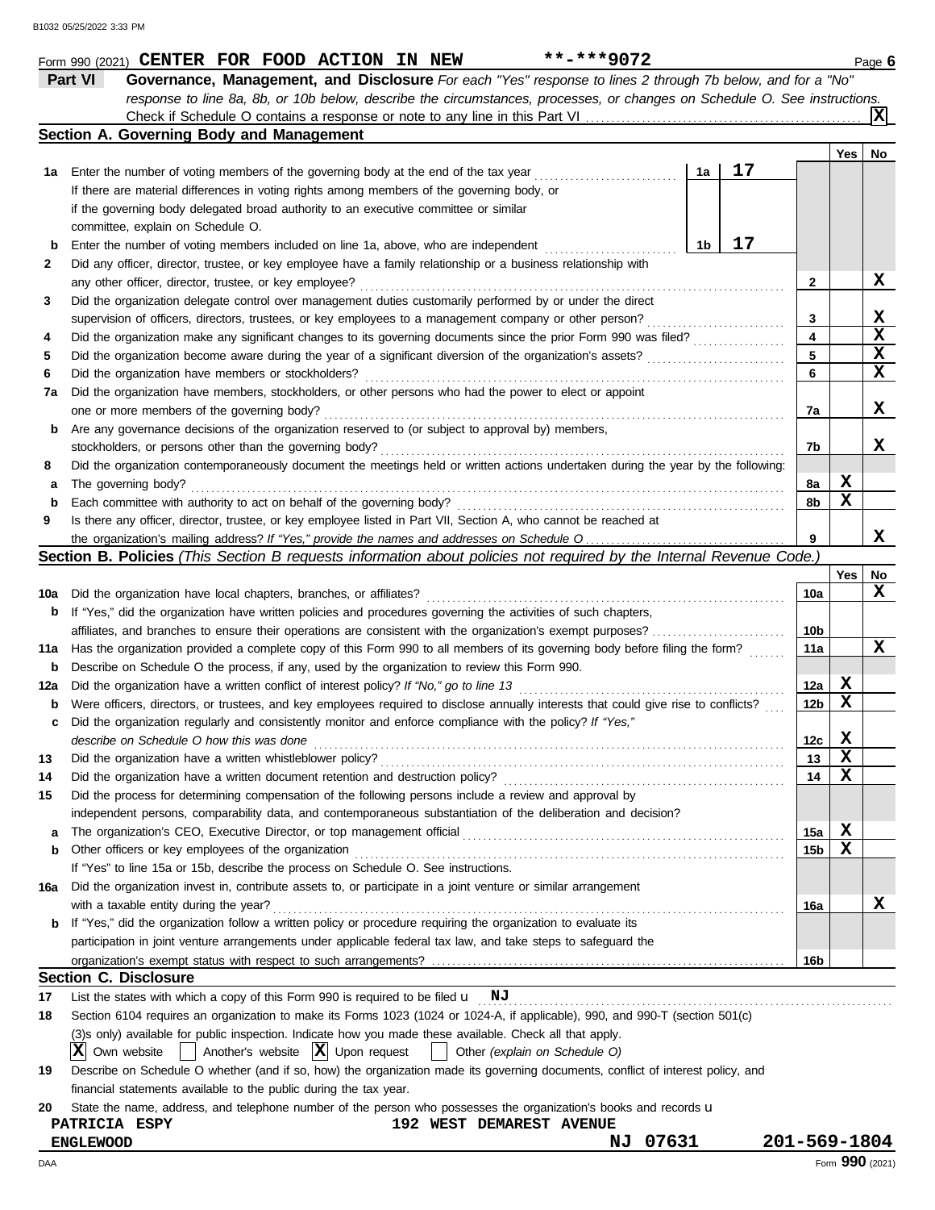Form 990 (2021) **CENTER FOR FOOD ACTION IN NEW** **-***9072 Page **6**

## Part VI Governance, Management, and Disclosure

*For each "Yes" response to lines 2 through 7b below, and for a "No" response to line 8a, 8b, or 10b below, describe the circumstances, processes, or changes on Schedule O. See instructions.*

Check if Schedule O contains a response or note to any line in this Part VI ... [X]

### Section A. Governing Body and Management

| | | | | Yes | No |
|---|---|---|---|---|---|
| **1a** | Enter the number of voting members of the governing body at the end of the tax year | 1a | 17 | | |
| | If there are material differences in voting rights among members of the governing body, or if the governing body delegated broad authority to an executive committee or similar committee, explain on Schedule O. | | | | |
| **b** | Enter the number of voting members included on line 1a, above, who are independent | 1b | 17 | | |
| **2** | Did any officer, director, trustee, or key employee have a family relationship or a business relationship with any other officer, director, trustee, or key employee? | 2 | | | X |
| **3** | Did the organization delegate control over management duties customarily performed by or under the direct supervision of officers, directors, trustees, or key employees to a management company or other person? | 3 | | | X |
| **4** | Did the organization make any significant changes to its governing documents since the prior Form 990 was filed? | 4 | | | X |
| **5** | Did the organization become aware during the year of a significant diversion of the organization's assets? | 5 | | | X |
| **6** | Did the organization have members or stockholders? | 6 | | | X |
| **7a** | Did the organization have members, stockholders, or other persons who had the power to elect or appoint one or more members of the governing body? | 7a | | | X |
| **b** | Are any governance decisions of the organization reserved to (or subject to approval by) members, stockholders, or persons other than the governing body? | 7b | | | X |
| **8** | Did the organization contemporaneously document the meetings held or written actions undertaken during the year by the following: | | | | |
| **a** | The governing body? | 8a | | X | |
| **b** | Each committee with authority to act on behalf of the governing body? | 8b | | X | |
| **9** | Is there any officer, director, trustee, or key employee listed in Part VII, Section A, who cannot be reached at the organization's mailing address? *If "Yes," provide the names and addresses on Schedule O* | 9 | | | X |

### Section B. Policies *(This Section B requests information about policies not required by the Internal Revenue Code.)*

| | | | Yes | No |
|---|---|---|---|---|
| **10a** | Did the organization have local chapters, branches, or affiliates? | 10a | | X |
| **b** | If "Yes," did the organization have written policies and procedures governing the activities of such chapters, affiliates, and branches to ensure their operations are consistent with the organization's exempt purposes? | 10b | | |
| **11a** | Has the organization provided a complete copy of this Form 990 to all members of its governing body before filing the form? | 11a | | X |
| **b** | Describe on Schedule O the process, if any, used by the organization to review this Form 990. | | | |
| **12a** | Did the organization have a written conflict of interest policy? *If "No," go to line 13* | 12a | X | |
| **b** | Were officers, directors, or trustees, and key employees required to disclose annually interests that could give rise to conflicts? | 12b | X | |
| **c** | Did the organization regularly and consistently monitor and enforce compliance with the policy? *If "Yes," describe on Schedule O how this was done* | 12c | X | |
| **13** | Did the organization have a written whistleblower policy? | 13 | X | |
| **14** | Did the organization have a written document retention and destruction policy? | 14 | X | |
| **15** | Did the process for determining compensation of the following persons include a review and approval by independent persons, comparability data, and contemporaneous substantiation of the deliberation and decision? | | | |
| **a** | The organization's CEO, Executive Director, or top management official | 15a | X | |
| **b** | Other officers or key employees of the organization | 15b | X | |
| | If "Yes" to line 15a or 15b, describe the process on Schedule O. See instructions. | | | |
| **16a** | Did the organization invest in, contribute assets to, or participate in a joint venture or similar arrangement with a taxable entity during the year? | 16a | | X |
| **b** | If "Yes," did the organization follow a written policy or procedure requiring the organization to evaluate its participation in joint venture arrangements under applicable federal tax law, and take steps to safeguard the organization's exempt status with respect to such arrangements? | 16b | | |

### Section C. Disclosure

**17** List the states with which a copy of this Form 990 is required to be filed u **NJ**

**18** Section 6104 requires an organization to make its Forms 1023 (1024 or 1024-A, if applicable), 990, and 990-T (section 501(c)(3)s only) available for public inspection. Indicate how you made these available. Check all that apply.

[X] Own website [ ] Another's website [X] Upon request [ ] Other *(explain on Schedule O)*

**19** Describe on Schedule O whether (and if so, how) the organization made its governing documents, conflict of interest policy, and financial statements available to the public during the tax year.

**20** State the name, address, and telephone number of the person who possesses the organization's books and records u

**PATRICIA ESPY** **192 WEST DEMAREST AVENUE**
**ENGLEWOOD** **NJ 07631** **201-569-1804**

DAA Form **990** (2021)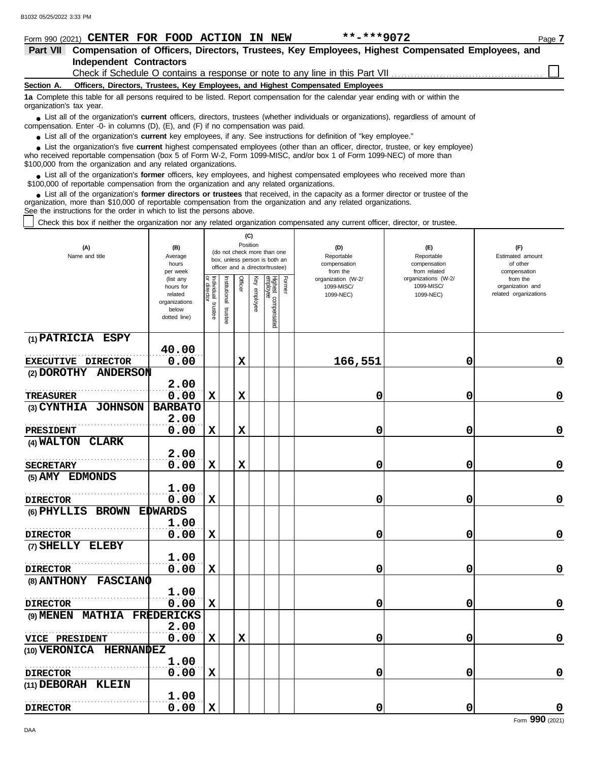Form 990 (2021) **CENTER FOR FOOD ACTION IN NEW** **-***9072 Page **7**

## Part VII Compensation of Officers, Directors, Trustees, Key Employees, Highest Compensated Employees, and Independent Contractors

Check if Schedule O contains a response or note to any line in this Part VII ☐

**Section A. Officers, Directors, Trustees, Key Employees, and Highest Compensated Employees**

**1a** Complete this table for all persons required to be listed. Report compensation for the calendar year ending with or within the organization's tax year.

- List all of the organization's **current** officers, directors, trustees (whether individuals or organizations), regardless of amount of compensation. Enter -0- in columns (D), (E), and (F) if no compensation was paid.
- List all of the organization's **current** key employees, if any. See instructions for definition of "key employee."
- List the organization's five **current** highest compensated employees (other than an officer, director, trustee, or key employee) who received reportable compensation (box 5 of Form W-2, Form 1099-MISC, and/or box 1 of Form 1099-NEC) of more than $100,000 from the organization and any related organizations.
- List all of the organization's **former** officers, key employees, and highest compensated employees who received more than $100,000 of reportable compensation from the organization and any related organizations.
- List all of the organization's **former directors or trustees** that received, in the capacity as a former director or trustee of the organization, more than $10,000 of reportable compensation from the organization and any related organizations.

See the instructions for the order in which to list the persons above.

☐ Check this box if neither the organization nor any related organization compensated any current officer, director, or trustee.

| (A) Name and title | (B) Average hours per week (list any hours for related organizations below dotted line) | (C) Position: Individual trustee or director | Institutional trustee | Officer | Key employee | Highest compensated employee | Former | (D) Reportable compensation from the organization (W-2/ 1099-MISC/ 1099-NEC) | (E) Reportable compensation from related organizations (W-2/ 1099-MISC/ 1099-NEC) | (F) Estimated amount of other compensation from the organization and related organizations |
|---|---|---|---|---|---|---|---|---|---|---|
| (1) PATRICIA ESPY<br>EXECUTIVE DIRECTOR | 40.00<br>0.00 | | | X | | | | 166,551 | 0 | 0 |
| (2) DOROTHY ANDERSON<br>TREASURER | 2.00<br>0.00 | X | | X | | | | 0 | 0 | 0 |
| (3) CYNTHIA JOHNSON BARBATO<br>PRESIDENT | 2.00<br>0.00 | X | | X | | | | 0 | 0 | 0 |
| (4) WALTON CLARK<br>SECRETARY | 2.00<br>0.00 | X | | X | | | | 0 | 0 | 0 |
| (5) AMY EDMONDS<br>DIRECTOR | 1.00<br>0.00 | X | | | | | | 0 | 0 | 0 |
| (6) PHYLLIS BROWN EDWARDS<br>DIRECTOR | 1.00<br>0.00 | X | | | | | | 0 | 0 | 0 |
| (7) SHELLY ELEBY<br>DIRECTOR | 1.00<br>0.00 | X | | | | | | 0 | 0 | 0 |
| (8) ANTHONY FASCIANO<br>DIRECTOR | 1.00<br>0.00 | X | | | | | | 0 | 0 | 0 |
| (9) MENEN MATHIA FREDERICKS<br>VICE PRESIDENT | 2.00<br>0.00 | X | | X | | | | 0 | 0 | 0 |
| (10) VERONICA HERNANDEZ<br>DIRECTOR | 1.00<br>0.00 | X | | | | | | 0 | 0 | 0 |
| (11) DEBORAH KLEIN<br>DIRECTOR | 1.00<br>0.00 | X | | | | | | 0 | 0 | 0 |

Form **990** (2021)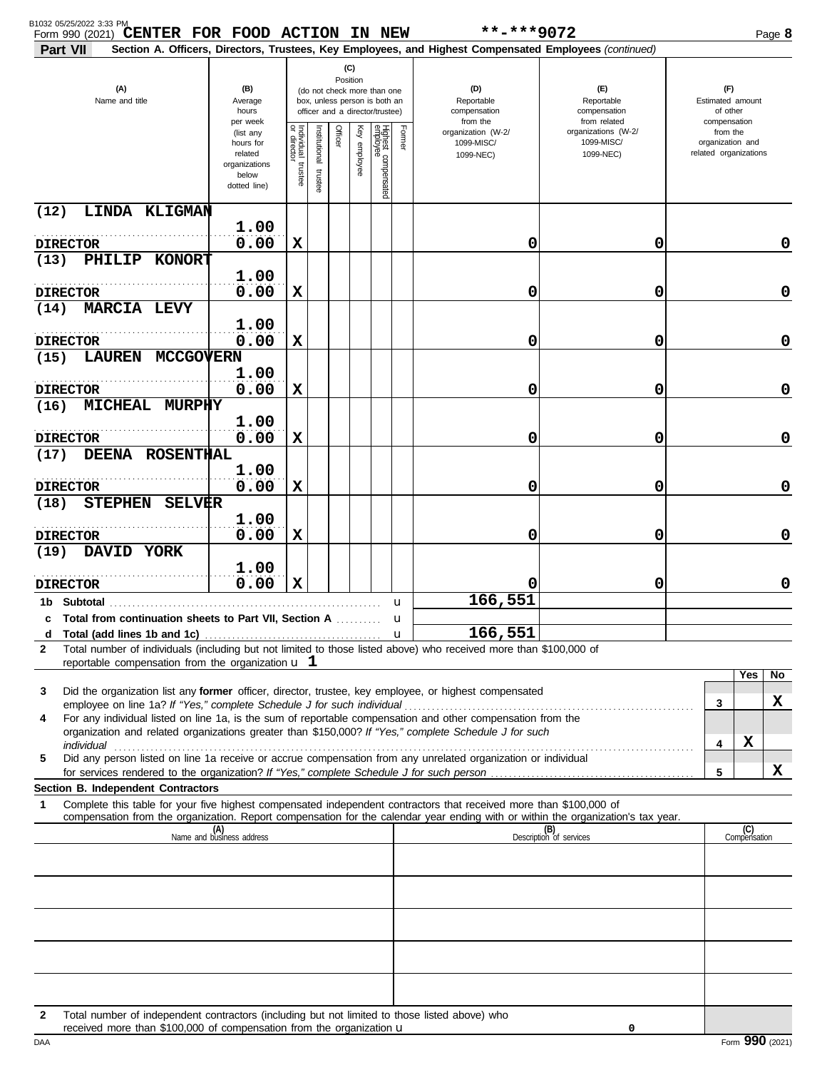Form 990 (2021) **CENTER FOR FOOD ACTION IN NEW** **-***9072 Page **8**

**Part VII** **Section A. Officers, Directors, Trustees, Key Employees, and Highest Compensated Employees** *(continued)*

| (A) Name and title | (B) Average hours per week (list any hours for related organizations below dotted line) | (C) Position: Individual trustee or director | Institutional trustee | Officer | Key employee | Highest compensated employee | Former | (D) Reportable compensation from the organization (W-2/1099-MISC/1099-NEC) | (E) Reportable compensation from related organizations (W-2/1099-MISC/1099-NEC) | (F) Estimated amount of other compensation from the organization and related organizations |
|---|---|---|---|---|---|---|---|---|---|---|
| (12) LINDA KLIGMAN<br>DIRECTOR | 1.00<br>0.00 | X | | | | | | 0 | 0 | 0 |
| (13) PHILIP KONORT<br>DIRECTOR | 1.00<br>0.00 | X | | | | | | 0 | 0 | 0 |
| (14) MARCIA LEVY<br>DIRECTOR | 1.00<br>0.00 | X | | | | | | 0 | 0 | 0 |
| (15) LAUREN MCCGOVERN<br>DIRECTOR | 1.00<br>0.00 | X | | | | | | 0 | 0 | 0 |
| (16) MICHEAL MURPHY<br>DIRECTOR | 1.00<br>0.00 | X | | | | | | 0 | 0 | 0 |
| (17) DEENA ROSENTHAL<br>DIRECTOR | 1.00<br>0.00 | X | | | | | | 0 | 0 | 0 |
| (18) STEPHEN SELVER<br>DIRECTOR | 1.00<br>0.00 | X | | | | | | 0 | 0 | 0 |
| (19) DAVID YORK<br>DIRECTOR | 1.00<br>0.00 | X | | | | | | 0 | 0 | 0 |
| **1b Subtotal** | | | | | | | | 166,551 | | |
| **c Total from continuation sheets to Part VII, Section A** | | | | | | | | | | |
| **d Total (add lines 1b and 1c)** | | | | | | | | 166,551 | | |

**2** Total number of individuals (including but not limited to those listed above) who received more than $100,000 of reportable compensation from the organization u **1**

| | | Yes | No |
|---|---|---|---|
| **3** Did the organization list any **former** officer, director, trustee, key employee, or highest compensated employee on line 1a? *If "Yes," complete Schedule J for such individual* | 3 | | X |
| **4** For any individual listed on line 1a, is the sum of reportable compensation and other compensation from the organization and related organizations greater than $150,000? *If "Yes," complete Schedule J for such individual* | 4 | X | |
| **5** Did any person listed on line 1a receive or accrue compensation from any unrelated organization or individual for services rendered to the organization? *If "Yes," complete Schedule J for such person* | 5 | | X |

**Section B. Independent Contractors**

**1** Complete this table for your five highest compensated independent contractors that received more than $100,000 of compensation from the organization. Report compensation for the calendar year ending with or within the organization's tax year.

| (A) Name and business address | (B) Description of services | (C) Compensation |
|---|---|---|
| | | |
| | | |
| | | |
| | | |
| | | |

**2** Total number of independent contractors (including but not limited to those listed above) who received more than $100,000 of compensation from the organization u **0**

DAA Form **990** (2021)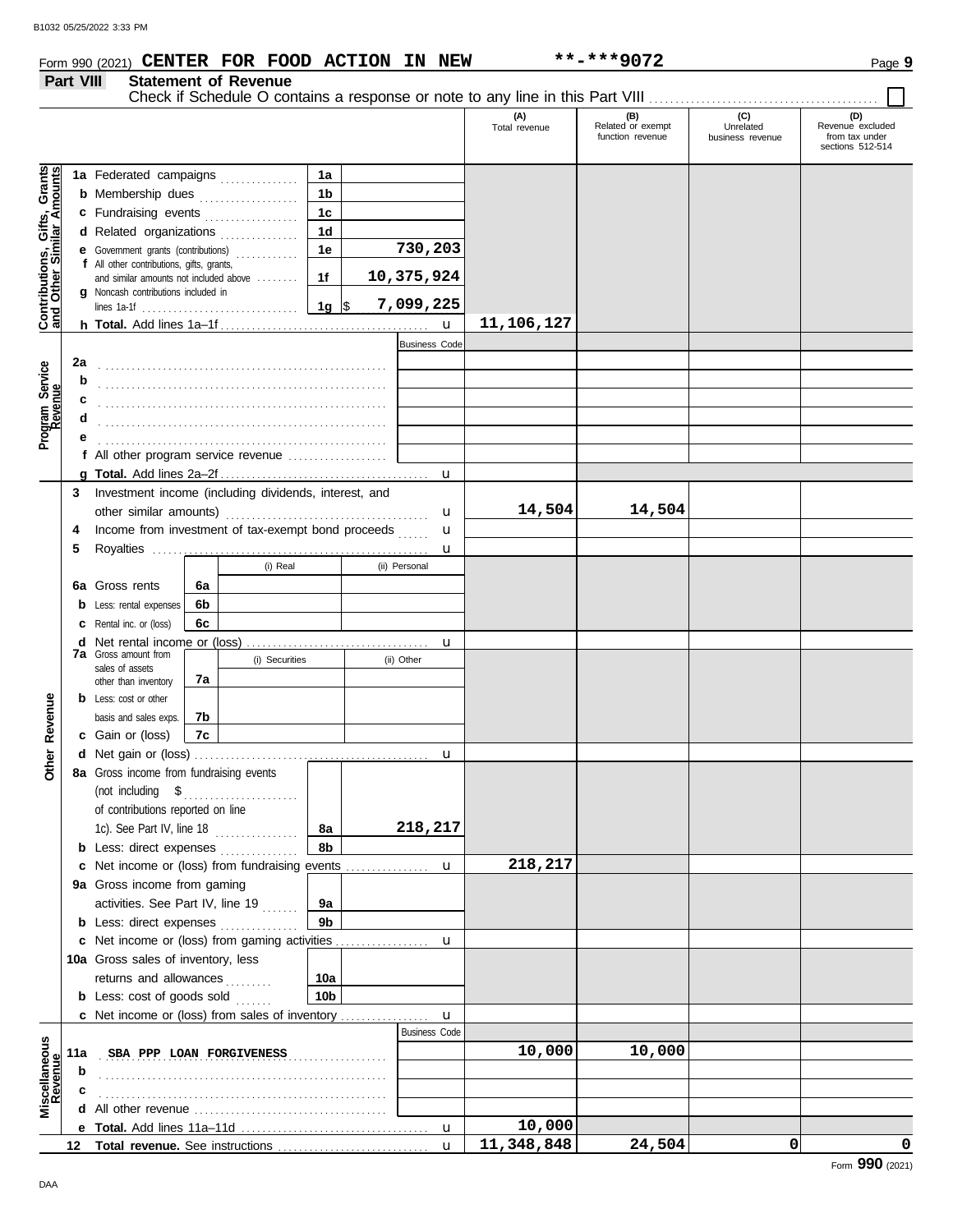Form 990 (2021) **CENTER FOR FOOD ACTION IN NEW** **-***9072 Page **9**

## Part VIII Statement of Revenue

Check if Schedule O contains a response or note to any line in this Part VIII ☐

| | | | | (A) Total revenue | (B) Related or exempt function revenue | (C) Unrelated business revenue | (D) Revenue excluded from tax under sections 512-514 |
|---|---|---|---|---|---|---|---|
| **Contributions, Gifts, Grants and Other Similar Amounts** | 1a Federated campaigns | 1a | | | | | |
| | b Membership dues | 1b | | | | | |
| | c Fundraising events | 1c | | | | | |
| | d Related organizations | 1d | | | | | |
| | e Government grants (contributions) | 1e | 730,203 | | | | |
| | f All other contributions, gifts, grants, and similar amounts not included above | 1f | 10,375,924 | | | | |
| | g Noncash contributions included in lines 1a-1f | 1g | $ 7,099,225 | | | | |
| | h **Total.** Add lines 1a–1f | | u | 11,106,127 | | | |
| **Program Service Revenue** | | | Business Code | | | | |
| | 2a | | | | | | |
| | b | | | | | | |
| | c | | | | | | |
| | d | | | | | | |
| | e | | | | | | |
| | f All other program service revenue | | | | | | |
| | g **Total.** Add lines 2a–2f | | u | | | | |
| **Other Revenue** | 3 Investment income (including dividends, interest, and other similar amounts) | | u | 14,504 | 14,504 | | |
| | 4 Income from investment of tax-exempt bond proceeds | | u | | | | |
| | 5 Royalties | | u | | | | |
| | | (i) Real | (ii) Personal | | | | |
| | 6a Gross rents | 6a | | | | | |
| | b Less: rental expenses | 6b | | | | | |
| | c Rental inc. or (loss) | 6c | | | | | |
| | d Net rental income or (loss) | | u | | | | |
| | | (i) Securities | (ii) Other | | | | |
| | 7a Gross amount from sales of assets other than inventory | 7a | | | | | |
| | b Less: cost or other basis and sales exps. | 7b | | | | | |
| | c Gain or (loss) | 7c | | | | | |
| | d Net gain or (loss) | | u | | | | |
| | 8a Gross income from fundraising events (not including $ of contributions reported on line 1c). See Part IV, line 18 | 8a | 218,217 | | | | |
| | b Less: direct expenses | 8b | | | | | |
| | c Net income or (loss) from fundraising events | | u | 218,217 | | | |
| | 9a Gross income from gaming activities. See Part IV, line 19 | 9a | | | | | |
| | b Less: direct expenses | 9b | | | | | |
| | c Net income or (loss) from gaming activities | | u | | | | |
| | 10a Gross sales of inventory, less returns and allowances | 10a | | | | | |
| | b Less: cost of goods sold | 10b | | | | | |
| | c Net income or (loss) from sales of inventory | | u | | | | |
| **Miscellaneous Revenue** | | | Business Code | | | | |
| | 11a SBA PPP LOAN FORGIVENESS | | | 10,000 | 10,000 | | |
| | b | | | | | | |
| | c | | | | | | |
| | d All other revenue | | | | | | |
| | e **Total.** Add lines 11a–11d | | u | 10,000 | | | |
| | 12 **Total revenue.** See instructions | | u | 11,348,848 | 24,504 | 0 | 0 |

Form **990** (2021)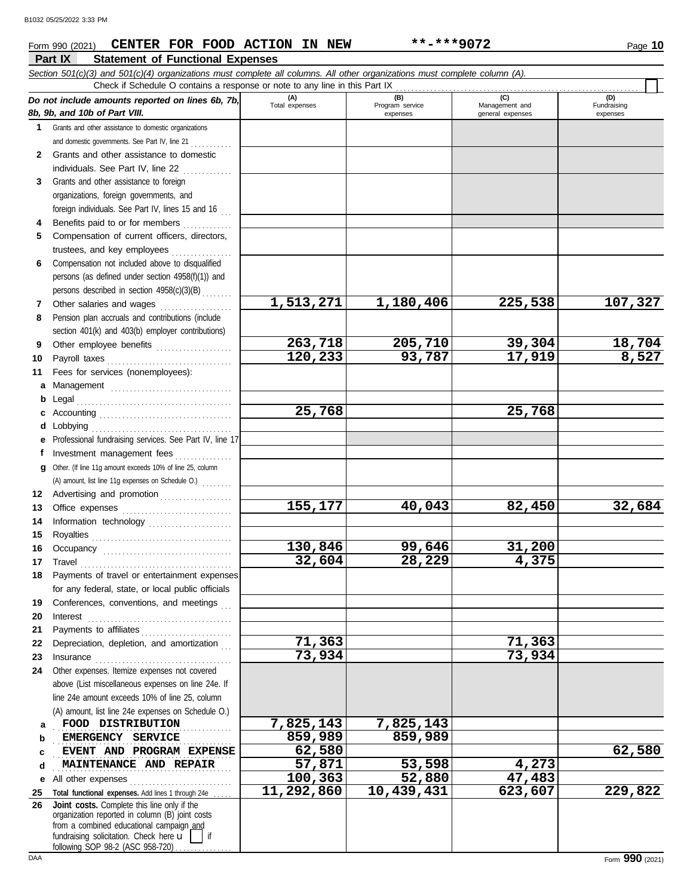B1032 05/25/2022 3:33 PM

Form 990 (2021) **CENTER FOR FOOD ACTION IN NEW** **\*\*-\*\*\*9072** Page **10**

## Part IX Statement of Functional Expenses

*Section 501(c)(3) and 501(c)(4) organizations must complete all columns. All other organizations must complete column (A).*

Check if Schedule O contains a response or note to any line in this Part IX

| *Do not include amounts reported on lines 6b, 7b, 8b, 9b, and 10b of Part VIII.* | (A) Total expenses | (B) Program service expenses | (C) Management and general expenses | (D) Fundraising expenses |
|---|---|---|---|---|
| **1** Grants and other assistance to domestic organizations and domestic governments. See Part IV, line 21 | | | | |
| **2** Grants and other assistance to domestic individuals. See Part IV, line 22 | | | | |
| **3** Grants and other assistance to foreign organizations, foreign governments, and foreign individuals. See Part IV, lines 15 and 16 | | | | |
| **4** Benefits paid to or for members | | | | |
| **5** Compensation of current officers, directors, trustees, and key employees | | | | |
| **6** Compensation not included above to disqualified persons (as defined under section 4958(f)(1)) and persons described in section 4958(c)(3)(B) | | | | |
| **7** Other salaries and wages | 1,513,271 | 1,180,406 | 225,538 | 107,327 |
| **8** Pension plan accruals and contributions (include section 401(k) and 403(b) employer contributions) | | | | |
| **9** Other employee benefits | 263,718 | 205,710 | 39,304 | 18,704 |
| **10** Payroll taxes | 120,233 | 93,787 | 17,919 | 8,527 |
| **11** Fees for services (nonemployees): | | | | |
| **a** Management | | | | |
| **b** Legal | | | | |
| **c** Accounting | 25,768 | | 25,768 | |
| **d** Lobbying | | | | |
| **e** Professional fundraising services. See Part IV, line 17 | | | | |
| **f** Investment management fees | | | | |
| **g** Other. (If line 11g amount exceeds 10% of line 25, column (A) amount, list line 11g expenses on Schedule O.) | | | | |
| **12** Advertising and promotion | | | | |
| **13** Office expenses | 155,177 | 40,043 | 82,450 | 32,684 |
| **14** Information technology | | | | |
| **15** Royalties | | | | |
| **16** Occupancy | 130,846 | 99,646 | 31,200 | |
| **17** Travel | 32,604 | 28,229 | 4,375 | |
| **18** Payments of travel or entertainment expenses for any federal, state, or local public officials | | | | |
| **19** Conferences, conventions, and meetings | | | | |
| **20** Interest | | | | |
| **21** Payments to affiliates | | | | |
| **22** Depreciation, depletion, and amortization | 71,363 | | 71,363 | |
| **23** Insurance | 73,934 | | 73,934 | |
| **24** Other expenses. Itemize expenses not covered above (List miscellaneous expenses on line 24e. If line 24e amount exceeds 10% of line 25, column (A) amount, list line 24e expenses on Schedule O.) | | | | |
| **a** FOOD DISTRIBUTION | 7,825,143 | 7,825,143 | | |
| **b** EMERGENCY SERVICE | 859,989 | 859,989 | | |
| **c** EVENT AND PROGRAM EXPENSE | 62,580 | | | 62,580 |
| **d** MAINTENANCE AND REPAIR | 57,871 | 53,598 | 4,273 | |
| **e** All other expenses | 100,363 | 52,880 | 47,483 | |
| **25** **Total functional expenses.** Add lines 1 through 24e | 11,292,860 | 10,439,431 | 623,607 | 229,822 |
| **26** **Joint costs.** Complete this line only if the organization reported in column (B) joint costs from a combined educational campaign and fundraising solicitation. Check here ☐ if following SOP 98-2 (ASC 958-720) | | | | |

DAA Form **990** (2021)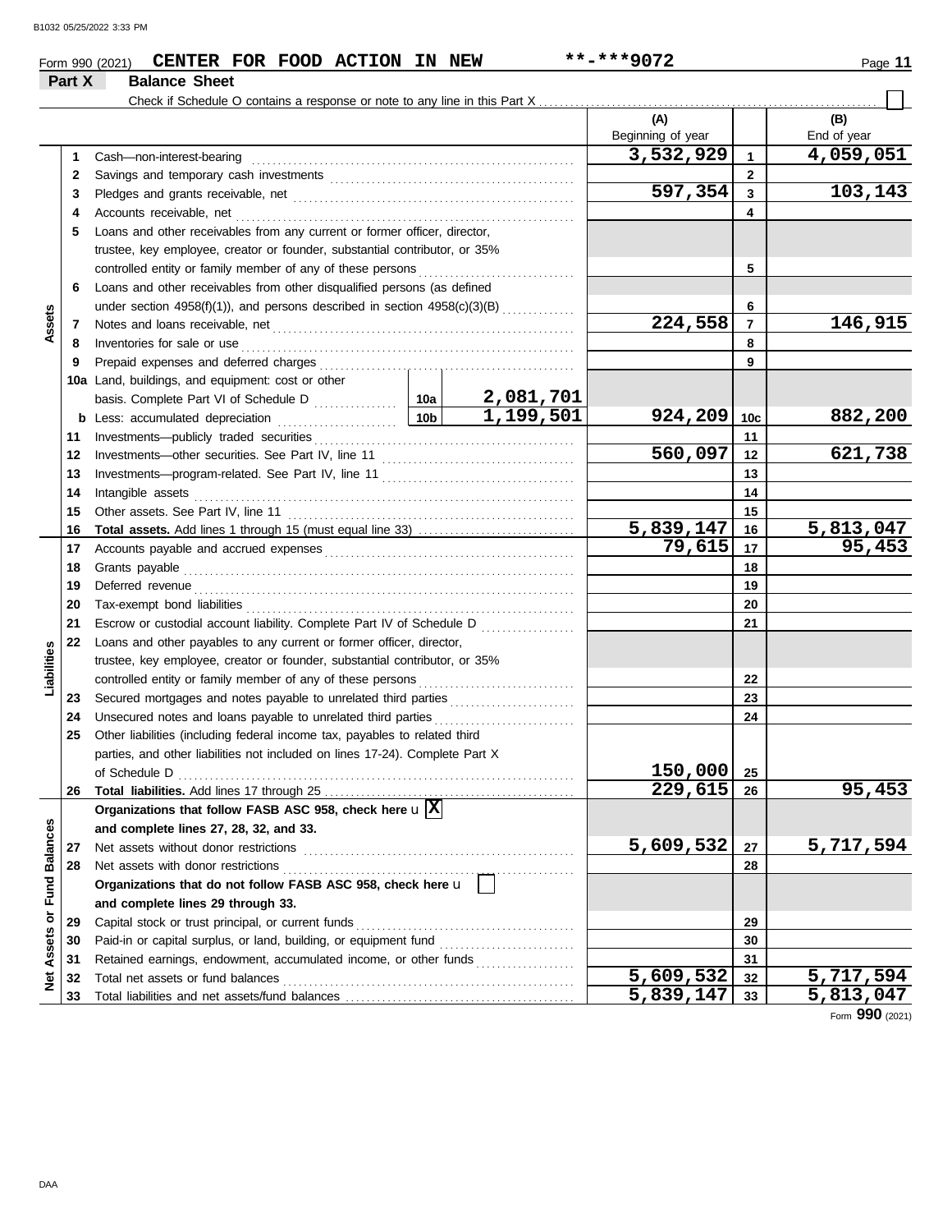Form 990 (2021) **CENTER FOR FOOD ACTION IN NEW** **-***9072

## Part X Balance Sheet

Check if Schedule O contains a response or note to any line in this Part X ☐

| Section | Line | Description | | | (A) Beginning of year | | (B) End of year |
|---|---|---|---|---|---|---|---|
| Assets | 1 | Cash—non-interest-bearing | | | 3,532,929 | 1 | 4,059,051 |
| | 2 | Savings and temporary cash investments | | | | 2 | |
| | 3 | Pledges and grants receivable, net | | | 597,354 | 3 | 103,143 |
| | 4 | Accounts receivable, net | | | | 4 | |
| | 5 | Loans and other receivables from any current or former officer, director, trustee, key employee, creator or founder, substantial contributor, or 35% controlled entity or family member of any of these persons | | | | 5 | |
| | 6 | Loans and other receivables from other disqualified persons (as defined under section 4958(f)(1)), and persons described in section 4958(c)(3)(B) | | | | 6 | |
| | 7 | Notes and loans receivable, net | | | 224,558 | 7 | 146,915 |
| | 8 | Inventories for sale or use | | | | 8 | |
| | 9 | Prepaid expenses and deferred charges | | | | 9 | |
| | 10a | Land, buildings, and equipment: cost or other basis. Complete Part VI of Schedule D | 10a | 2,081,701 | | | |
| | b | Less: accumulated depreciation | 10b | 1,199,501 | 924,209 | 10c | 882,200 |
| | 11 | Investments—publicly traded securities | | | | 11 | |
| | 12 | Investments—other securities. See Part IV, line 11 | | | 560,097 | 12 | 621,738 |
| | 13 | Investments—program-related. See Part IV, line 11 | | | | 13 | |
| | 14 | Intangible assets | | | | 14 | |
| | 15 | Other assets. See Part IV, line 11 | | | | 15 | |
| | 16 | **Total assets.** Add lines 1 through 15 (must equal line 33) | | | 5,839,147 | 16 | 5,813,047 |
| Liabilities | 17 | Accounts payable and accrued expenses | | | 79,615 | 17 | 95,453 |
| | 18 | Grants payable | | | | 18 | |
| | 19 | Deferred revenue | | | | 19 | |
| | 20 | Tax-exempt bond liabilities | | | | 20 | |
| | 21 | Escrow or custodial account liability. Complete Part IV of Schedule D | | | | 21 | |
| | 22 | Loans and other payables to any current or former officer, director, trustee, key employee, creator or founder, substantial contributor, or 35% controlled entity or family member of any of these persons | | | | 22 | |
| | 23 | Secured mortgages and notes payable to unrelated third parties | | | | 23 | |
| | 24 | Unsecured notes and loans payable to unrelated third parties | | | | 24 | |
| | 25 | Other liabilities (including federal income tax, payables to related third parties, and other liabilities not included on lines 17-24). Complete Part X of Schedule D | | | 150,000 | 25 | |
| | 26 | **Total liabilities.** Add lines 17 through 25 | | | 229,615 | 26 | 95,453 |
| Net Assets or Fund Balances | | **Organizations that follow FASB ASC 958, check here** ☒ **and complete lines 27, 28, 32, and 33.** | | | | | |
| | 27 | Net assets without donor restrictions | | | 5,609,532 | 27 | 5,717,594 |
| | 28 | Net assets with donor restrictions | | | | 28 | |
| | | **Organizations that do not follow FASB ASC 958, check here** ☐ **and complete lines 29 through 33.** | | | | | |
| | 29 | Capital stock or trust principal, or current funds | | | | 29 | |
| | 30 | Paid-in or capital surplus, or land, building, or equipment fund | | | | 30 | |
| | 31 | Retained earnings, endowment, accumulated income, or other funds | | | | 31 | |
| | 32 | Total net assets or fund balances | | | 5,609,532 | 32 | 5,717,594 |
| | 33 | Total liabilities and net assets/fund balances | | | 5,839,147 | 33 | 5,813,047 |

Form **990** (2021)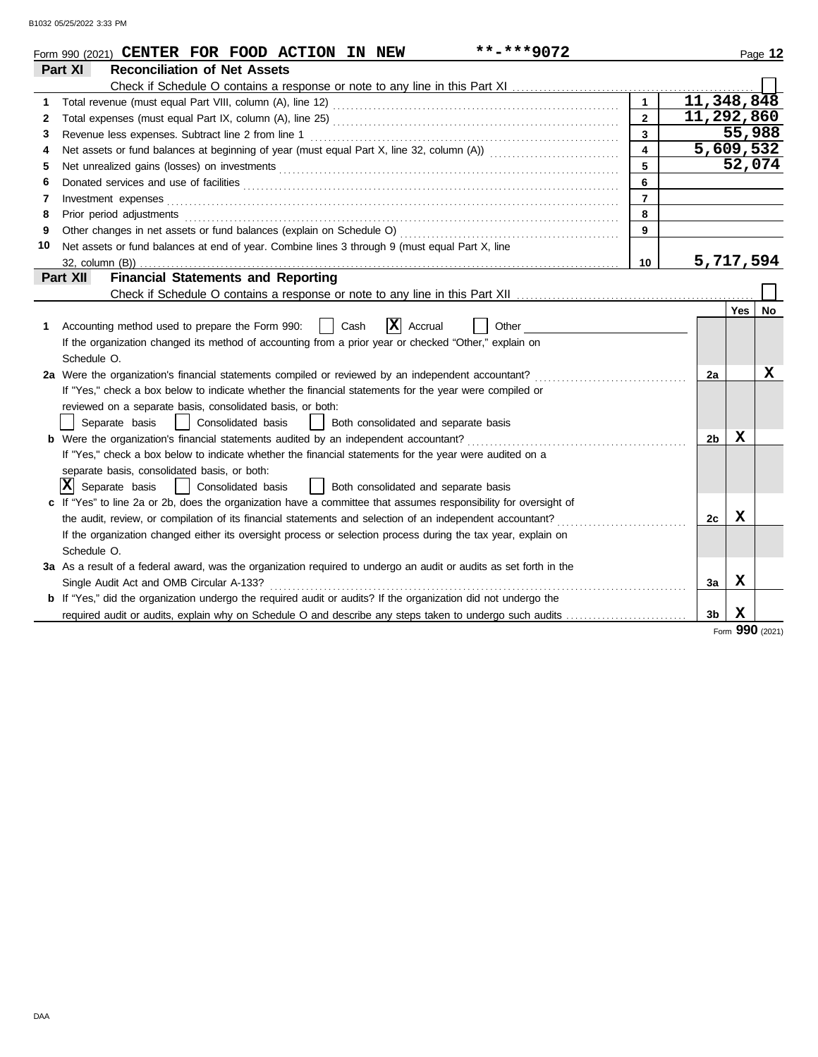Form 990 (2021) **CENTER FOR FOOD ACTION IN NEW** **-***9072

## Part XI Reconciliation of Net Assets

Check if Schedule O contains a response or note to any line in this Part XI ☐

| | | | |
|---|---|---|---|
| 1 | Total revenue (must equal Part VIII, column (A), line 12) | 1 | 11,348,848 |
| 2 | Total expenses (must equal Part IX, column (A), line 25) | 2 | 11,292,860 |
| 3 | Revenue less expenses. Subtract line 2 from line 1 | 3 | 55,988 |
| 4 | Net assets or fund balances at beginning of year (must equal Part X, line 32, column (A)) | 4 | 5,609,532 |
| 5 | Net unrealized gains (losses) on investments | 5 | 52,074 |
| 6 | Donated services and use of facilities | 6 | |
| 7 | Investment expenses | 7 | |
| 8 | Prior period adjustments | 8 | |
| 9 | Other changes in net assets or fund balances (explain on Schedule O) | 9 | |
| 10 | Net assets or fund balances at end of year. Combine lines 3 through 9 (must equal Part X, line 32, column (B)) | 10 | 5,717,594 |

## Part XII Financial Statements and Reporting

Check if Schedule O contains a response or note to any line in this Part XII ☐

| | | | Yes | No |
|---|---|---|---|---|
| 1 | Accounting method used to prepare the Form 990: ☐ Cash ☒ Accrual ☐ Other<br>If the organization changed its method of accounting from a prior year or checked "Other," explain on Schedule O. | | | |
| 2a | Were the organization's financial statements compiled or reviewed by an independent accountant?<br>If "Yes," check a box below to indicate whether the financial statements for the year were compiled or reviewed on a separate basis, consolidated basis, or both:<br>☐ Separate basis ☐ Consolidated basis ☐ Both consolidated and separate basis | 2a | | X |
| b | Were the organization's financial statements audited by an independent accountant?<br>If "Yes," check a box below to indicate whether the financial statements for the year were audited on a separate basis, consolidated basis, or both:<br>☒ Separate basis ☐ Consolidated basis ☐ Both consolidated and separate basis | 2b | X | |
| c | If "Yes" to line 2a or 2b, does the organization have a committee that assumes responsibility for oversight of the audit, review, or compilation of its financial statements and selection of an independent accountant?<br>If the organization changed either its oversight process or selection process during the tax year, explain on Schedule O. | 2c | X | |
| 3a | As a result of a federal award, was the organization required to undergo an audit or audits as set forth in the Single Audit Act and OMB Circular A-133? | 3a | X | |
| b | If "Yes," did the organization undergo the required audit or audits? If the organization did not undergo the required audit or audits, explain why on Schedule O and describe any steps taken to undergo such audits | 3b | X | |

Form **990** (2021)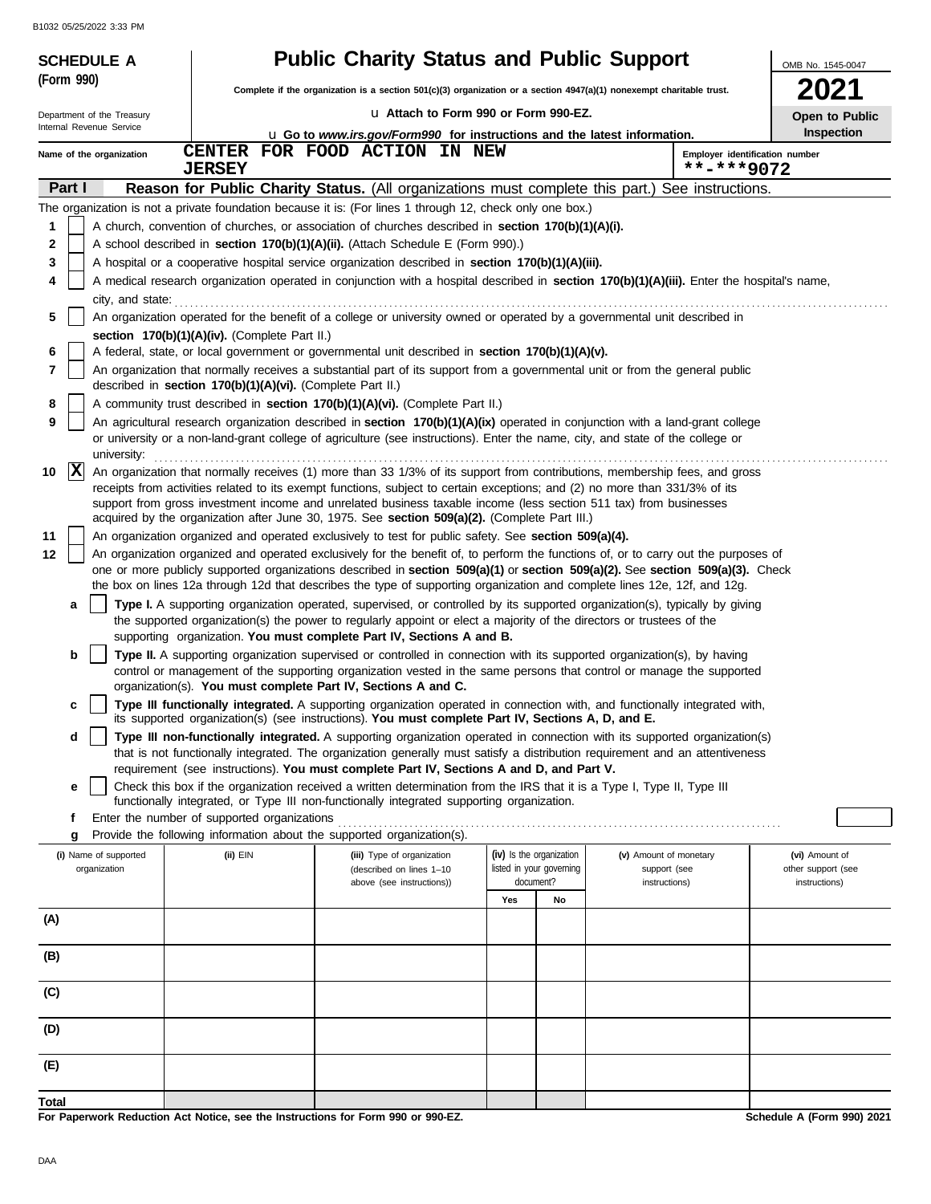B1032 05/25/2022 3:33 PM

**SCHEDULE A (Form 990)**

Department of the Treasury
Internal Revenue Service

# Public Charity Status and Public Support

**Complete if the organization is a section 501(c)(3) organization or a section 4947(a)(1) nonexempt charitable trust.**

u Attach to Form 990 or Form 990-EZ.

u Go to *www.irs.gov/Form990* for instructions and the latest information.

OMB No. 1545-0047

**2021**

**Open to Public Inspection**

Name of the organization: CENTER FOR FOOD ACTION IN NEW JERSEY

Employer identification number: **-***9072

**Part I** **Reason for Public Charity Status.** (All organizations must complete this part.) See instructions.

The organization is not a private foundation because it is: (For lines 1 through 12, check only one box.)

1 [ ] A church, convention of churches, or association of churches described in **section 170(b)(1)(A)(i).**

2 [ ] A school described in **section 170(b)(1)(A)(ii).** (Attach Schedule E (Form 990).)

3 [ ] A hospital or a cooperative hospital service organization described in **section 170(b)(1)(A)(iii).**

4 [ ] A medical research organization operated in conjunction with a hospital described in **section 170(b)(1)(A)(iii).** Enter the hospital's name, city, and state:

5 [ ] An organization operated for the benefit of a college or university owned or operated by a governmental unit described in **section 170(b)(1)(A)(iv).** (Complete Part II.)

6 [ ] A federal, state, or local government or governmental unit described in **section 170(b)(1)(A)(v).**

7 [ ] An organization that normally receives a substantial part of its support from a governmental unit or from the general public described in **section 170(b)(1)(A)(vi).** (Complete Part II.)

8 [ ] A community trust described in **section 170(b)(1)(A)(vi).** (Complete Part II.)

9 [ ] An agricultural research organization described in **section 170(b)(1)(A)(ix)** operated in conjunction with a land-grant college or university or a non-land-grant college of agriculture (see instructions). Enter the name, city, and state of the college or university:

10 [X] An organization that normally receives (1) more than 33 1/3% of its support from contributions, membership fees, and gross receipts from activities related to its exempt functions, subject to certain exceptions; and (2) no more than 331/3% of its support from gross investment income and unrelated business taxable income (less section 511 tax) from businesses acquired by the organization after June 30, 1975. See **section 509(a)(2).** (Complete Part III.)

11 [ ] An organization organized and operated exclusively to test for public safety. See **section 509(a)(4).**

12 [ ] An organization organized and operated exclusively for the benefit of, to perform the functions of, or to carry out the purposes of one or more publicly supported organizations described in **section 509(a)(1)** or **section 509(a)(2).** See **section 509(a)(3).** Check the box on lines 12a through 12d that describes the type of supporting organization and complete lines 12e, 12f, and 12g.

a [ ] **Type I.** A supporting organization operated, supervised, or controlled by its supported organization(s), typically by giving the supported organization(s) the power to regularly appoint or elect a majority of the directors or trustees of the supporting organization. **You must complete Part IV, Sections A and B.**

b [ ] **Type II.** A supporting organization supervised or controlled in connection with its supported organization(s), by having control or management of the supporting organization vested in the same persons that control or manage the supported organization(s). **You must complete Part IV, Sections A and C.**

c [ ] **Type III functionally integrated.** A supporting organization operated in connection with, and functionally integrated with, its supported organization(s) (see instructions). **You must complete Part IV, Sections A, D, and E.**

d [ ] **Type III non-functionally integrated.** A supporting organization operated in connection with its supported organization(s) that is not functionally integrated. The organization generally must satisfy a distribution requirement and an attentiveness requirement (see instructions). **You must complete Part IV, Sections A and D, and Part V.**

e [ ] Check this box if the organization received a written determination from the IRS that it is a Type I, Type II, Type III functionally integrated, or Type III non-functionally integrated supporting organization.

f Enter the number of supported organizations

g Provide the following information about the supported organization(s).

| (i) Name of supported organization | (ii) EIN | (iii) Type of organization (described on lines 1–10 above (see instructions)) | (iv) Is the organization listed in your governing document? | | (v) Amount of monetary support (see instructions) | (vi) Amount of other support (see instructions) |
|---|---|---|---|---|---|---|
| | | | Yes | No | | |
| (A) | | | | | | |
| (B) | | | | | | |
| (C) | | | | | | |
| (D) | | | | | | |
| (E) | | | | | | |
| Total | | | | | | |

**For Paperwork Reduction Act Notice, see the Instructions for Form 990 or 990-EZ.** **Schedule A (Form 990) 2021**

DAA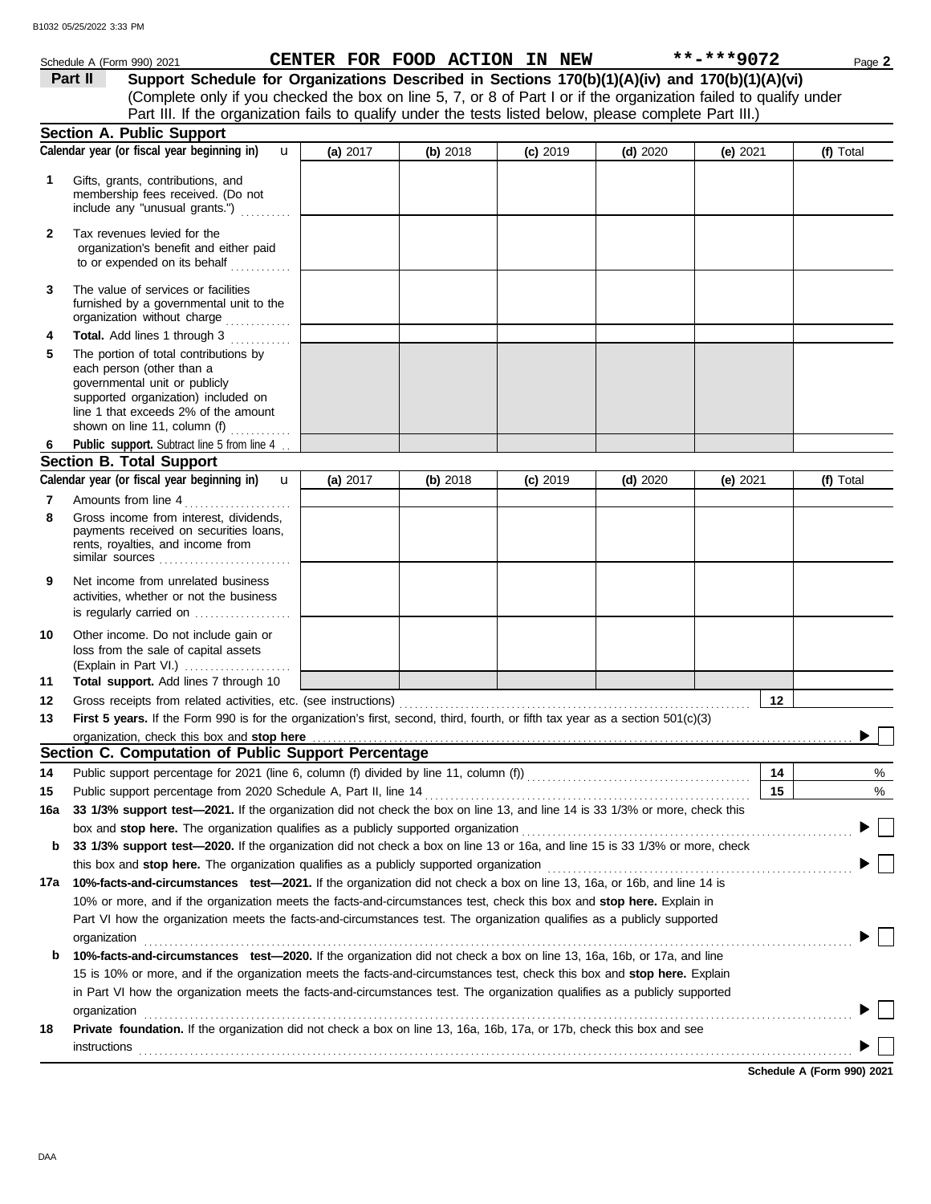Schedule A (Form 990) 2021 **CENTER FOR FOOD ACTION IN NEW** **-***9072

## Part II Support Schedule for Organizations Described in Sections 170(b)(1)(A)(iv) and 170(b)(1)(A)(vi)

(Complete only if you checked the box on line 5, 7, or 8 of Part I or if the organization failed to qualify under Part III. If the organization fails to qualify under the tests listed below, please complete Part III.)

### Section A. Public Support

| Calendar year (or fiscal year beginning in) | (a) 2017 | (b) 2018 | (c) 2019 | (d) 2020 | (e) 2021 | (f) Total |
|---|---|---|---|---|---|---|
| **1** Gifts, grants, contributions, and membership fees received. (Do not include any "unusual grants.") | | | | | | |
| **2** Tax revenues levied for the organization's benefit and either paid to or expended on its behalf | | | | | | |
| **3** The value of services or facilities furnished by a governmental unit to the organization without charge | | | | | | |
| **4** **Total.** Add lines 1 through 3 | | | | | | |
| **5** The portion of total contributions by each person (other than a governmental unit or publicly supported organization) included on line 1 that exceeds 2% of the amount shown on line 11, column (f) | | | | | | |
| **6** **Public support.** Subtract line 5 from line 4 | | | | | | |

### Section B. Total Support

| Calendar year (or fiscal year beginning in) | (a) 2017 | (b) 2018 | (c) 2019 | (d) 2020 | (e) 2021 | (f) Total |
|---|---|---|---|---|---|---|
| **7** Amounts from line 4 | | | | | | |
| **8** Gross income from interest, dividends, payments received on securities loans, rents, royalties, and income from similar sources | | | | | | |
| **9** Net income from unrelated business activities, whether or not the business is regularly carried on | | | | | | |
| **10** Other income. Do not include gain or loss from the sale of capital assets (Explain in Part VI.) | | | | | | |
| **11** **Total support.** Add lines 7 through 10 | | | | | | |

**12** Gross receipts from related activities, etc. (see instructions) **12**

**13** **First 5 years.** If the Form 990 is for the organization's first, second, third, fourth, or fifth tax year as a section 501(c)(3) organization, check this box and **stop here** ☐

### Section C. Computation of Public Support Percentage

**14** Public support percentage for 2021 (line 6, column (f) divided by line 11, column (f)) **14** %

**15** Public support percentage from 2020 Schedule A, Part II, line 14 **15** %

**16a** **33 1/3% support test—2021.** If the organization did not check the box on line 13, and line 14 is 33 1/3% or more, check this box and **stop here.** The organization qualifies as a publicly supported organization ☐

**b** **33 1/3% support test—2020.** If the organization did not check a box on line 13 or 16a, and line 15 is 33 1/3% or more, check this box and **stop here.** The organization qualifies as a publicly supported organization ☐

**17a** **10%-facts-and-circumstances test—2021.** If the organization did not check a box on line 13, 16a, or 16b, and line 14 is 10% or more, and if the organization meets the facts-and-circumstances test, check this box and **stop here.** Explain in Part VI how the organization meets the facts-and-circumstances test. The organization qualifies as a publicly supported organization ☐

**b** **10%-facts-and-circumstances test—2020.** If the organization did not check a box on line 13, 16a, 16b, or 17a, and line 15 is 10% or more, and if the organization meets the facts-and-circumstances test, check this box and **stop here.** Explain in Part VI how the organization meets the facts-and-circumstances test. The organization qualifies as a publicly supported organization ☐

**18** **Private foundation.** If the organization did not check a box on line 13, 16a, 16b, 17a, or 17b, check this box and see instructions ☐

**Schedule A (Form 990) 2021**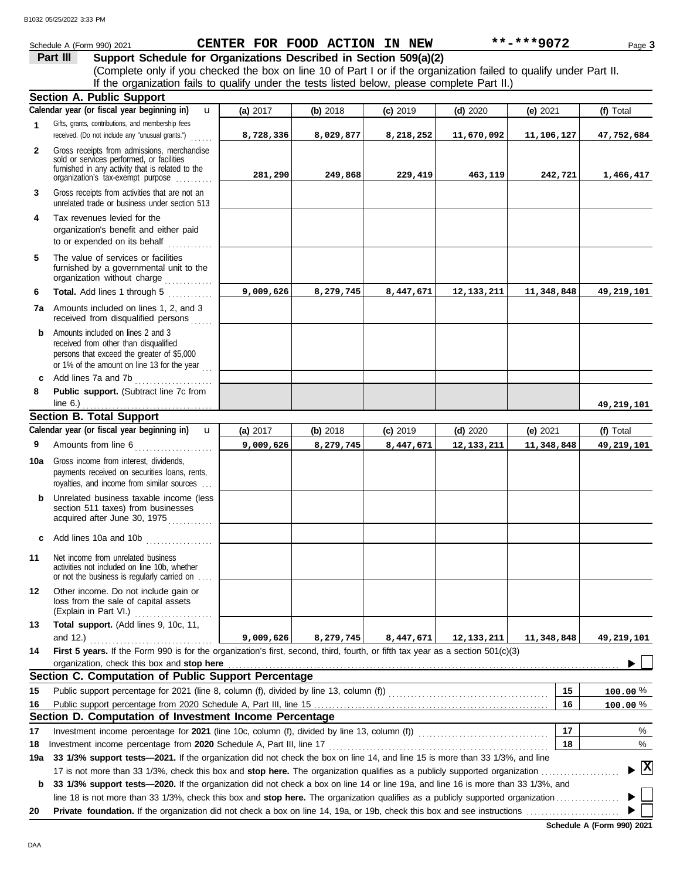Schedule A (Form 990) 2021 **CENTER FOR FOOD ACTION IN NEW** **-***9072

## Part III Support Schedule for Organizations Described in Section 509(a)(2)

(Complete only if you checked the box on line 10 of Part I or if the organization failed to qualify under Part II. If the organization fails to qualify under the tests listed below, please complete Part II.)

### Section A. Public Support

| Calendar year (or fiscal year beginning in) | (a) 2017 | (b) 2018 | (c) 2019 | (d) 2020 | (e) 2021 | (f) Total |
|---|---|---|---|---|---|---|
| 1 Gifts, grants, contributions, and membership fees received. (Do not include any "unusual grants.") | 8,728,336 | 8,029,877 | 8,218,252 | 11,670,092 | 11,106,127 | 47,752,684 |
| 2 Gross receipts from admissions, merchandise sold or services performed, or facilities furnished in any activity that is related to the organization's tax-exempt purpose | 281,290 | 249,868 | 229,419 | 463,119 | 242,721 | 1,466,417 |
| 3 Gross receipts from activities that are not an unrelated trade or business under section 513 | | | | | | |
| 4 Tax revenues levied for the organization's benefit and either paid to or expended on its behalf | | | | | | |
| 5 The value of services or facilities furnished by a governmental unit to the organization without charge | | | | | | |
| 6 **Total.** Add lines 1 through 5 | 9,009,626 | 8,279,745 | 8,447,671 | 12,133,211 | 11,348,848 | 49,219,101 |
| 7a Amounts included on lines 1, 2, and 3 received from disqualified persons | | | | | | |
| b Amounts included on lines 2 and 3 received from other than disqualified persons that exceed the greater of $5,000 or 1% of the amount on line 13 for the year | | | | | | |
| c Add lines 7a and 7b | | | | | | |
| 8 **Public support.** (Subtract line 7c from line 6.) | | | | | | 49,219,101 |

### Section B. Total Support

| Calendar year (or fiscal year beginning in) | (a) 2017 | (b) 2018 | (c) 2019 | (d) 2020 | (e) 2021 | (f) Total |
|---|---|---|---|---|---|---|
| 9 Amounts from line 6 | 9,009,626 | 8,279,745 | 8,447,671 | 12,133,211 | 11,348,848 | 49,219,101 |
| 10a Gross income from interest, dividends, payments received on securities loans, rents, royalties, and income from similar sources | | | | | | |
| b Unrelated business taxable income (less section 511 taxes) from businesses acquired after June 30, 1975 | | | | | | |
| c Add lines 10a and 10b | | | | | | |
| 11 Net income from unrelated business activities not included on line 10b, whether or not the business is regularly carried on | | | | | | |
| 12 Other income. Do not include gain or loss from the sale of capital assets (Explain in Part VI.) | | | | | | |
| 13 **Total support.** (Add lines 9, 10c, 11, and 12.) | 9,009,626 | 8,279,745 | 8,447,671 | 12,133,211 | 11,348,848 | 49,219,101 |

14 **First 5 years.** If the Form 990 is for the organization's first, second, third, fourth, or fifth tax year as a section 501(c)(3) organization, check this box and **stop here** ☐

### Section C. Computation of Public Support Percentage

| | | | |
|---|---|---|---|
| 15 | Public support percentage for 2021 (line 8, column (f), divided by line 13, column (f)) | 15 | 100.00 % |
| 16 | Public support percentage from 2020 Schedule A, Part III, line 15 | 16 | 100.00 % |

### Section D. Computation of Investment Income Percentage

| | | | |
|---|---|---|---|
| 17 | Investment income percentage for **2021** (line 10c, column (f), divided by line 13, column (f)) | 17 | % |
| 18 | Investment income percentage from **2020** Schedule A, Part III, line 17 | 18 | % |

19a **33 1/3% support tests—2021.** If the organization did not check the box on line 14, and line 15 is more than 33 1/3%, and line 17 is not more than 33 1/3%, check this box and **stop here.** The organization qualifies as a publicly supported organization ☒

b **33 1/3% support tests—2020.** If the organization did not check a box on line 14 or line 19a, and line 16 is more than 33 1/3%, and line 18 is not more than 33 1/3%, check this box and **stop here.** The organization qualifies as a publicly supported organization ☐

20 **Private foundation.** If the organization did not check a box on line 14, 19a, or 19b, check this box and see instructions ☐

**Schedule A (Form 990) 2021**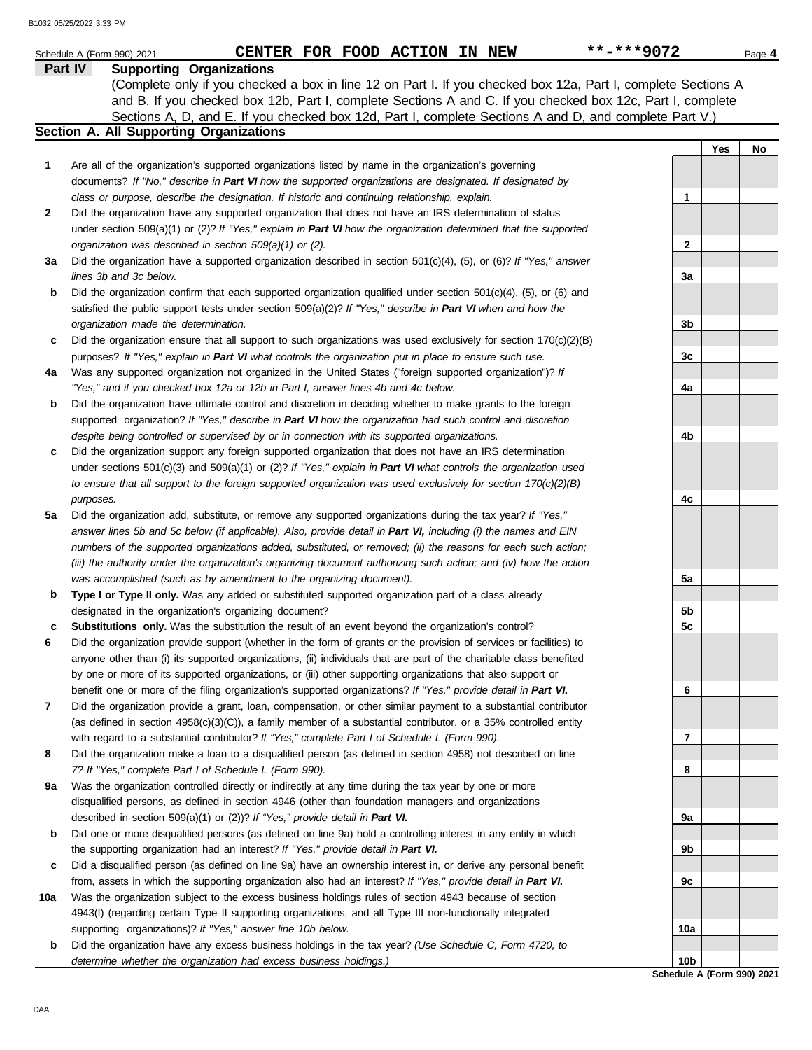Schedule A (Form 990) 2021 CENTER FOR FOOD ACTION IN NEW **-***9072

## Part IV Supporting Organizations

(Complete only if you checked a box in line 12 on Part I. If you checked box 12a, Part I, complete Sections A and B. If you checked box 12b, Part I, complete Sections A and C. If you checked box 12c, Part I, complete Sections A, D, and E. If you checked box 12d, Part I, complete Sections A and D, and complete Part V.)

### Section A. All Supporting Organizations

| | | Line | Yes | No |
|---|---|---|---|---|
| **1** | Are all of the organization's supported organizations listed by name in the organization's governing documents? *If "No," describe in **Part VI** how the supported organizations are designated. If designated by class or purpose, describe the designation. If historic and continuing relationship, explain.* | 1 | | |
| **2** | Did the organization have any supported organization that does not have an IRS determination of status under section 509(a)(1) or (2)? *If "Yes," explain in **Part VI** how the organization determined that the supported organization was described in section 509(a)(1) or (2).* | 2 | | |
| **3a** | Did the organization have a supported organization described in section 501(c)(4), (5), or (6)? *If "Yes," answer lines 3b and 3c below.* | 3a | | |
| **b** | Did the organization confirm that each supported organization qualified under section 501(c)(4), (5), or (6) and satisfied the public support tests under section 509(a)(2)? *If "Yes," describe in **Part VI** when and how the organization made the determination.* | 3b | | |
| **c** | Did the organization ensure that all support to such organizations was used exclusively for section 170(c)(2)(B) purposes? *If "Yes," explain in **Part VI** what controls the organization put in place to ensure such use.* | 3c | | |
| **4a** | Was any supported organization not organized in the United States ("foreign supported organization")? *If "Yes," and if you checked box 12a or 12b in Part I, answer lines 4b and 4c below.* | 4a | | |
| **b** | Did the organization have ultimate control and discretion in deciding whether to make grants to the foreign supported organization? *If "Yes," describe in **Part VI** how the organization had such control and discretion despite being controlled or supervised by or in connection with its supported organizations.* | 4b | | |
| **c** | Did the organization support any foreign supported organization that does not have an IRS determination under sections 501(c)(3) and 509(a)(1) or (2)? *If "Yes," explain in **Part VI** what controls the organization used to ensure that all support to the foreign supported organization was used exclusively for section 170(c)(2)(B) purposes.* | 4c | | |
| **5a** | Did the organization add, substitute, or remove any supported organizations during the tax year? *If "Yes," answer lines 5b and 5c below (if applicable). Also, provide detail in **Part VI,** including (i) the names and EIN numbers of the supported organizations added, substituted, or removed; (ii) the reasons for each such action; (iii) the authority under the organization's organizing document authorizing such action; and (iv) how the action was accomplished (such as by amendment to the organizing document).* | 5a | | |
| **b** | **Type I or Type II only.** Was any added or substituted supported organization part of a class already designated in the organization's organizing document? | 5b | | |
| **c** | **Substitutions only.** Was the substitution the result of an event beyond the organization's control? | 5c | | |
| **6** | Did the organization provide support (whether in the form of grants or the provision of services or facilities) to anyone other than (i) its supported organizations, (ii) individuals that are part of the charitable class benefited by one or more of its supported organizations, or (iii) other supporting organizations that also support or benefit one or more of the filing organization's supported organizations? *If "Yes," provide detail in **Part VI.*** | 6 | | |
| **7** | Did the organization provide a grant, loan, compensation, or other similar payment to a substantial contributor (as defined in section 4958(c)(3)(C)), a family member of a substantial contributor, or a 35% controlled entity with regard to a substantial contributor? *If "Yes," complete Part I of Schedule L (Form 990).* | 7 | | |
| **8** | Did the organization make a loan to a disqualified person (as defined in section 4958) not described on line 7? *If "Yes," complete Part I of Schedule L (Form 990).* | 8 | | |
| **9a** | Was the organization controlled directly or indirectly at any time during the tax year by one or more disqualified persons, as defined in section 4946 (other than foundation managers and organizations described in section 509(a)(1) or (2))? *If "Yes," provide detail in **Part VI.*** | 9a | | |
| **b** | Did one or more disqualified persons (as defined on line 9a) hold a controlling interest in any entity in which the supporting organization had an interest? *If "Yes," provide detail in **Part VI.*** | 9b | | |
| **c** | Did a disqualified person (as defined on line 9a) have an ownership interest in, or derive any personal benefit from, assets in which the supporting organization also had an interest? *If "Yes," provide detail in **Part VI.*** | 9c | | |
| **10a** | Was the organization subject to the excess business holdings rules of section 4943 because of section 4943(f) (regarding certain Type II supporting organizations, and all Type III non-functionally integrated supporting organizations)? *If "Yes," answer line 10b below.* | 10a | | |
| **b** | Did the organization have any excess business holdings in the tax year? *(Use Schedule C, Form 4720, to determine whether the organization had excess business holdings.)* | 10b | | |

Schedule A (Form 990) 2021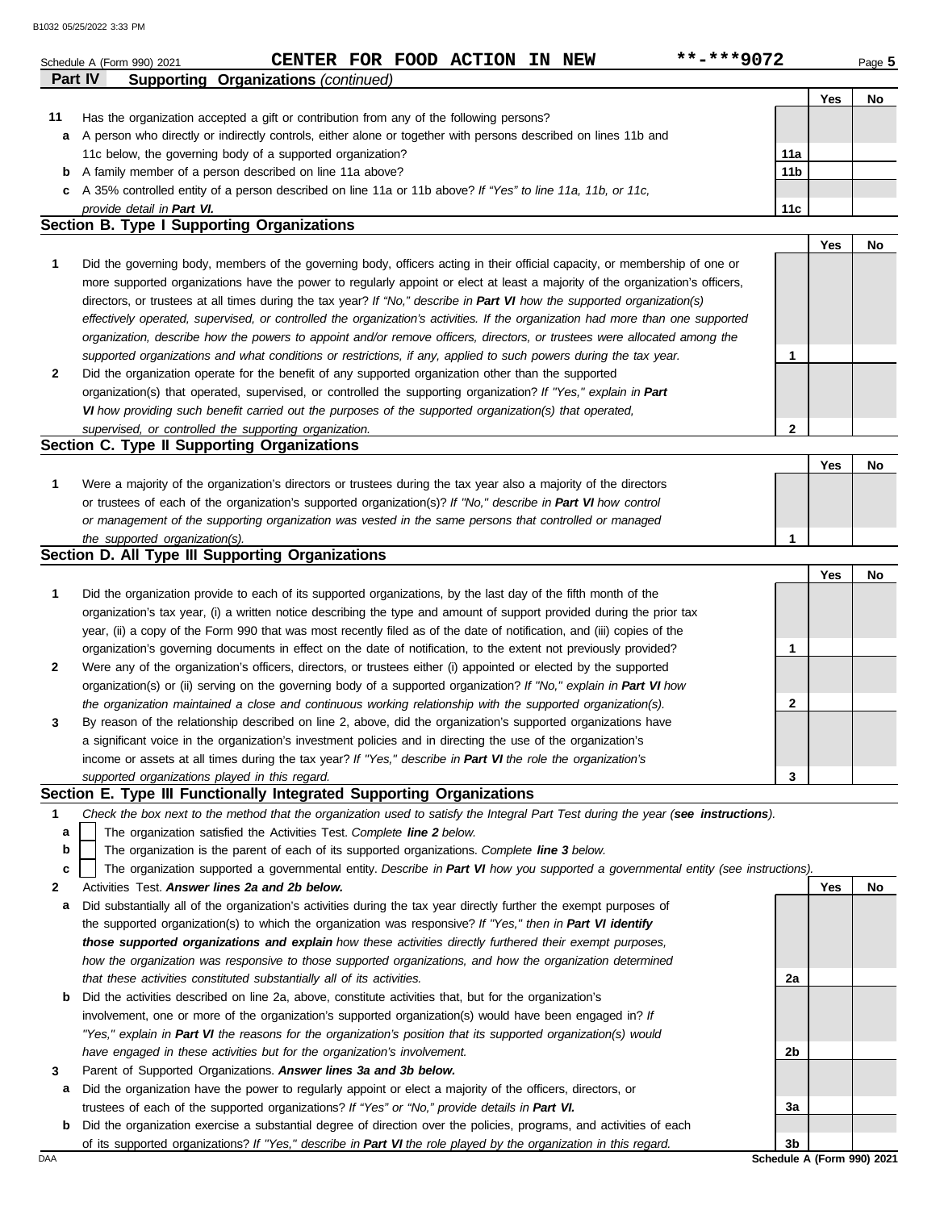Schedule A (Form 990) 2021 **CENTER FOR FOOD ACTION IN NEW** **-***9072

## Part IV Supporting Organizations *(continued)*

| | | | Yes | No |
|---|---|---|---|---|
| **11** | Has the organization accepted a gift or contribution from any of the following persons? | | | |
| **a** | A person who directly or indirectly controls, either alone or together with persons described on lines 11b and 11c below, the governing body of a supported organization? | **11a** | | |
| **b** | A family member of a person described on line 11a above? | **11b** | | |
| **c** | A 35% controlled entity of a person described on line 11a or 11b above? *If "Yes" to line 11a, 11b, or 11c, provide detail in **Part VI**.* | **11c** | | |

### Section B. Type I Supporting Organizations

| | | | Yes | No |
|---|---|---|---|---|
| **1** | Did the governing body, members of the governing body, officers acting in their official capacity, or membership of one or more supported organizations have the power to regularly appoint or elect at least a majority of the organization's officers, directors, or trustees at all times during the tax year? *If "No," describe in **Part VI** how the supported organization(s) effectively operated, supervised, or controlled the organization's activities. If the organization had more than one supported organization, describe how the powers to appoint and/or remove officers, directors, or trustees were allocated among the supported organizations and what conditions or restrictions, if any, applied to such powers during the tax year.* | **1** | | |
| **2** | Did the organization operate for the benefit of any supported organization other than the supported organization(s) that operated, supervised, or controlled the supporting organization? *If "Yes," explain in **Part VI** how providing such benefit carried out the purposes of the supported organization(s) that operated, supervised, or controlled the supporting organization.* | **2** | | |

### Section C. Type II Supporting Organizations

| | | | Yes | No |
|---|---|---|---|---|
| **1** | Were a majority of the organization's directors or trustees during the tax year also a majority of the directors or trustees of each of the organization's supported organization(s)? *If "No," describe in **Part VI** how control or management of the supporting organization was vested in the same persons that controlled or managed the supported organization(s).* | **1** | | |

### Section D. All Type III Supporting Organizations

| | | | Yes | No |
|---|---|---|---|---|
| **1** | Did the organization provide to each of its supported organizations, by the last day of the fifth month of the organization's tax year, (i) a written notice describing the type and amount of support provided during the prior tax year, (ii) a copy of the Form 990 that was most recently filed as of the date of notification, and (iii) copies of the organization's governing documents in effect on the date of notification, to the extent not previously provided? | **1** | | |
| **2** | Were any of the organization's officers, directors, or trustees either (i) appointed or elected by the supported organization(s) or (ii) serving on the governing body of a supported organization? *If "No," explain in **Part VI** how the organization maintained a close and continuous working relationship with the supported organization(s).* | **2** | | |
| **3** | By reason of the relationship described on line 2, above, did the organization's supported organizations have a significant voice in the organization's investment policies and in directing the use of the organization's income or assets at all times during the tax year? *If "Yes," describe in **Part VI** the role the organization's supported organizations played in this regard.* | **3** | | |

### Section E. Type III Functionally Integrated Supporting Organizations

**1** *Check the box next to the method that the organization used to satisfy the Integral Part Test during the year (**see instructions**).*

- **a** ☐ The organization satisfied the Activities Test. *Complete **line 2** below.*
- **b** ☐ The organization is the parent of each of its supported organizations. *Complete **line 3** below.*
- **c** ☐ The organization supported a governmental entity. *Describe in **Part VI** how you supported a governmental entity (see instructions).*

| | | | Yes | No |
|---|---|---|---|---|
| **2** | Activities Test. ***Answer lines 2a and 2b below.*** | | | |
| **a** | Did substantially all of the organization's activities during the tax year directly further the exempt purposes of the supported organization(s) to which the organization was responsive? *If "Yes," then in **Part VI identify those supported organizations and explain** how these activities directly furthered their exempt purposes, how the organization was responsive to those supported organizations, and how the organization determined that these activities constituted substantially all of its activities.* | **2a** | | |
| **b** | Did the activities described on line 2a, above, constitute activities that, but for the organization's involvement, one or more of the organization's supported organization(s) would have been engaged in? *If "Yes," explain in **Part VI** the reasons for the organization's position that its supported organization(s) would have engaged in these activities but for the organization's involvement.* | **2b** | | |
| **3** | Parent of Supported Organizations. ***Answer lines 3a and 3b below.*** | | | |
| **a** | Did the organization have the power to regularly appoint or elect a majority of the officers, directors, or trustees of each of the supported organizations? *If "Yes" or "No," provide details in **Part VI**.* | **3a** | | |
| **b** | Did the organization exercise a substantial degree of direction over the policies, programs, and activities of each of its supported organizations? *If "Yes," describe in **Part VI** the role played by the organization in this regard.* | **3b** | | |

**Schedule A (Form 990) 2021**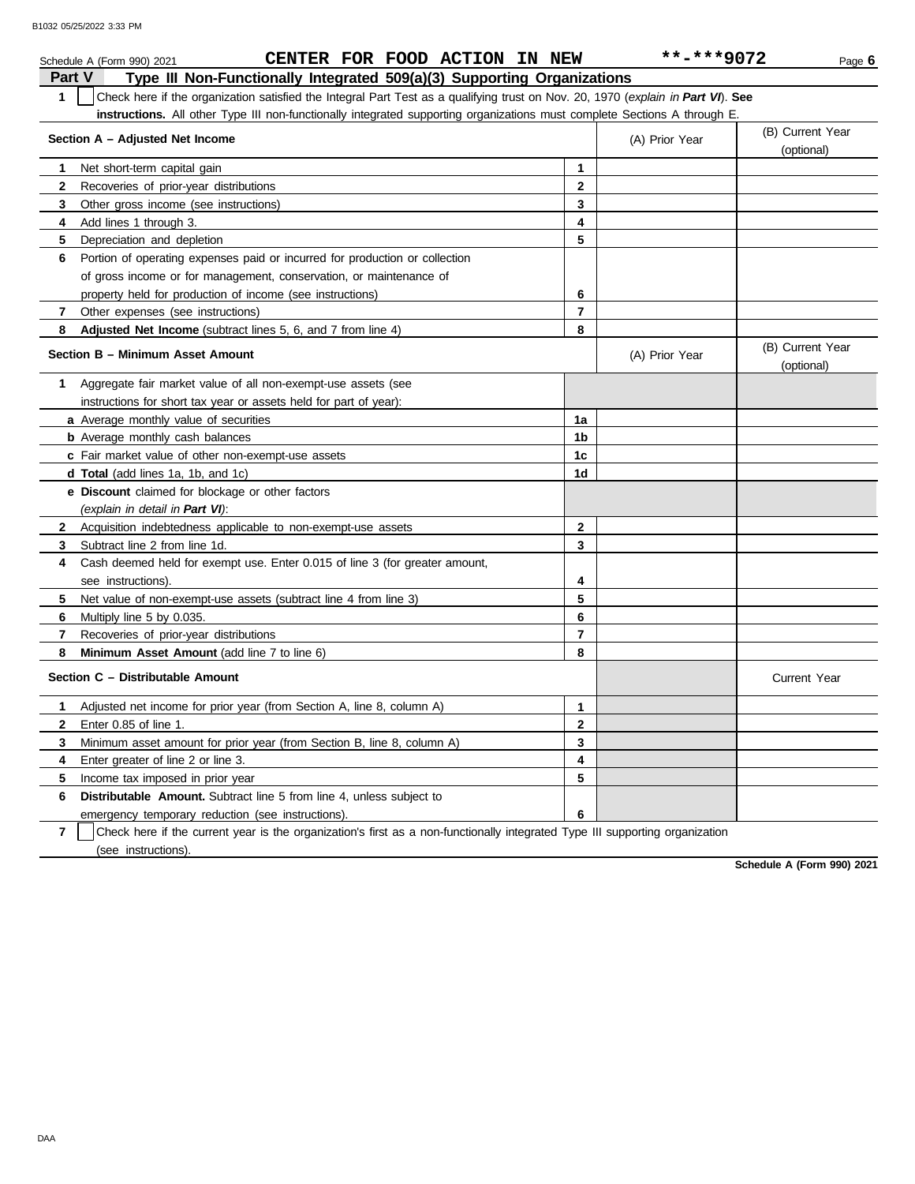Schedule A (Form 990) 2021 CENTER FOR FOOD ACTION IN NEW **-***9072

## Part V Type III Non-Functionally Integrated 509(a)(3) Supporting Organizations

**1** ☐ Check here if the organization satisfied the Integral Part Test as a qualifying trust on Nov. 20, 1970 (*explain in **Part VI***). **See instructions.** All other Type III non-functionally integrated supporting organizations must complete Sections A through E.

| Section A – Adjusted Net Income | | (A) Prior Year | (B) Current Year (optional) |
|---|---|---|---|
| **1** Net short-term capital gain | 1 | | |
| **2** Recoveries of prior-year distributions | 2 | | |
| **3** Other gross income (see instructions) | 3 | | |
| **4** Add lines 1 through 3. | 4 | | |
| **5** Depreciation and depletion | 5 | | |
| **6** Portion of operating expenses paid or incurred for production or collection of gross income or for management, conservation, or maintenance of property held for production of income (see instructions) | 6 | | |
| **7** Other expenses (see instructions) | 7 | | |
| **8** **Adjusted Net Income** (subtract lines 5, 6, and 7 from line 4) | 8 | | |

| Section B – Minimum Asset Amount | | (A) Prior Year | (B) Current Year (optional) |
|---|---|---|---|
| **1** Aggregate fair market value of all non-exempt-use assets (see instructions for short tax year or assets held for part of year): | | | |
| **a** Average monthly value of securities | 1a | | |
| **b** Average monthly cash balances | 1b | | |
| **c** Fair market value of other non-exempt-use assets | 1c | | |
| **d** **Total** (add lines 1a, 1b, and 1c) | 1d | | |
| **e** **Discount** claimed for blockage or other factors (*explain in detail in **Part VI***): | | | |
| **2** Acquisition indebtedness applicable to non-exempt-use assets | 2 | | |
| **3** Subtract line 2 from line 1d. | 3 | | |
| **4** Cash deemed held for exempt use. Enter 0.015 of line 3 (for greater amount, see instructions). | 4 | | |
| **5** Net value of non-exempt-use assets (subtract line 4 from line 3) | 5 | | |
| **6** Multiply line 5 by 0.035. | 6 | | |
| **7** Recoveries of prior-year distributions | 7 | | |
| **8** **Minimum Asset Amount** (add line 7 to line 6) | 8 | | |

| Section C – Distributable Amount | | | Current Year |
|---|---|---|---|
| **1** Adjusted net income for prior year (from Section A, line 8, column A) | 1 | | |
| **2** Enter 0.85 of line 1. | 2 | | |
| **3** Minimum asset amount for prior year (from Section B, line 8, column A) | 3 | | |
| **4** Enter greater of line 2 or line 3. | 4 | | |
| **5** Income tax imposed in prior year | 5 | | |
| **6** **Distributable Amount.** Subtract line 5 from line 4, unless subject to emergency temporary reduction (see instructions). | 6 | | |

**7** ☐ Check here if the current year is the organization's first as a non-functionally integrated Type III supporting organization (see instructions).

**Schedule A (Form 990) 2021**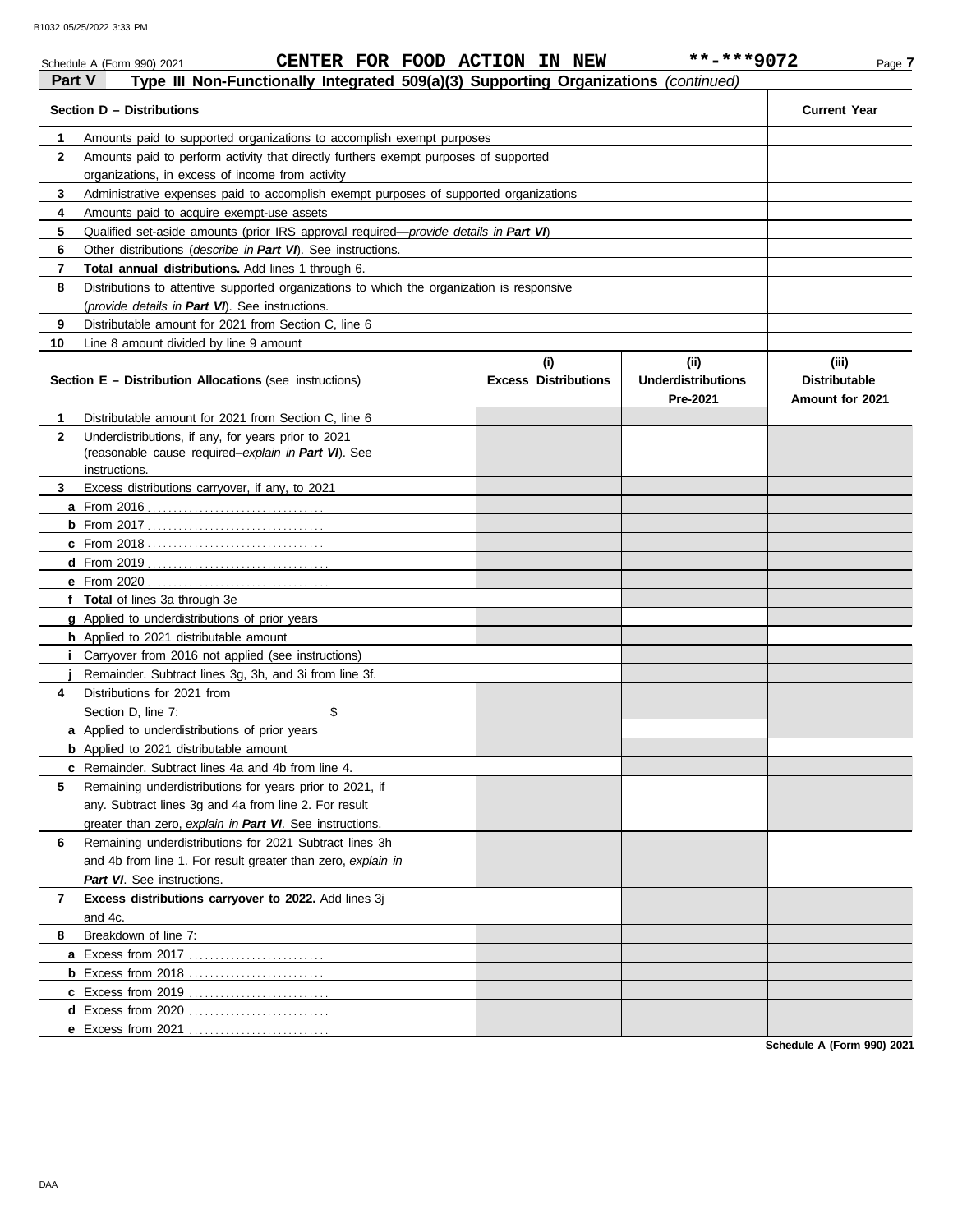Schedule A (Form 990) 2021 CENTER FOR FOOD ACTION IN NEW **-***9072

**Part V Type III Non-Functionally Integrated 509(a)(3) Supporting Organizations** *(continued)*

| **Section D – Distributions** | **Current Year** |
|---|---|
| **1** Amounts paid to supported organizations to accomplish exempt purposes | |
| **2** Amounts paid to perform activity that directly furthers exempt purposes of supported organizations, in excess of income from activity | |
| **3** Administrative expenses paid to accomplish exempt purposes of supported organizations | |
| **4** Amounts paid to acquire exempt-use assets | |
| **5** Qualified set-aside amounts (prior IRS approval required—*provide details in* ***Part VI***) | |
| **6** Other distributions (*describe in* ***Part VI***). See instructions. | |
| **7** **Total annual distributions.** Add lines 1 through 6. | |
| **8** Distributions to attentive supported organizations to which the organization is responsive (*provide details in* ***Part VI***). See instructions. | |
| **9** Distributable amount for 2021 from Section C, line 6 | |
| **10** Line 8 amount divided by line 9 amount | |

| **Section E – Distribution Allocations** (see instructions) | **(i) Excess Distributions** | **(ii) Underdistributions Pre-2021** | **(iii) Distributable Amount for 2021** |
|---|---|---|---|
| **1** Distributable amount for 2021 from Section C, line 6 | | | |
| **2** Underdistributions, if any, for years prior to 2021 (reasonable cause required–*explain in* ***Part VI***). See instructions. | | | |
| **3** Excess distributions carryover, if any, to 2021 | | | |
| **a** From 2016 | | | |
| **b** From 2017 | | | |
| **c** From 2018 | | | |
| **d** From 2019 | | | |
| **e** From 2020 | | | |
| **f** **Total** of lines 3a through 3e | | | |
| **g** Applied to underdistributions of prior years | | | |
| **h** Applied to 2021 distributable amount | | | |
| **i** Carryover from 2016 not applied (see instructions) | | | |
| **j** Remainder. Subtract lines 3g, 3h, and 3i from line 3f. | | | |
| **4** Distributions for 2021 from Section D, line 7: $ | | | |
| **a** Applied to underdistributions of prior years | | | |
| **b** Applied to 2021 distributable amount | | | |
| **c** Remainder. Subtract lines 4a and 4b from line 4. | | | |
| **5** Remaining underdistributions for years prior to 2021, if any. Subtract lines 3g and 4a from line 2. For result greater than zero, *explain in* ***Part VI***. See instructions. | | | |
| **6** Remaining underdistributions for 2021 Subtract lines 3h and 4b from line 1. For result greater than zero, *explain in* ***Part VI***. See instructions. | | | |
| **7** **Excess distributions carryover to 2022.** Add lines 3j and 4c. | | | |
| **8** Breakdown of line 7: | | | |
| **a** Excess from 2017 | | | |
| **b** Excess from 2018 | | | |
| **c** Excess from 2019 | | | |
| **d** Excess from 2020 | | | |
| **e** Excess from 2021 | | | |

**Schedule A (Form 990) 2021**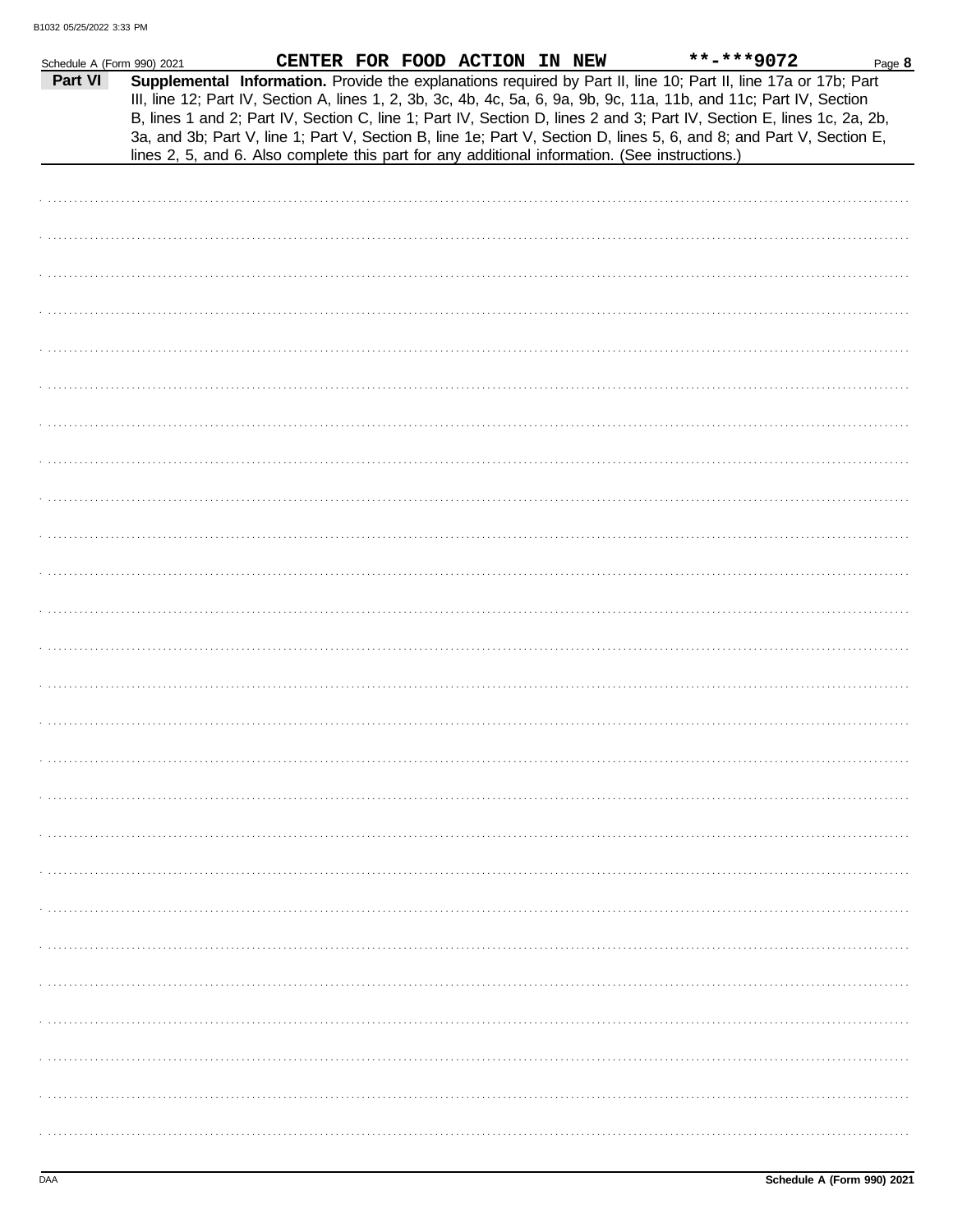Schedule A (Form 990) 2021 CENTER FOR FOOD ACTION IN NEW **-***9072 Page 8

**Part VI** **Supplemental Information.** Provide the explanations required by Part II, line 10; Part II, line 17a or 17b; Part III, line 12; Part IV, Section A, lines 1, 2, 3b, 3c, 4b, 4c, 5a, 6, 9a, 9b, 9c, 11a, 11b, and 11c; Part IV, Section B, lines 1 and 2; Part IV, Section C, line 1; Part IV, Section D, lines 2 and 3; Part IV, Section E, lines 1c, 2a, 2b, 3a, and 3b; Part V, line 1; Part V, Section B, line 1e; Part V, Section D, lines 5, 6, and 8; and Part V, Section E, lines 2, 5, and 6. Also complete this part for any additional information. (See instructions.)

**Schedule A (Form 990) 2021**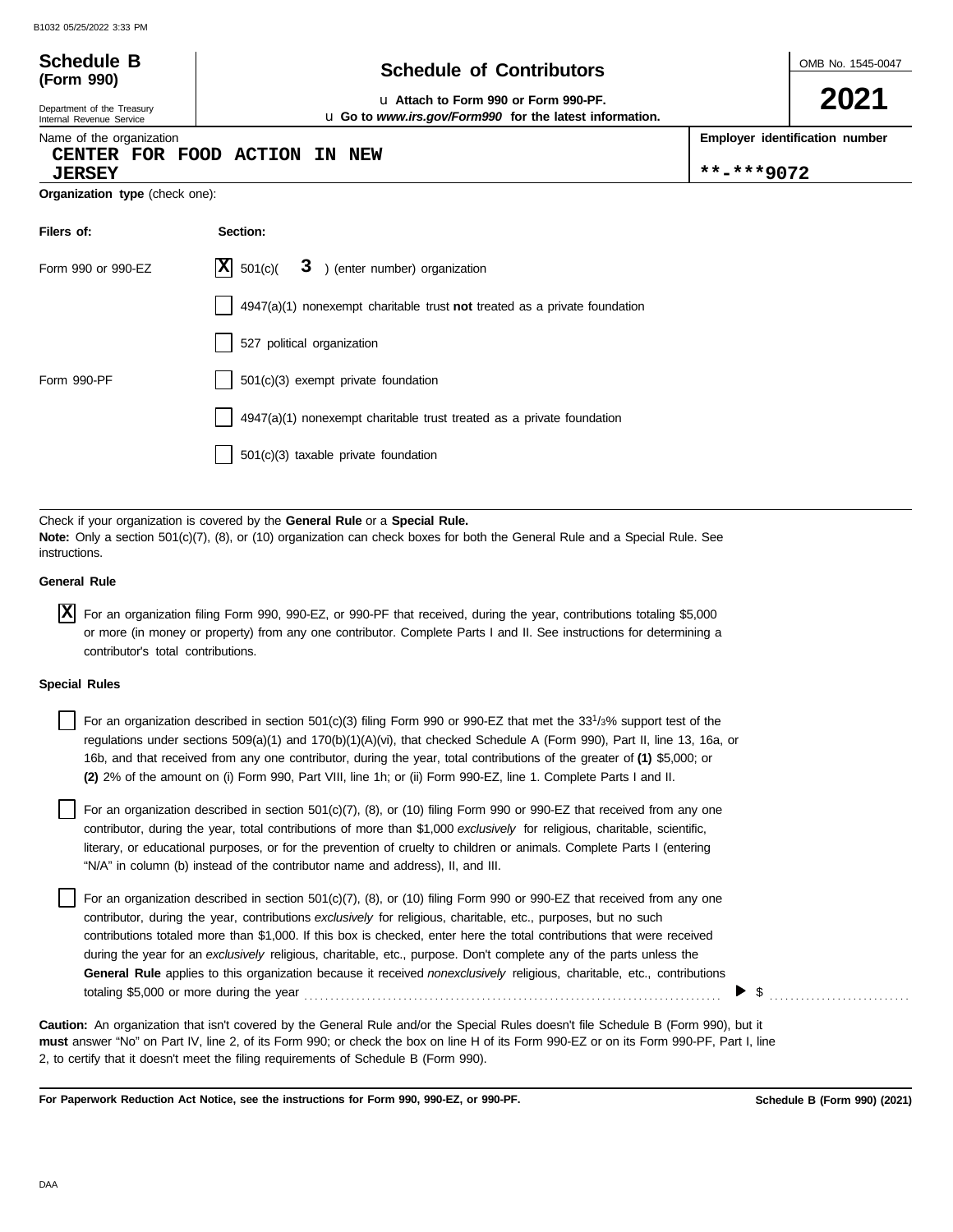**Schedule B (Form 990)**

Department of the Treasury
Internal Revenue Service

# Schedule of Contributors

u Attach to Form 990 or Form 990-PF.
u Go to *www.irs.gov/Form990* for the latest information.

OMB No. 1545-0047

**2021**

Name of the organization
**CENTER FOR FOOD ACTION IN NEW JERSEY**

**Employer identification number**
**-***9072

**Organization type** (check one):

| Filers of: | Section: |
|---|---|
| Form 990 or 990-EZ | [X] 501(c)( **3** ) (enter number) organization |
| | [ ] 4947(a)(1) nonexempt charitable trust **not** treated as a private foundation |
| | [ ] 527 political organization |
| Form 990-PF | [ ] 501(c)(3) exempt private foundation |
| | [ ] 4947(a)(1) nonexempt charitable trust treated as a private foundation |
| | [ ] 501(c)(3) taxable private foundation |

Check if your organization is covered by the **General Rule** or a **Special Rule.**
**Note:** Only a section 501(c)(7), (8), or (10) organization can check boxes for both the General Rule and a Special Rule. See instructions.

**General Rule**

[X] For an organization filing Form 990, 990-EZ, or 990-PF that received, during the year, contributions totaling $5,000 or more (in money or property) from any one contributor. Complete Parts I and II. See instructions for determining a contributor's total contributions.

**Special Rules**

[ ] For an organization described in section 501(c)(3) filing Form 990 or 990-EZ that met the 33 1/3% support test of the regulations under sections 509(a)(1) and 170(b)(1)(A)(vi), that checked Schedule A (Form 990), Part II, line 13, 16a, or 16b, and that received from any one contributor, during the year, total contributions of the greater of **(1)** $5,000; or **(2)** 2% of the amount on (i) Form 990, Part VIII, line 1h; or (ii) Form 990-EZ, line 1. Complete Parts I and II.

[ ] For an organization described in section 501(c)(7), (8), or (10) filing Form 990 or 990-EZ that received from any one contributor, during the year, total contributions of more than $1,000 *exclusively* for religious, charitable, scientific, literary, or educational purposes, or for the prevention of cruelty to children or animals. Complete Parts I (entering "N/A" in column (b) instead of the contributor name and address), II, and III.

[ ] For an organization described in section 501(c)(7), (8), or (10) filing Form 990 or 990-EZ that received from any one contributor, during the year, contributions *exclusively* for religious, charitable, etc., purposes, but no such contributions totaled more than $1,000. If this box is checked, enter here the total contributions that were received during the year for an *exclusively* religious, charitable, etc., purpose. Don't complete any of the parts unless the **General Rule** applies to this organization because it received *nonexclusively* religious, charitable, etc., contributions totaling $5,000 or more during the year . . . . . . . . . . ▶ $ . . . . . . . . .

**Caution:** An organization that isn't covered by the General Rule and/or the Special Rules doesn't file Schedule B (Form 990), but it **must** answer "No" on Part IV, line 2, of its Form 990; or check the box on line H of its Form 990-EZ or on its Form 990-PF, Part I, line 2, to certify that it doesn't meet the filing requirements of Schedule B (Form 990).

**For Paperwork Reduction Act Notice, see the instructions for Form 990, 990-EZ, or 990-PF.** **Schedule B (Form 990) (2021)**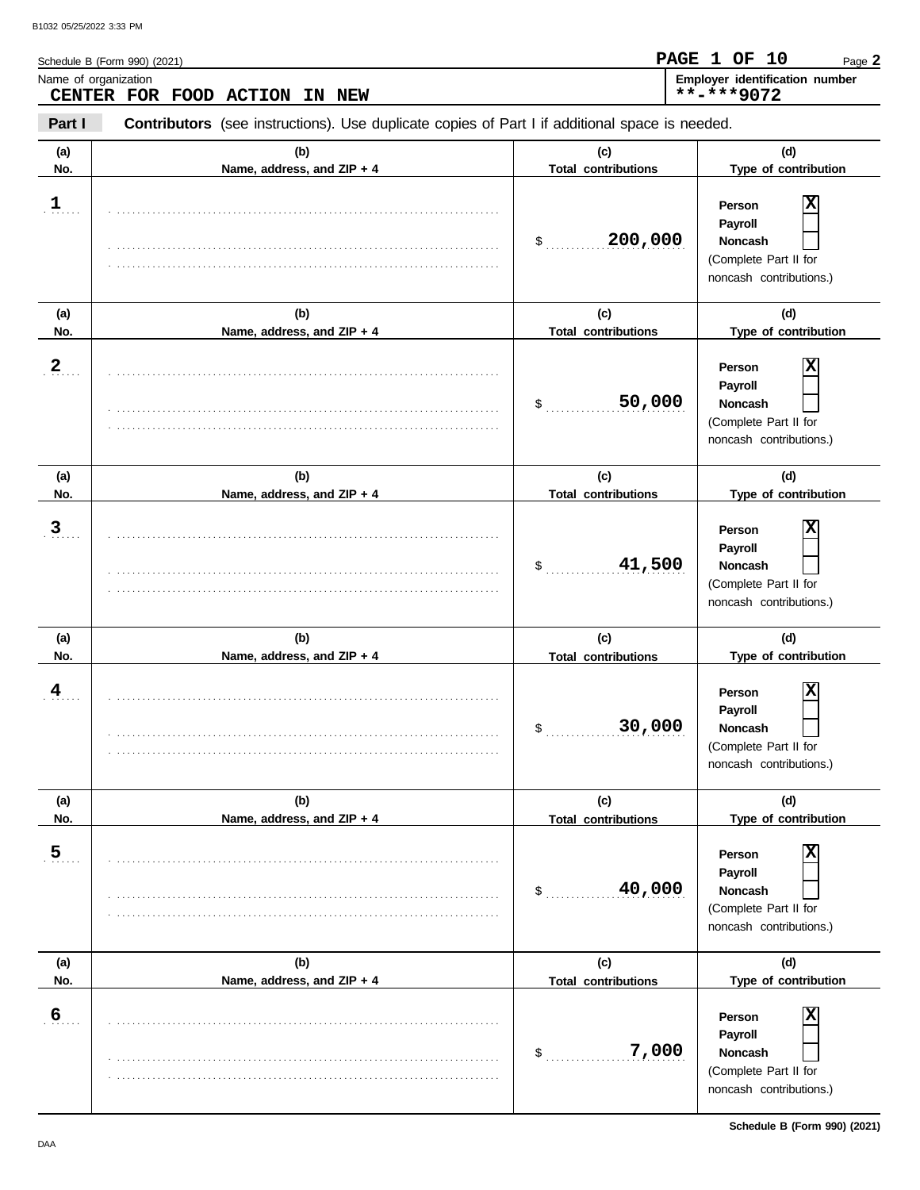Schedule B (Form 990) (2021)

Page **2**

Name of organization
**CENTER FOR FOOD ACTION IN NEW**

**Employer identification number**
**-***9072

**Part I** **Contributors** (see instructions). Use duplicate copies of Part I if additional space is needed.

| (a) No. | (b) Name, address, and ZIP + 4 | (c) Total contributions | (d) Type of contribution |
|---|---|---|---|
| 1 | | $ 200,000 | Person [X] Payroll [ ] Noncash [ ] (Complete Part II for noncash contributions.) |
| 2 | | $ 50,000 | Person [X] Payroll [ ] Noncash [ ] (Complete Part II for noncash contributions.) |
| 3 | | $ 41,500 | Person [X] Payroll [ ] Noncash [ ] (Complete Part II for noncash contributions.) |
| 4 | | $ 30,000 | Person [X] Payroll [ ] Noncash [ ] (Complete Part II for noncash contributions.) |
| 5 | | $ 40,000 | Person [X] Payroll [ ] Noncash [ ] (Complete Part II for noncash contributions.) |
| 6 | | $ 7,000 | Person [X] Payroll [ ] Noncash [ ] (Complete Part II for noncash contributions.) |

Schedule B (Form 990) (2021)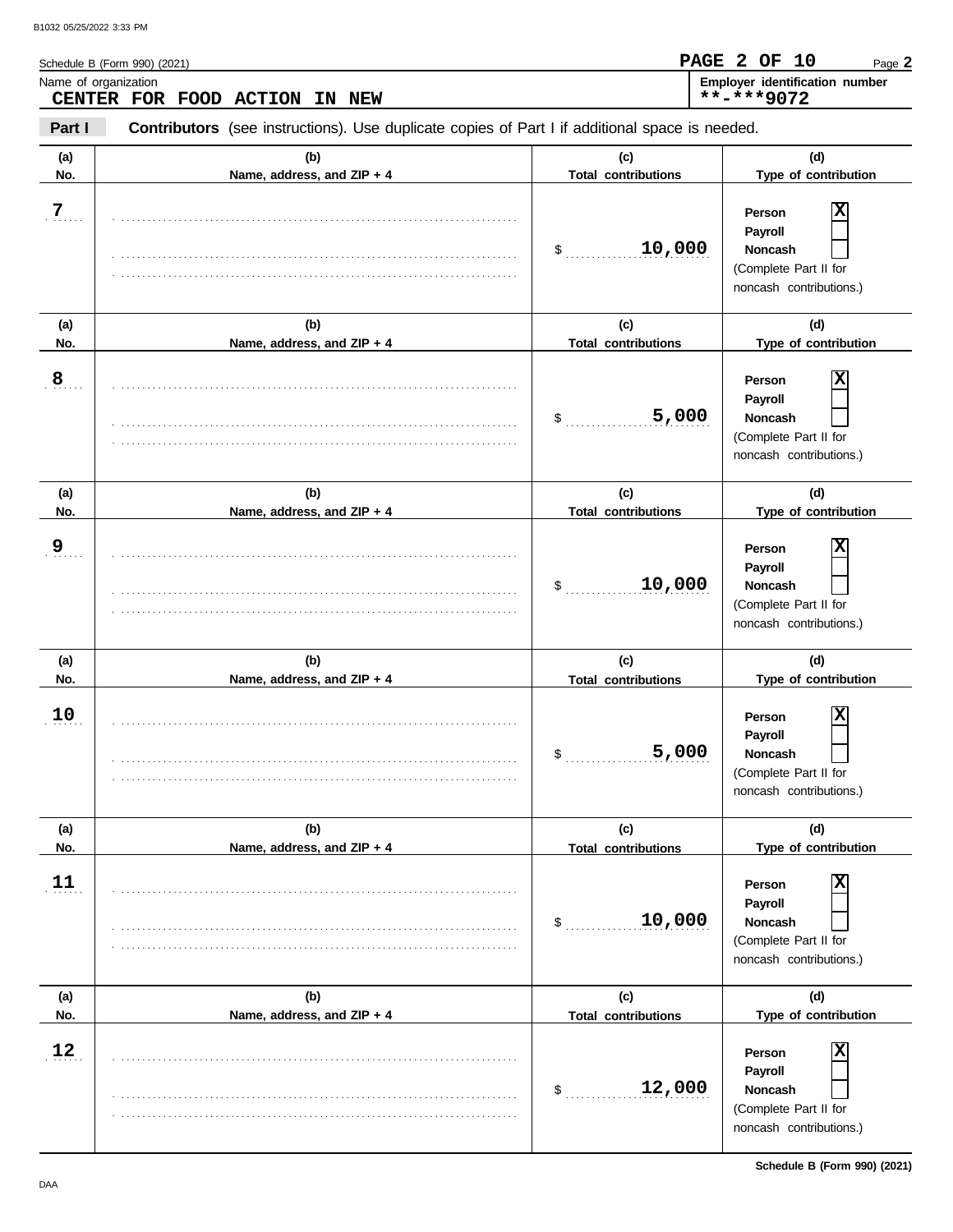Schedule B (Form 990) (2021)

Name of organization
**CENTER FOR FOOD ACTION IN NEW**

Employer identification number
**-***9072

**Part I** **Contributors** (see instructions). Use duplicate copies of Part I if additional space is needed.

| (a) No. | (b) Name, address, and ZIP + 4 | (c) Total contributions | (d) Type of contribution |
|---|---|---|---|
| 7 | | $ 10,000 | Person [X] Payroll [ ] Noncash [ ] (Complete Part II for noncash contributions.) |
| 8 | | $ 5,000 | Person [X] Payroll [ ] Noncash [ ] (Complete Part II for noncash contributions.) |
| 9 | | $ 10,000 | Person [X] Payroll [ ] Noncash [ ] (Complete Part II for noncash contributions.) |
| 10 | | $ 5,000 | Person [X] Payroll [ ] Noncash [ ] (Complete Part II for noncash contributions.) |
| 11 | | $ 10,000 | Person [X] Payroll [ ] Noncash [ ] (Complete Part II for noncash contributions.) |
| 12 | | $ 12,000 | Person [X] Payroll [ ] Noncash [ ] (Complete Part II for noncash contributions.) |

Schedule B (Form 990) (2021)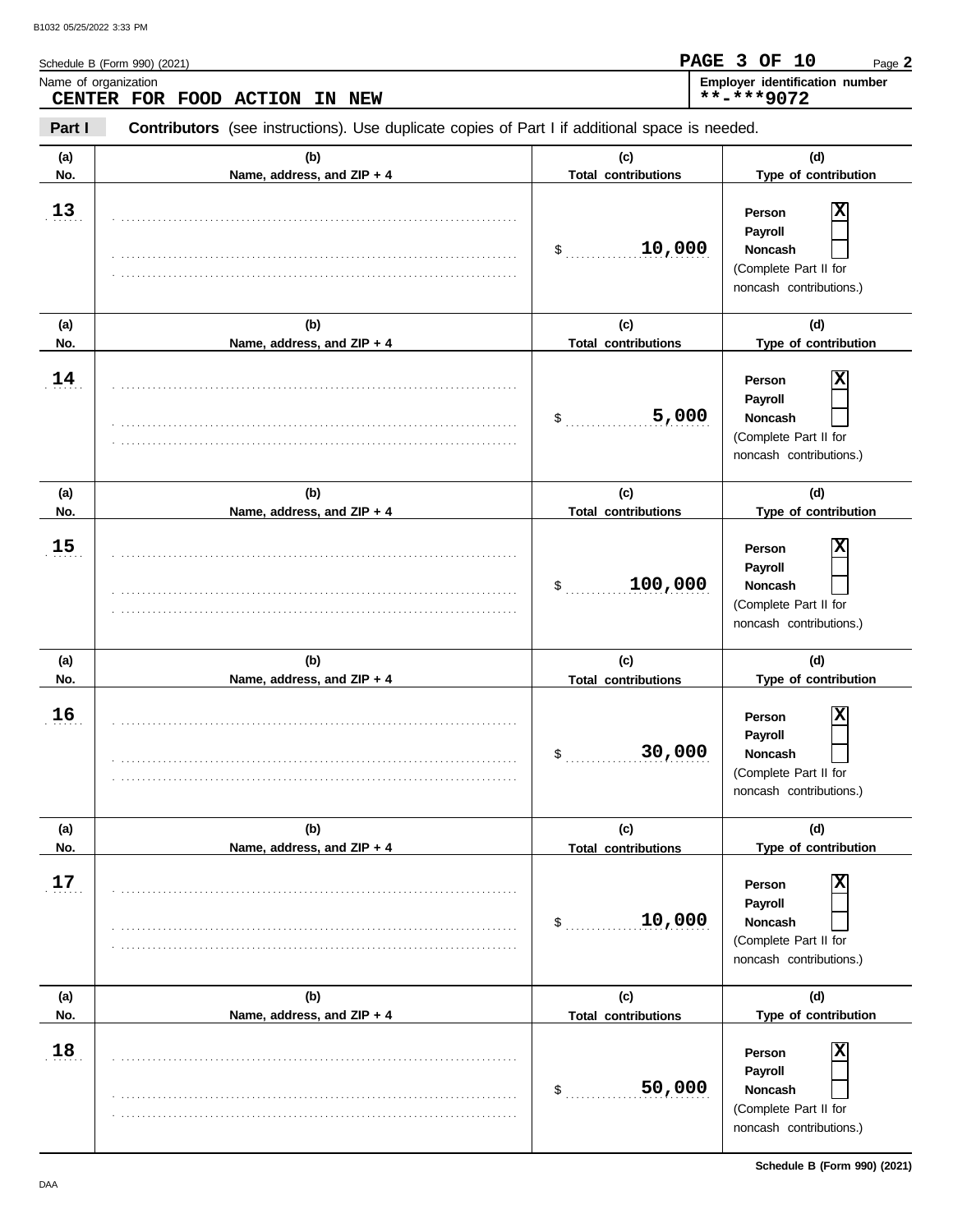Schedule B (Form 990) (2021)

Name of organization
**CENTER FOR FOOD ACTION IN NEW**

**Employer identification number**
**-***9072

**Part I** **Contributors** (see instructions). Use duplicate copies of Part I if additional space is needed.

| (a) No. | (b) Name, address, and ZIP + 4 | (c) Total contributions | (d) Type of contribution |
|---|---|---|---|
| 13 | | $ 10,000 | Person [X] Payroll [ ] Noncash [ ] (Complete Part II for noncash contributions.) |
| 14 | | $ 5,000 | Person [X] Payroll [ ] Noncash [ ] (Complete Part II for noncash contributions.) |
| 15 | | $ 100,000 | Person [X] Payroll [ ] Noncash [ ] (Complete Part II for noncash contributions.) |
| 16 | | $ 30,000 | Person [X] Payroll [ ] Noncash [ ] (Complete Part II for noncash contributions.) |
| 17 | | $ 10,000 | Person [X] Payroll [ ] Noncash [ ] (Complete Part II for noncash contributions.) |
| 18 | | $ 50,000 | Person [X] Payroll [ ] Noncash [ ] (Complete Part II for noncash contributions.) |

**Schedule B (Form 990) (2021)**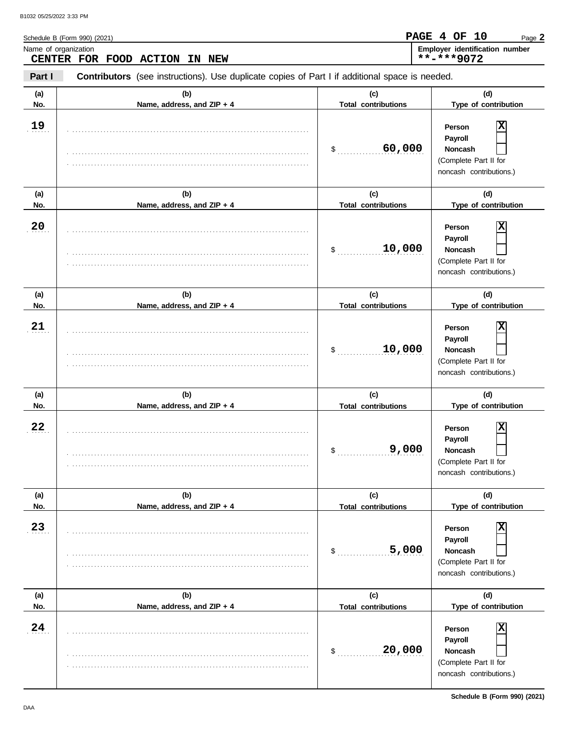Schedule B (Form 990) (2021)

Name of organization
**CENTER FOR FOOD ACTION IN NEW**

Employer identification number
**\*\*-\*\*\*9072**

**Part I** **Contributors** (see instructions). Use duplicate copies of Part I if additional space is needed.

| (a) No. | (b) Name, address, and ZIP + 4 | (c) Total contributions | (d) Type of contribution |
|---|---|---|---|
| 19 | | $ 60,000 | Person [X] Payroll [ ] Noncash [ ] (Complete Part II for noncash contributions.) |
| 20 | | $ 10,000 | Person [X] Payroll [ ] Noncash [ ] (Complete Part II for noncash contributions.) |
| 21 | | $ 10,000 | Person [X] Payroll [ ] Noncash [ ] (Complete Part II for noncash contributions.) |
| 22 | | $ 9,000 | Person [X] Payroll [ ] Noncash [ ] (Complete Part II for noncash contributions.) |
| 23 | | $ 5,000 | Person [X] Payroll [ ] Noncash [ ] (Complete Part II for noncash contributions.) |
| 24 | | $ 20,000 | Person [X] Payroll [ ] Noncash [ ] (Complete Part II for noncash contributions.) |

Schedule B (Form 990) (2021)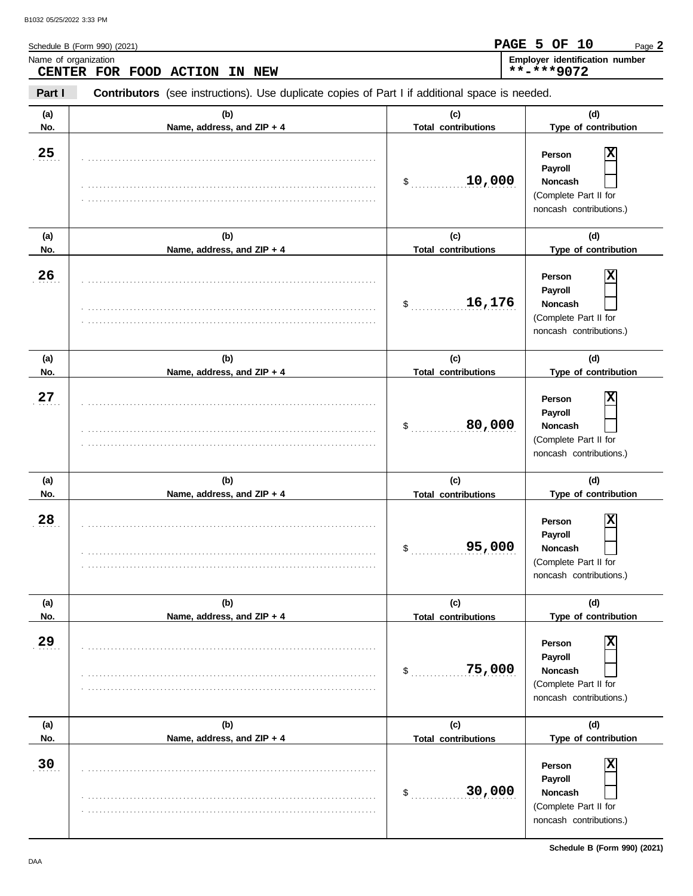Schedule B (Form 990) (2021)

Name of organization
**CENTER FOR FOOD ACTION IN NEW**

**Employer identification number**
**\*\*-\*\*\*9072**

**Part I** **Contributors** (see instructions). Use duplicate copies of Part I if additional space is needed.

| (a) No. | (b) Name, address, and ZIP + 4 | (c) Total contributions | (d) Type of contribution |
|---|---|---|---|
| 25 | | $ 10,000 | Person [X] Payroll [ ] Noncash [ ] (Complete Part II for noncash contributions.) |
| 26 | | $ 16,176 | Person [X] Payroll [ ] Noncash [ ] (Complete Part II for noncash contributions.) |
| 27 | | $ 80,000 | Person [X] Payroll [ ] Noncash [ ] (Complete Part II for noncash contributions.) |
| 28 | | $ 95,000 | Person [X] Payroll [ ] Noncash [ ] (Complete Part II for noncash contributions.) |
| 29 | | $ 75,000 | Person [X] Payroll [ ] Noncash [ ] (Complete Part II for noncash contributions.) |
| 30 | | $ 30,000 | Person [X] Payroll [ ] Noncash [ ] (Complete Part II for noncash contributions.) |

Schedule B (Form 990) (2021)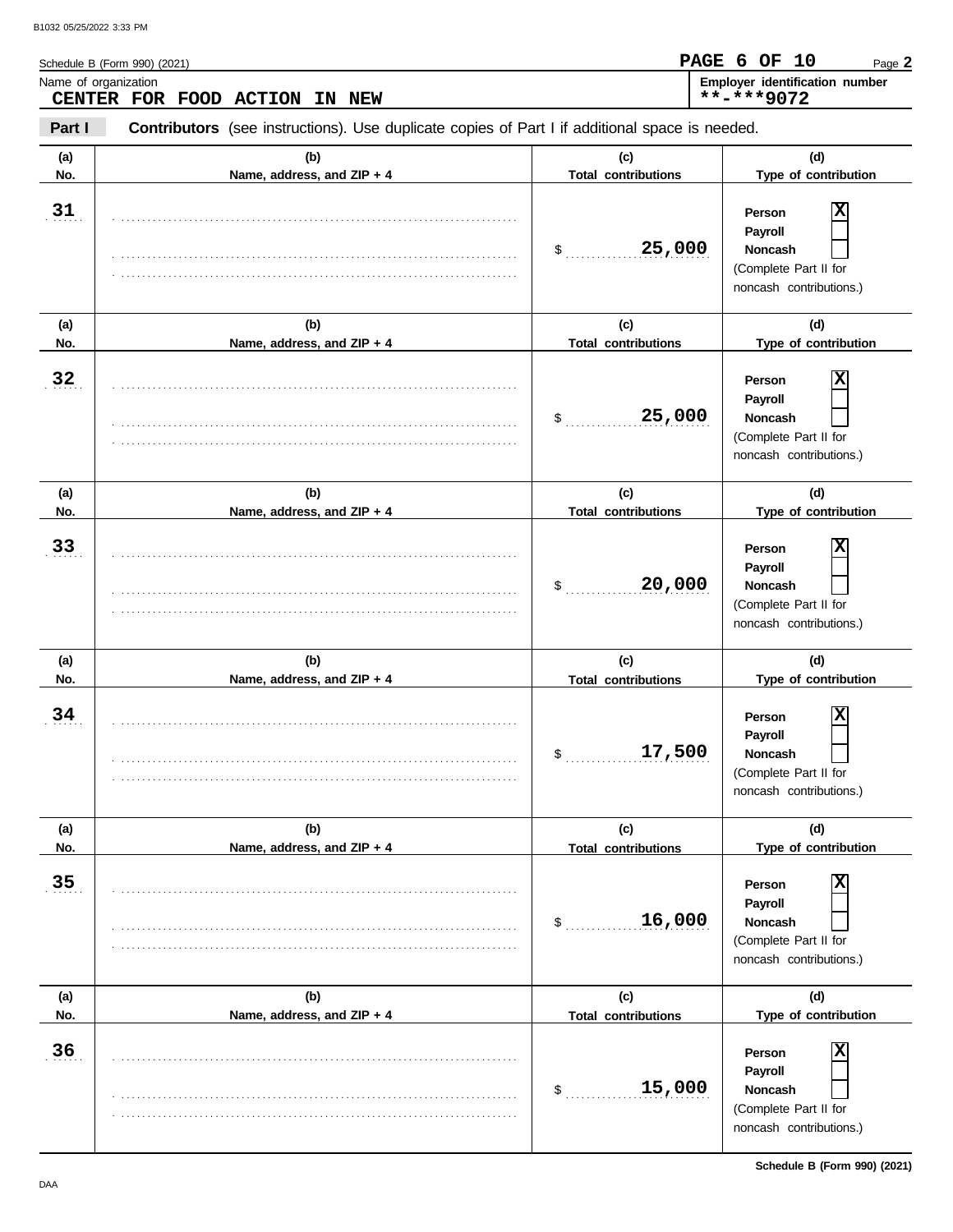Schedule B (Form 990) (2021)

Page **2**

Name of organization
**CENTER FOR FOOD ACTION IN NEW**

Employer identification number
**\*\*-\*\*\*9072**

**Part I** **Contributors** (see instructions). Use duplicate copies of Part I if additional space is needed.

| (a) No. | (b) Name, address, and ZIP + 4 | (c) Total contributions | (d) Type of contribution |
|---|---|---|---|
| 31 | | $ 25,000 | Person [X] Payroll [ ] Noncash [ ] (Complete Part II for noncash contributions.) |
| 32 | | $ 25,000 | Person [X] Payroll [ ] Noncash [ ] (Complete Part II for noncash contributions.) |
| 33 | | $ 20,000 | Person [X] Payroll [ ] Noncash [ ] (Complete Part II for noncash contributions.) |
| 34 | | $ 17,500 | Person [X] Payroll [ ] Noncash [ ] (Complete Part II for noncash contributions.) |
| 35 | | $ 16,000 | Person [X] Payroll [ ] Noncash [ ] (Complete Part II for noncash contributions.) |
| 36 | | $ 15,000 | Person [X] Payroll [ ] Noncash [ ] (Complete Part II for noncash contributions.) |

Schedule B (Form 990) (2021)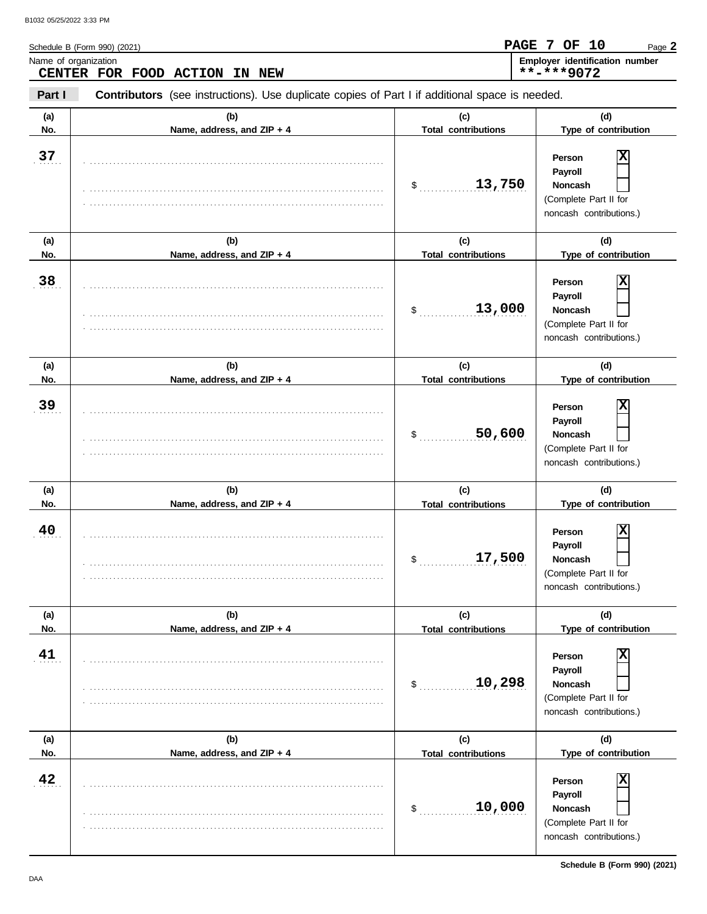Schedule B (Form 990) (2021)

Name of organization
**CENTER FOR FOOD ACTION IN NEW**

Employer identification number
**\*\*-\*\*\*9072**

**Part I** **Contributors** (see instructions). Use duplicate copies of Part I if additional space is needed.

| (a) No. | (b) Name, address, and ZIP + 4 | (c) Total contributions | (d) Type of contribution |
|---|---|---|---|
| 37 | | $ 13,750 | Person [X] Payroll [ ] Noncash [ ] (Complete Part II for noncash contributions.) |
| 38 | | $ 13,000 | Person [X] Payroll [ ] Noncash [ ] (Complete Part II for noncash contributions.) |
| 39 | | $ 50,600 | Person [X] Payroll [ ] Noncash [ ] (Complete Part II for noncash contributions.) |
| 40 | | $ 17,500 | Person [X] Payroll [ ] Noncash [ ] (Complete Part II for noncash contributions.) |
| 41 | | $ 10,298 | Person [X] Payroll [ ] Noncash [ ] (Complete Part II for noncash contributions.) |
| 42 | | $ 10,000 | Person [X] Payroll [ ] Noncash [ ] (Complete Part II for noncash contributions.) |

Schedule B (Form 990) (2021)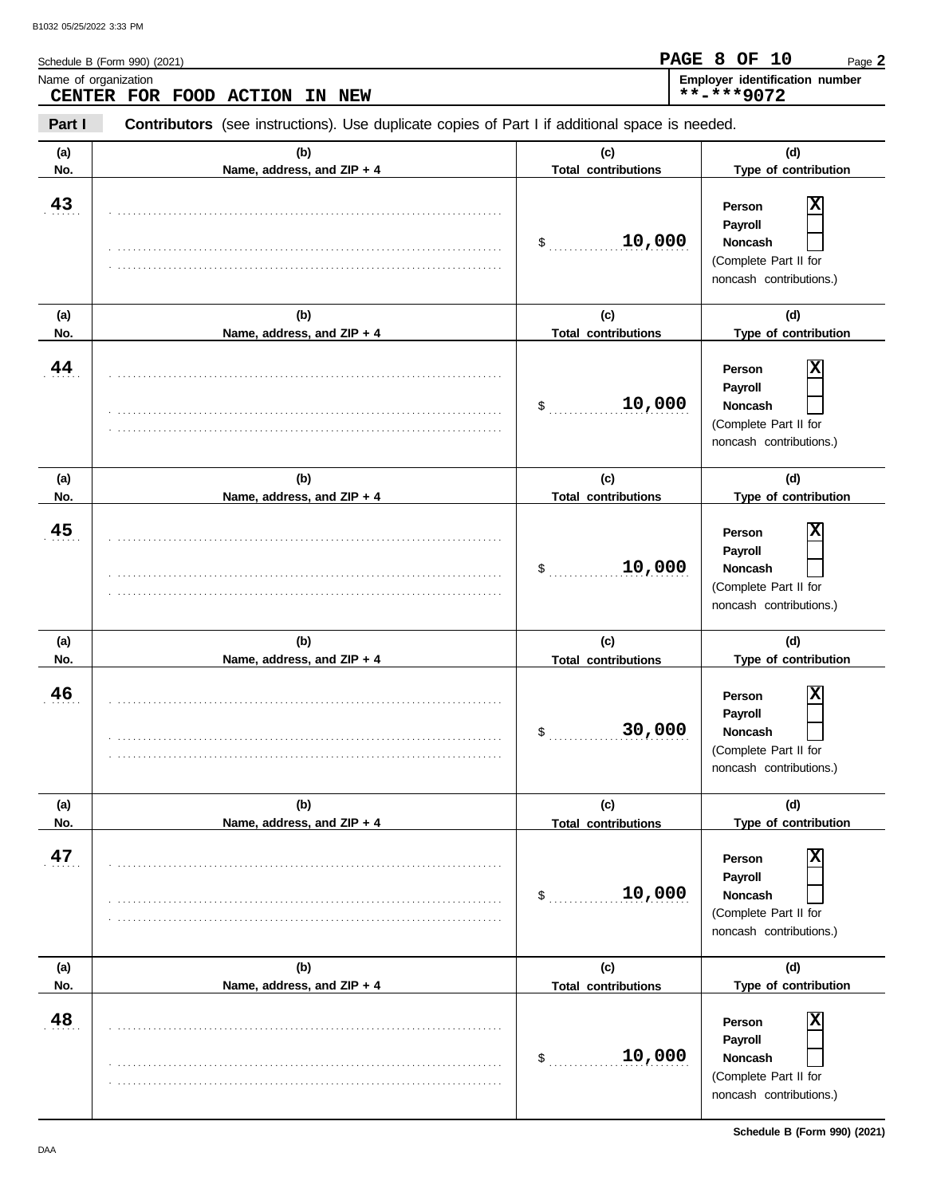Schedule B (Form 990) (2021)

Name of organization
**CENTER FOR FOOD ACTION IN NEW**

Employer identification number
**\*\*-\*\*\*9072**

**Part I** **Contributors** (see instructions). Use duplicate copies of Part I if additional space is needed.

| (a) No. | (b) Name, address, and ZIP + 4 | (c) Total contributions | (d) Type of contribution |
|---|---|---|---|
| 43 | | $ 10,000 | Person [X] Payroll [ ] Noncash [ ] (Complete Part II for noncash contributions.) |
| 44 | | $ 10,000 | Person [X] Payroll [ ] Noncash [ ] (Complete Part II for noncash contributions.) |
| 45 | | $ 10,000 | Person [X] Payroll [ ] Noncash [ ] (Complete Part II for noncash contributions.) |
| 46 | | $ 30,000 | Person [X] Payroll [ ] Noncash [ ] (Complete Part II for noncash contributions.) |
| 47 | | $ 10,000 | Person [X] Payroll [ ] Noncash [ ] (Complete Part II for noncash contributions.) |
| 48 | | $ 10,000 | Person [X] Payroll [ ] Noncash [ ] (Complete Part II for noncash contributions.) |

Schedule B (Form 990) (2021)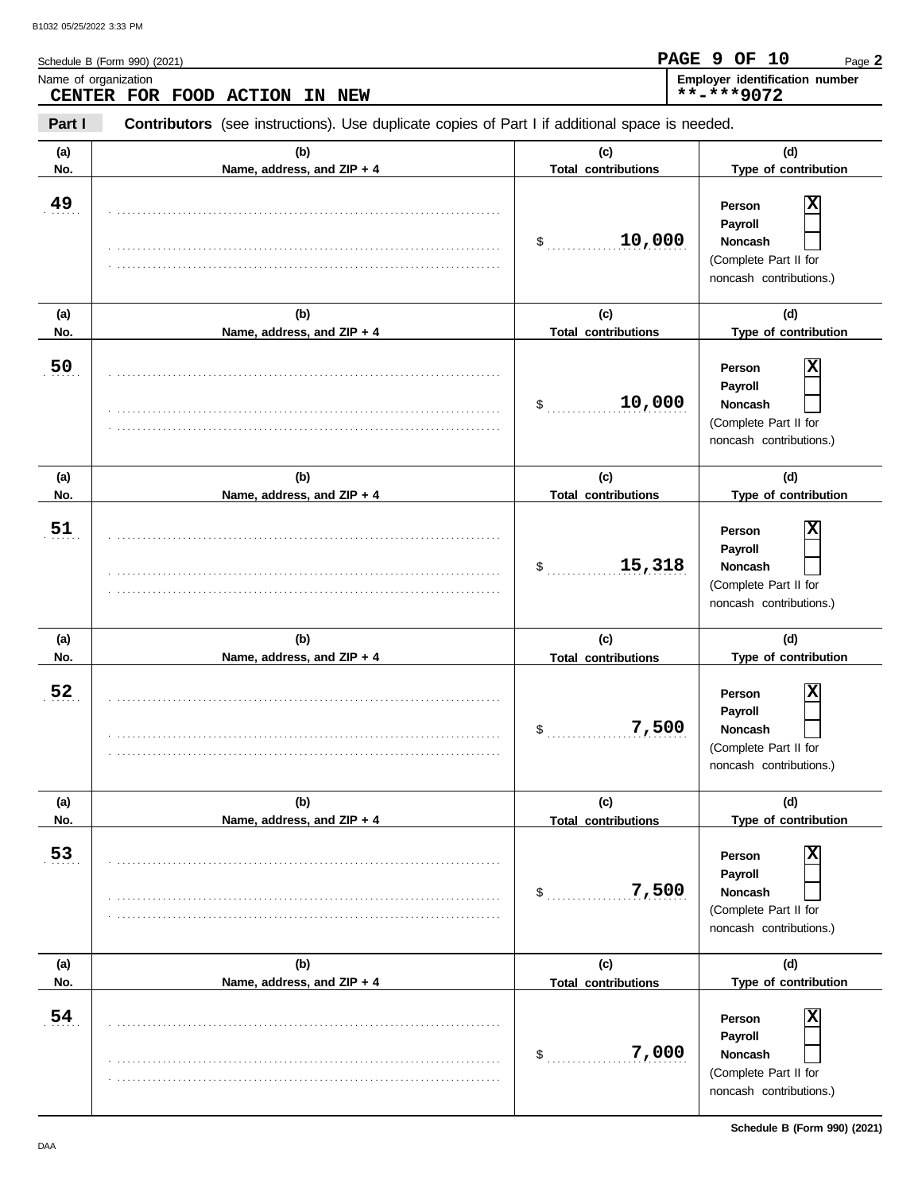Schedule B (Form 990) (2021) Page **2**

Name of organization: **CENTER FOR FOOD ACTION IN NEW**

Employer identification number: **\*\*-\*\*\*9072**

**Part I** **Contributors** (see instructions). Use duplicate copies of Part I if additional space is needed.

| (a) No. | (b) Name, address, and ZIP + 4 | (c) Total contributions | (d) Type of contribution |
|---|---|---|---|
| 49 | | $ 10,000 | Person [X] Payroll [ ] Noncash [ ] (Complete Part II for noncash contributions.) |
| 50 | | $ 10,000 | Person [X] Payroll [ ] Noncash [ ] (Complete Part II for noncash contributions.) |
| 51 | | $ 15,318 | Person [X] Payroll [ ] Noncash [ ] (Complete Part II for noncash contributions.) |
| 52 | | $ 7,500 | Person [X] Payroll [ ] Noncash [ ] (Complete Part II for noncash contributions.) |
| 53 | | $ 7,500 | Person [X] Payroll [ ] Noncash [ ] (Complete Part II for noncash contributions.) |
| 54 | | $ 7,000 | Person [X] Payroll [ ] Noncash [ ] (Complete Part II for noncash contributions.) |

Schedule B (Form 990) (2021)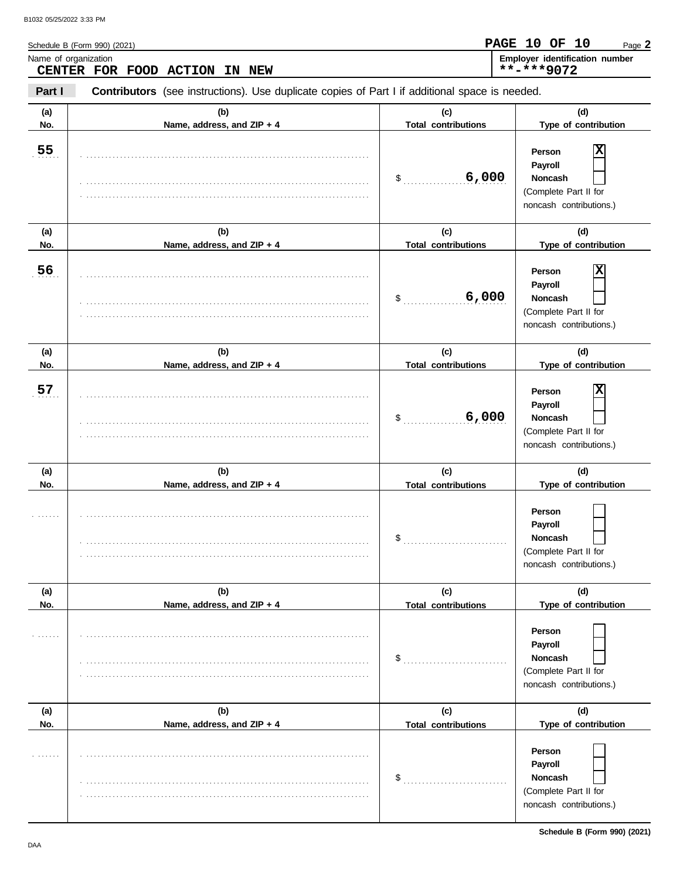Schedule B (Form 990) (2021)

PAGE 10 OF 10 Page **2**

Name of organization: **CENTER FOR FOOD ACTION IN NEW**

Employer identification number: **\*\*-\*\*\*9072**

**Part I** **Contributors** (see instructions). Use duplicate copies of Part I if additional space is needed.

| (a) No. | (b) Name, address, and ZIP + 4 | (c) Total contributions | (d) Type of contribution |
|---|---|---|---|
| 55 | | $ 6,000 | Person [X] Payroll [ ] Noncash [ ] (Complete Part II for noncash contributions.) |
| 56 | | $ 6,000 | Person [X] Payroll [ ] Noncash [ ] (Complete Part II for noncash contributions.) |
| 57 | | $ 6,000 | Person [X] Payroll [ ] Noncash [ ] (Complete Part II for noncash contributions.) |
| | | $ | Person [ ] Payroll [ ] Noncash [ ] (Complete Part II for noncash contributions.) |
| | | $ | Person [ ] Payroll [ ] Noncash [ ] (Complete Part II for noncash contributions.) |
| | | $ | Person [ ] Payroll [ ] Noncash [ ] (Complete Part II for noncash contributions.) |

Schedule B (Form 990) (2021)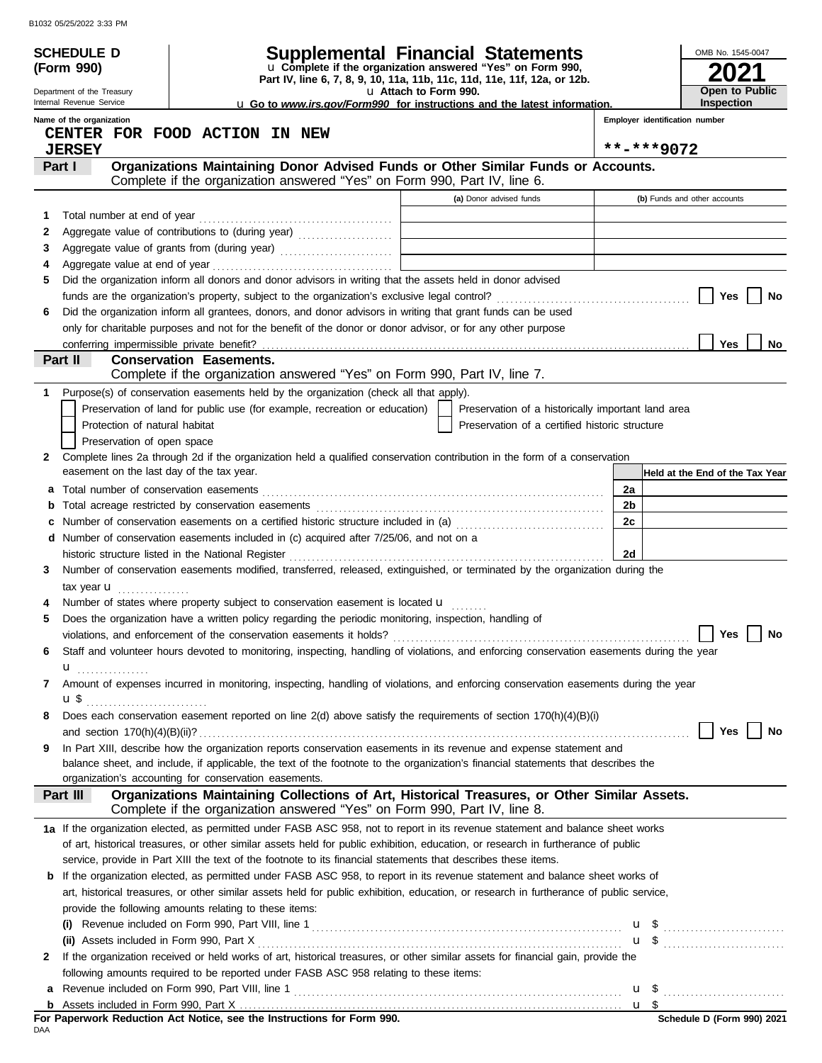# SCHEDULE D (Form 990)

# Supplemental Financial Statements

u Complete if the organization answered "Yes" on Form 990, Part IV, line 6, 7, 8, 9, 10, 11a, 11b, 11c, 11d, 11e, 11f, 12a, or 12b.

u Attach to Form 990.

u Go to *www.irs.gov/Form990* for instructions and the latest information.

OMB No. 1545-0047

**2021**

**Open to Public Inspection**

Department of the Treasury
Internal Revenue Service

Name of the organization: **CENTER FOR FOOD ACTION IN NEW JERSEY**

Employer identification number: **\*\*-\*\*\*9072**

## Part I — Organizations Maintaining Donor Advised Funds or Other Similar Funds or Accounts.

Complete if the organization answered "Yes" on Form 990, Part IV, line 6.

| | | (a) Donor advised funds | (b) Funds and other accounts |
|---|---|---|---|
| 1 | Total number at end of year | | |
| 2 | Aggregate value of contributions to (during year) | | |
| 3 | Aggregate value of grants from (during year) | | |
| 4 | Aggregate value at end of year | | |

5 Did the organization inform all donors and donor advisors in writing that the assets held in donor advised funds are the organization's property, subject to the organization's exclusive legal control? ☐ Yes ☐ No

6 Did the organization inform all grantees, donors, and donor advisors in writing that grant funds can be used only for charitable purposes and not for the benefit of the donor or donor advisor, or for any other purpose conferring impermissible private benefit? ☐ Yes ☐ No

## Part II — Conservation Easements.

Complete if the organization answered "Yes" on Form 990, Part IV, line 7.

1 Purpose(s) of conservation easements held by the organization (check all that apply).

- ☐ Preservation of land for public use (for example, recreation or education)
- ☐ Preservation of a historically important land area
- ☐ Protection of natural habitat
- ☐ Preservation of a certified historic structure
- ☐ Preservation of open space

2 Complete lines 2a through 2d if the organization held a qualified conservation contribution in the form of a conservation easement on the last day of the tax year.

| | | | Held at the End of the Tax Year |
|---|---|---|---|
| a | Total number of conservation easements | 2a | |
| b | Total acreage restricted by conservation easements | 2b | |
| c | Number of conservation easements on a certified historic structure included in (a) | 2c | |
| d | Number of conservation easements included in (c) acquired after 7/25/06, and not on a historic structure listed in the National Register | 2d | |

3 Number of conservation easements modified, transferred, released, extinguished, or terminated by the organization during the tax year u

4 Number of states where property subject to conservation easement is located u

5 Does the organization have a written policy regarding the periodic monitoring, inspection, handling of violations, and enforcement of the conservation easements it holds? ☐ Yes ☐ No

6 Staff and volunteer hours devoted to monitoring, inspecting, handling of violations, and enforcing conservation easements during the year u

7 Amount of expenses incurred in monitoring, inspecting, handling of violations, and enforcing conservation easements during the year u $

8 Does each conservation easement reported on line 2(d) above satisfy the requirements of section 170(h)(4)(B)(i) and section 170(h)(4)(B)(ii)? ☐ Yes ☐ No

9 In Part XIII, describe how the organization reports conservation easements in its revenue and expense statement and balance sheet, and include, if applicable, the text of the footnote to the organization's financial statements that describes the organization's accounting for conservation easements.

## Part III — Organizations Maintaining Collections of Art, Historical Treasures, or Other Similar Assets.

Complete if the organization answered "Yes" on Form 990, Part IV, line 8.

1a If the organization elected, as permitted under FASB ASC 958, not to report in its revenue statement and balance sheet works of art, historical treasures, or other similar assets held for public exhibition, education, or research in furtherance of public service, provide in Part XIII the text of the footnote to its financial statements that describes these items.

b If the organization elected, as permitted under FASB ASC 958, to report in its revenue statement and balance sheet works of art, historical treasures, or other similar assets held for public exhibition, education, or research in furtherance of public service, provide the following amounts relating to these items:

(i) Revenue included on Form 990, Part VIII, line 1 u $

(ii) Assets included in Form 990, Part X u $

2 If the organization received or held works of art, historical treasures, or other similar assets for financial gain, provide the following amounts required to be reported under FASB ASC 958 relating to these items:

a Revenue included on Form 990, Part VIII, line 1 u $

b Assets included in Form 990, Part X u $

**For Paperwork Reduction Act Notice, see the Instructions for Form 990.**

Schedule D (Form 990) 2021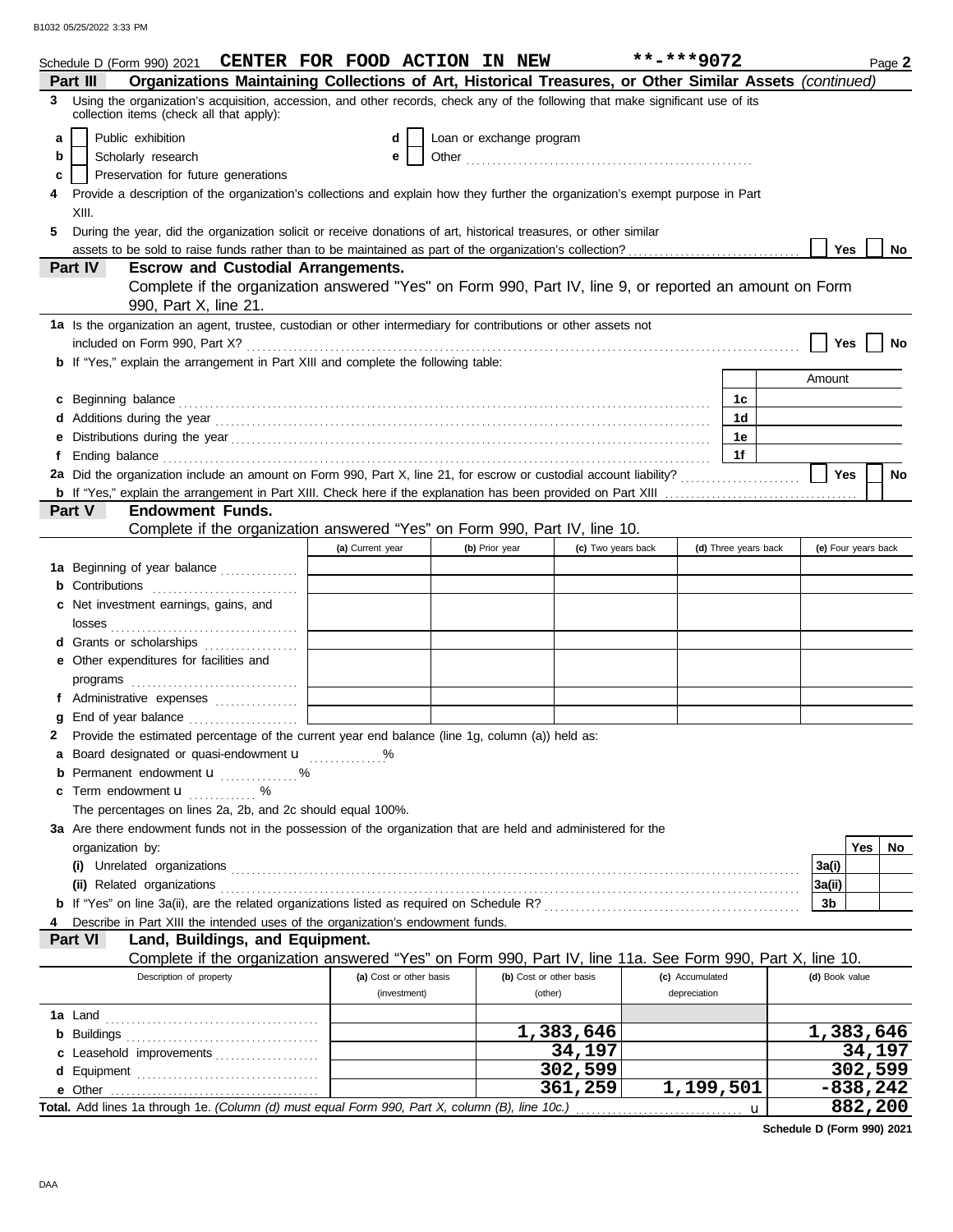B1032 05/25/2022 3:33 PM

Schedule D (Form 990) 2021 **CENTER FOR FOOD ACTION IN NEW** **-***9072 Page **2**

**Part III** **Organizations Maintaining Collections of Art, Historical Treasures, or Other Similar Assets** *(continued)*

**3** Using the organization's acquisition, accession, and other records, check any of the following that make significant use of its collection items (check all that apply):

- **a** ☐ Public exhibition
- **b** ☐ Scholarly research
- **c** ☐ Preservation for future generations
- **d** ☐ Loan or exchange program
- **e** ☐ Other

**4** Provide a description of the organization's collections and explain how they further the organization's exempt purpose in Part XIII.

**5** During the year, did the organization solicit or receive donations of art, historical treasures, or other similar assets to be sold to raise funds rather than to be maintained as part of the organization's collection? ☐ Yes ☐ No

**Part IV** **Escrow and Custodial Arrangements.**

Complete if the organization answered "Yes" on Form 990, Part IV, line 9, or reported an amount on Form 990, Part X, line 21.

**1a** Is the organization an agent, trustee, custodian or other intermediary for contributions or other assets not included on Form 990, Part X? ☐ Yes ☐ No

**b** If "Yes," explain the arrangement in Part XIII and complete the following table:

| | | Amount |
|---|---|---|
| **c** Beginning balance | 1c | |
| **d** Additions during the year | 1d | |
| **e** Distributions during the year | 1e | |
| **f** Ending balance | 1f | |

**2a** Did the organization include an amount on Form 990, Part X, line 21, for escrow or custodial account liability? ☐ Yes ☐ No

**b** If "Yes," explain the arrangement in Part XIII. Check here if the explanation has been provided on Part XIII ☐

**Part V** **Endowment Funds.**

Complete if the organization answered "Yes" on Form 990, Part IV, line 10.

| | (a) Current year | (b) Prior year | (c) Two years back | (d) Three years back | (e) Four years back |
|---|---|---|---|---|---|
| **1a** Beginning of year balance | | | | | |
| **b** Contributions | | | | | |
| **c** Net investment earnings, gains, and losses | | | | | |
| **d** Grants or scholarships | | | | | |
| **e** Other expenditures for facilities and programs | | | | | |
| **f** Administrative expenses | | | | | |
| **g** End of year balance | | | | | |

**2** Provide the estimated percentage of the current year end balance (line 1g, column (a)) held as:

- **a** Board designated or quasi-endowment u ______ %
- **b** Permanent endowment u ______ %
- **c** Term endowment u ______ %

The percentages on lines 2a, 2b, and 2c should equal 100%.

**3a** Are there endowment funds not in the possession of the organization that are held and administered for the organization by:

| | | Yes | No |
|---|---|---|---|
| **(i)** Unrelated organizations | 3a(i) | | |
| **(ii)** Related organizations | 3a(ii) | | |
| **b** If "Yes" on line 3a(ii), are the related organizations listed as required on Schedule R? | 3b | | |

**4** Describe in Part XIII the intended uses of the organization's endowment funds.

**Part VI** **Land, Buildings, and Equipment.**

Complete if the organization answered "Yes" on Form 990, Part IV, line 11a. See Form 990, Part X, line 10.

| Description of property | (a) Cost or other basis (investment) | (b) Cost or other basis (other) | (c) Accumulated depreciation | (d) Book value |
|---|---|---|---|---|
| **1a** Land | | | | |
| **b** Buildings | | 1,383,646 | | 1,383,646 |
| **c** Leasehold improvements | | 34,197 | | 34,197 |
| **d** Equipment | | 302,599 | | 302,599 |
| **e** Other | | 361,259 | 1,199,501 | -838,242 |
| **Total.** Add lines 1a through 1e. *(Column (d) must equal Form 990, Part X, column (B), line 10c.)* u | | | | 882,200 |

**Schedule D (Form 990) 2021**

DAA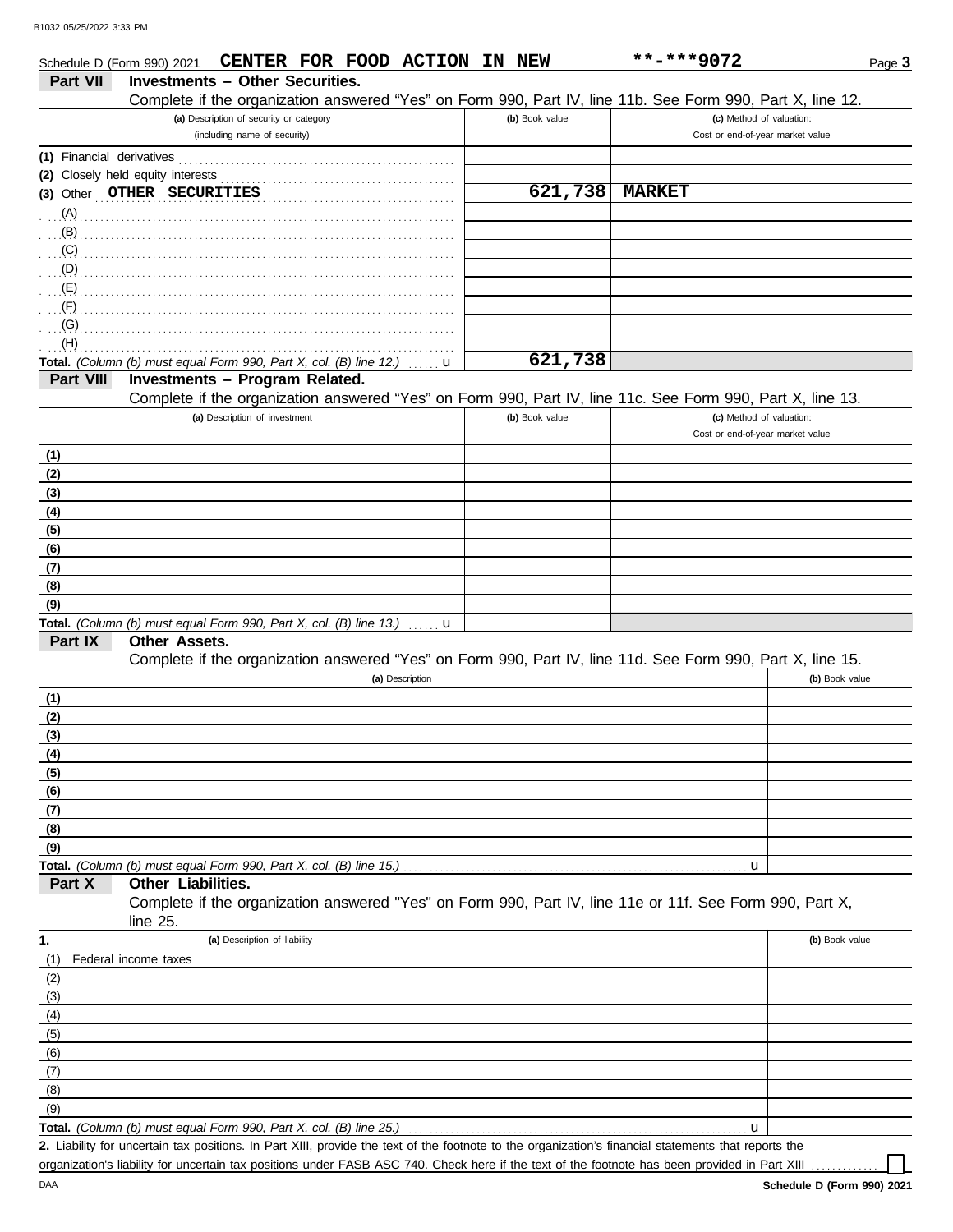Schedule D (Form 990) 2021 **CENTER FOR FOOD ACTION IN NEW** **\*\*-\*\*\*9072** Page **3**

## Part VII Investments – Other Securities.

Complete if the organization answered "Yes" on Form 990, Part IV, line 11b. See Form 990, Part X, line 12.

| (a) Description of security or category (including name of security) | (b) Book value | (c) Method of valuation: Cost or end-of-year market value |
|---|---|---|
| (1) Financial derivatives | | |
| (2) Closely held equity interests | | |
| (3) Other OTHER SECURITIES | 621,738 | MARKET |
| (A) | | |
| (B) | | |
| (C) | | |
| (D) | | |
| (E) | | |
| (F) | | |
| (G) | | |
| (H) | | |
| **Total.** *(Column (b) must equal Form 990, Part X, col. (B) line 12.)* u | 621,738 | |

## Part VIII Investments – Program Related.

Complete if the organization answered "Yes" on Form 990, Part IV, line 11c. See Form 990, Part X, line 13.

| (a) Description of investment | (b) Book value | (c) Method of valuation: Cost or end-of-year market value |
|---|---|---|
| (1) | | |
| (2) | | |
| (3) | | |
| (4) | | |
| (5) | | |
| (6) | | |
| (7) | | |
| (8) | | |
| (9) | | |
| **Total.** *(Column (b) must equal Form 990, Part X, col. (B) line 13.)* u | | |

## Part IX Other Assets.

Complete if the organization answered "Yes" on Form 990, Part IV, line 11d. See Form 990, Part X, line 15.

| (a) Description | (b) Book value |
|---|---|
| (1) | |
| (2) | |
| (3) | |
| (4) | |
| (5) | |
| (6) | |
| (7) | |
| (8) | |
| (9) | |
| **Total.** *(Column (b) must equal Form 990, Part X, col. (B) line 15.)* u | |

## Part X Other Liabilities.

Complete if the organization answered "Yes" on Form 990, Part IV, line 11e or 11f. See Form 990, Part X, line 25.

| 1. (a) Description of liability | (b) Book value |
|---|---|
| (1) Federal income taxes | |
| (2) | |
| (3) | |
| (4) | |
| (5) | |
| (6) | |
| (7) | |
| (8) | |
| (9) | |
| **Total.** *(Column (b) must equal Form 990, Part X, col. (B) line 25.)* u | |

**2.** Liability for uncertain tax positions. In Part XIII, provide the text of the footnote to the organization's financial statements that reports the organization's liability for uncertain tax positions under FASB ASC 740. Check here if the text of the footnote has been provided in Part XIII ☐

DAA **Schedule D (Form 990) 2021**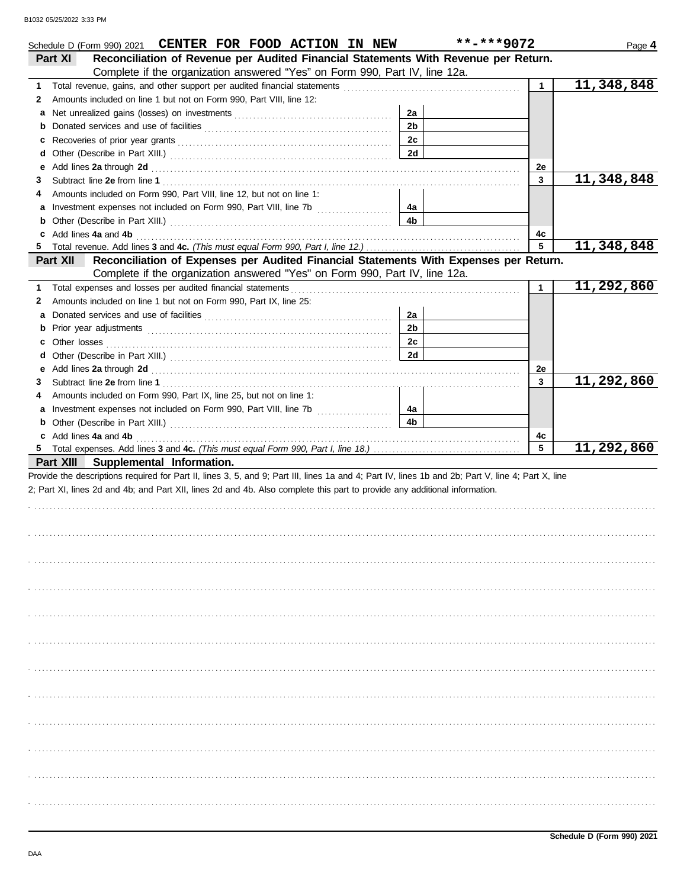Schedule D (Form 990) 2021 **CENTER FOR FOOD ACTION IN NEW** **-***9072 Page **4**

## Part XI Reconciliation of Revenue per Audited Financial Statements With Revenue per Return.

Complete if the organization answered "Yes" on Form 990, Part IV, line 12a.

| | | | | | |
|---|---|---|---|---|---|
| **1** | Total revenue, gains, and other support per audited financial statements | | | 1 | 11,348,848 |
| **2** | Amounts included on line 1 but not on Form 990, Part VIII, line 12: | | | | |
| **a** | Net unrealized gains (losses) on investments | 2a | | | |
| **b** | Donated services and use of facilities | 2b | | | |
| **c** | Recoveries of prior year grants | 2c | | | |
| **d** | Other (Describe in Part XIII.) | 2d | | | |
| **e** | Add lines **2a** through **2d** | | | 2e | |
| **3** | Subtract line **2e** from line **1** | | | 3 | 11,348,848 |
| **4** | Amounts included on Form 990, Part VIII, line 12, but not on line 1: | | | | |
| **a** | Investment expenses not included on Form 990, Part VIII, line 7b | 4a | | | |
| **b** | Other (Describe in Part XIII.) | 4b | | | |
| **c** | Add lines **4a** and **4b** | | | 4c | |
| **5** | Total revenue. Add lines **3** and **4c.** *(This must equal Form 990, Part I, line 12.)* | | | 5 | 11,348,848 |

## Part XII Reconciliation of Expenses per Audited Financial Statements With Expenses per Return.

Complete if the organization answered "Yes" on Form 990, Part IV, line 12a.

| | | | | | |
|---|---|---|---|---|---|
| **1** | Total expenses and losses per audited financial statements | | | 1 | 11,292,860 |
| **2** | Amounts included on line 1 but not on Form 990, Part IX, line 25: | | | | |
| **a** | Donated services and use of facilities | 2a | | | |
| **b** | Prior year adjustments | 2b | | | |
| **c** | Other losses | 2c | | | |
| **d** | Other (Describe in Part XIII.) | 2d | | | |
| **e** | Add lines **2a** through **2d** | | | 2e | |
| **3** | Subtract line **2e** from line **1** | | | 3 | 11,292,860 |
| **4** | Amounts included on Form 990, Part IX, line 25, but not on line 1: | | | | |
| **a** | Investment expenses not included on Form 990, Part VIII, line 7b | 4a | | | |
| **b** | Other (Describe in Part XIII.) | 4b | | | |
| **c** | Add lines **4a** and **4b** | | | 4c | |
| **5** | Total expenses. Add lines **3** and **4c.** *(This must equal Form 990, Part I, line 18.)* | | | 5 | 11,292,860 |

## Part XIII Supplemental Information.

Provide the descriptions required for Part II, lines 3, 5, and 9; Part III, lines 1a and 4; Part IV, lines 1b and 2b; Part V, line 4; Part X, line 2; Part XI, lines 2d and 4b; and Part XII, lines 2d and 4b. Also complete this part to provide any additional information.

**Schedule D (Form 990) 2021**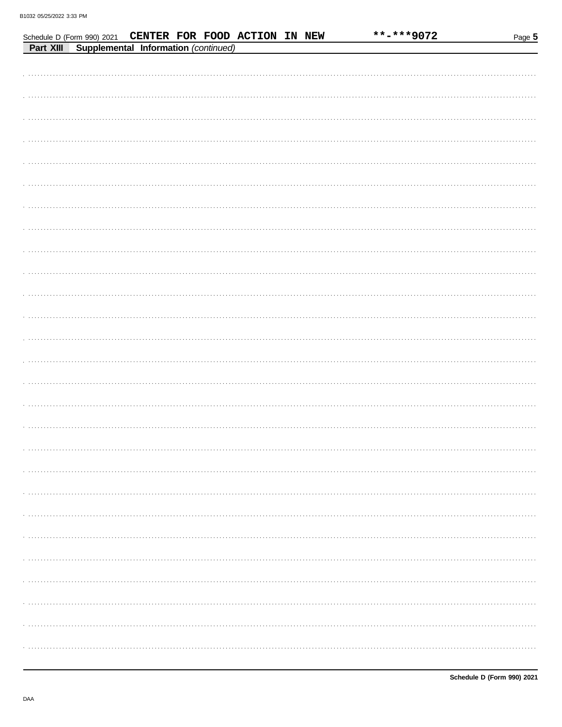Schedule D (Form 990) 2021 **CENTER FOR FOOD ACTION IN NEW** **\*\*-\*\*\*9072**

**Part XIII** **Supplemental Information** *(continued)*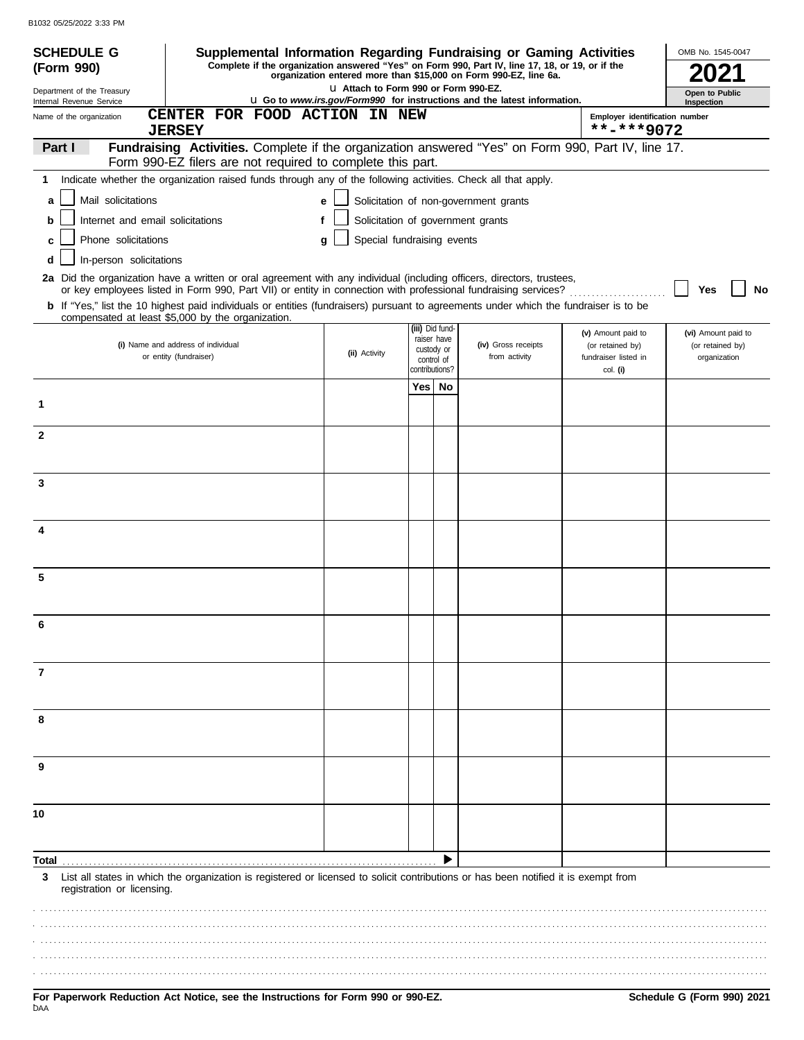B1032 05/25/2022 3:33 PM

**SCHEDULE G (Form 990)**

Department of the Treasury
Internal Revenue Service

# Supplemental Information Regarding Fundraising or Gaming Activities

**Complete if the organization answered "Yes" on Form 990, Part IV, line 17, 18, or 19, or if the organization entered more than $15,000 on Form 990-EZ, line 6a.**

u Attach to Form 990 or Form 990-EZ.

u Go to *www.irs.gov/Form990* for instructions and the latest information.

OMB No. 1545-0047

**2021**

**Open to Public Inspection**

Name of the organization: **CENTER FOR FOOD ACTION IN NEW JERSEY**

Employer identification number: **\*\*-\*\*\*9072**

**Part I** **Fundraising Activities.** Complete if the organization answered "Yes" on Form 990, Part IV, line 17. Form 990-EZ filers are not required to complete this part.

**1** Indicate whether the organization raised funds through any of the following activities. Check all that apply.

- **a** ☐ Mail solicitations
- **b** ☐ Internet and email solicitations
- **c** ☐ Phone solicitations
- **d** ☐ In-person solicitations
- **e** ☐ Solicitation of non-government grants
- **f** ☐ Solicitation of government grants
- **g** ☐ Special fundraising events

**2a** Did the organization have a written or oral agreement with any individual (including officers, directors, trustees, or key employees listed in Form 990, Part VII) or entity in connection with professional fundraising services? ☐ **Yes** ☐ **No**

**b** If "Yes," list the 10 highest paid individuals or entities (fundraisers) pursuant to agreements under which the fundraiser is to be compensated at least $5,000 by the organization.

| | (i) Name and address of individual or entity (fundraiser) | (ii) Activity | (iii) Did fundraiser have custody or control of contributions? Yes | No | (iv) Gross receipts from activity | (v) Amount paid to (or retained by) fundraiser listed in col. (i) | (vi) Amount paid to (or retained by) organization |
|---|---|---|---|---|---|---|---|
| 1 | | | | | | | |
| 2 | | | | | | | |
| 3 | | | | | | | |
| 4 | | | | | | | |
| 5 | | | | | | | |
| 6 | | | | | | | |
| 7 | | | | | | | |
| 8 | | | | | | | |
| 9 | | | | | | | |
| 10 | | | | | | | |
| **Total** | | | | ▶ | | | |

**3** List all states in which the organization is registered or licensed to solicit contributions or has been notified it is exempt from registration or licensing.

**For Paperwork Reduction Act Notice, see the Instructions for Form 990 or 990-EZ.**

**Schedule G (Form 990) 2021**

DAA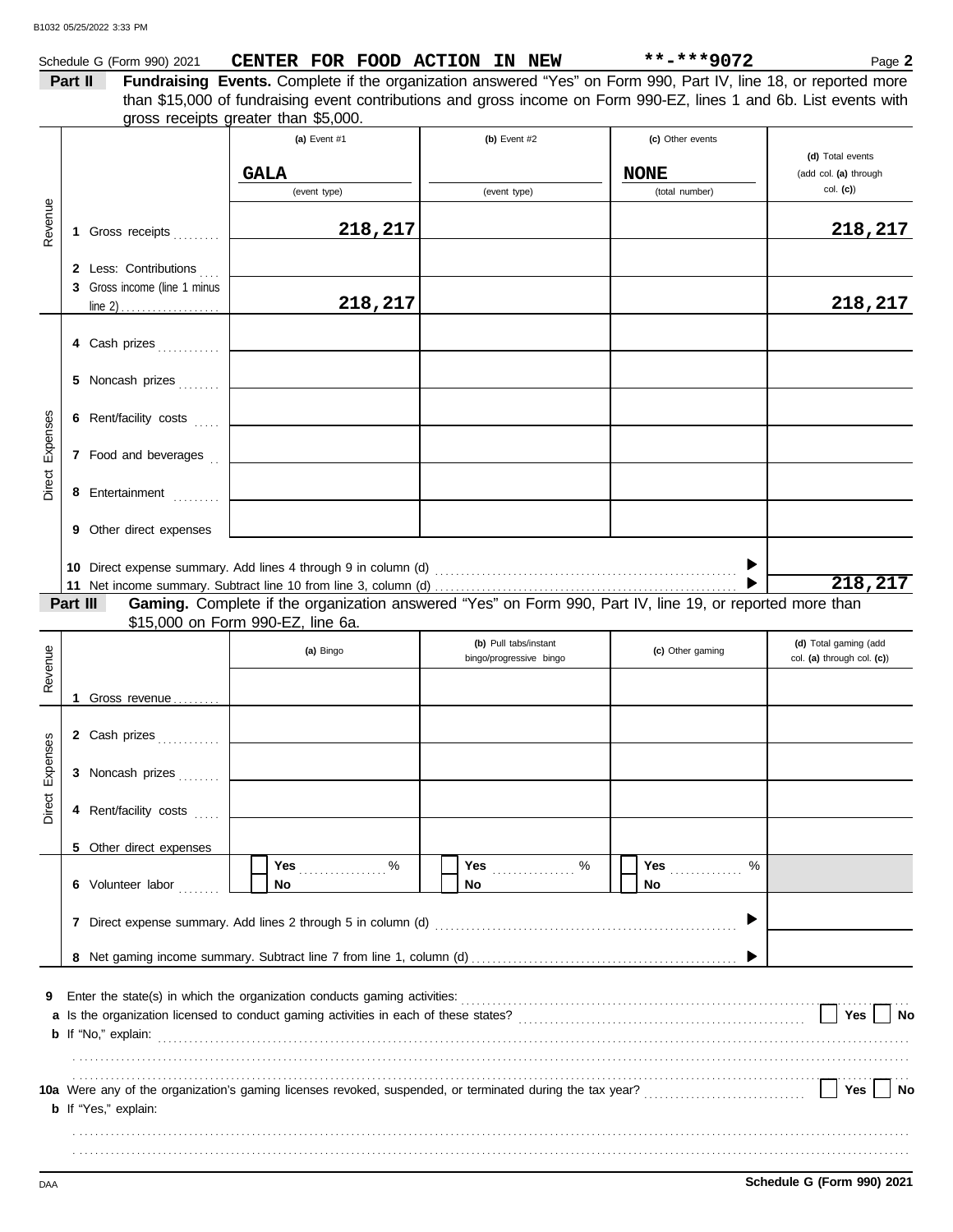Schedule G (Form 990) 2021 **CENTER FOR FOOD ACTION IN NEW** **-***9072 Page **2**

**Part II** **Fundraising Events.** Complete if the organization answered "Yes" on Form 990, Part IV, line 18, or reported more than $15,000 of fundraising event contributions and gross income on Form 990-EZ, lines 1 and 6b. List events with gross receipts greater than $5,000.

| | | (a) Event #1 | (b) Event #2 | (c) Other events | (d) Total events (add col. (a) through col. (c)) |
|---|---|---|---|---|---|
| | | GALA (event type) | (event type) | NONE (total number) | |
| Revenue | 1 Gross receipts | 218,217 | | | 218,217 |
| | 2 Less: Contributions | | | | |
| | 3 Gross income (line 1 minus line 2) | 218,217 | | | 218,217 |
| Direct Expenses | 4 Cash prizes | | | | |
| | 5 Noncash prizes | | | | |
| | 6 Rent/facility costs | | | | |
| | 7 Food and beverages | | | | |
| | 8 Entertainment | | | | |
| | 9 Other direct expenses | | | | |
| | 10 Direct expense summary. Add lines 4 through 9 in column (d) | | | | |
| | 11 Net income summary. Subtract line 10 from line 3, column (d) | | | | 218,217 |

**Part III** **Gaming.** Complete if the organization answered "Yes" on Form 990, Part IV, line 19, or reported more than $15,000 on Form 990-EZ, line 6a.

| | | (a) Bingo | (b) Pull tabs/instant bingo/progressive bingo | (c) Other gaming | (d) Total gaming (add col. (a) through col. (c)) |
|---|---|---|---|---|---|
| Revenue | 1 Gross revenue | | | | |
| Direct Expenses | 2 Cash prizes | | | | |
| | 3 Noncash prizes | | | | |
| | 4 Rent/facility costs | | | | |
| | 5 Other direct expenses | | | | |
| | 6 Volunteer labor | Yes ____ % / No | Yes ____ % / No | Yes ____ % / No | |
| | 7 Direct expense summary. Add lines 2 through 5 in column (d) | | | | |
| | 8 Net gaming income summary. Subtract line 7 from line 1, column (d) | | | | |

9 Enter the state(s) in which the organization conducts gaming activities:

a Is the organization licensed to conduct gaming activities in each of these states? Yes No

b If "No," explain:

10a Were any of the organization's gaming licenses revoked, suspended, or terminated during the tax year? Yes No

b If "Yes," explain:

Schedule G (Form 990) 2021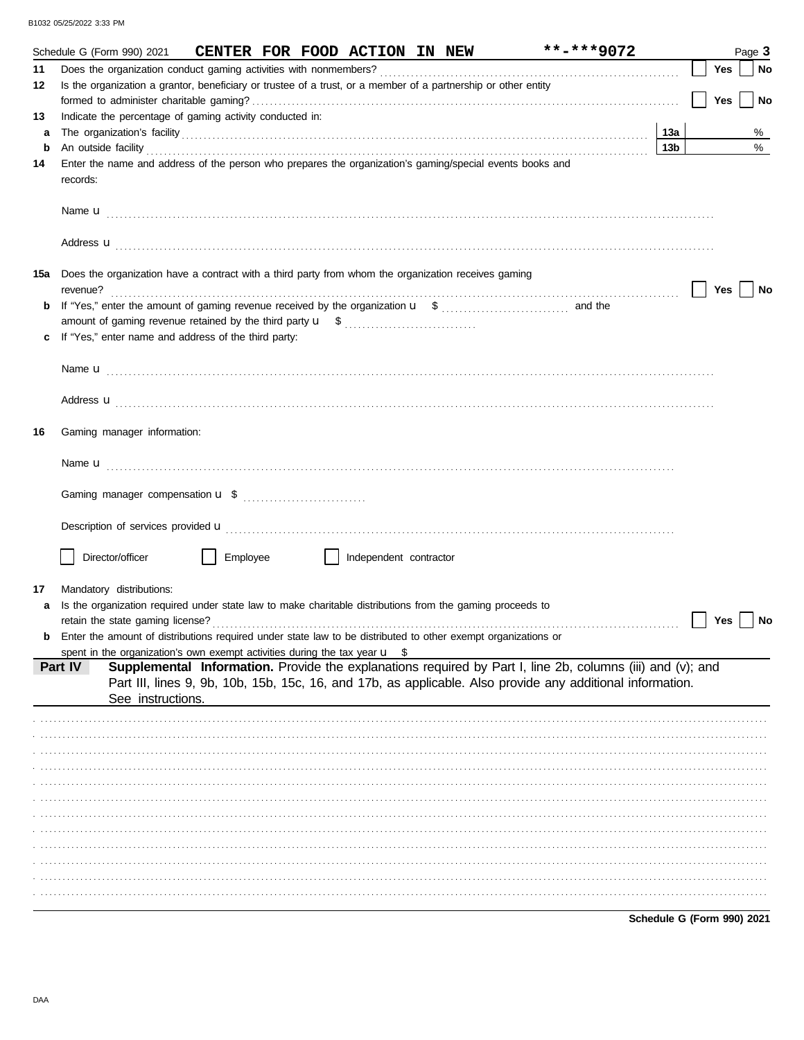Schedule G (Form 990) 2021 **CENTER FOR FOOD ACTION IN NEW** **-***9072 Page **3**

**11** Does the organization conduct gaming activities with nonmembers? ☐ Yes ☐ No

**12** Is the organization a grantor, beneficiary or trustee of a trust, or a member of a partnership or other entity formed to administer charitable gaming? ☐ Yes ☐ No

**13** Indicate the percentage of gaming activity conducted in:

**a** The organization's facility **13a** %

**b** An outside facility **13b** %

**14** Enter the name and address of the person who prepares the organization's gaming/special events books and records:

Name u

Address u

**15a** Does the organization have a contract with a third party from whom the organization receives gaming revenue? ☐ Yes ☐ No

**b** If "Yes," enter the amount of gaming revenue received by the organization u $ and the amount of gaming revenue retained by the third party u $

**c** If "Yes," enter name and address of the third party:

Name u

Address u

**16** Gaming manager information:

Name u

Gaming manager compensation u $

Description of services provided u

☐ Director/officer ☐ Employee ☐ Independent contractor

**17** Mandatory distributions:

**a** Is the organization required under state law to make charitable distributions from the gaming proceeds to retain the state gaming license? ☐ Yes ☐ No

**b** Enter the amount of distributions required under state law to be distributed to other exempt organizations or spent in the organization's own exempt activities during the tax year u $

**Part IV** **Supplemental Information.** Provide the explanations required by Part I, line 2b, columns (iii) and (v); and Part III, lines 9, 9b, 10b, 15b, 15c, 16, and 17b, as applicable. Also provide any additional information. See instructions.

**Schedule G (Form 990) 2021**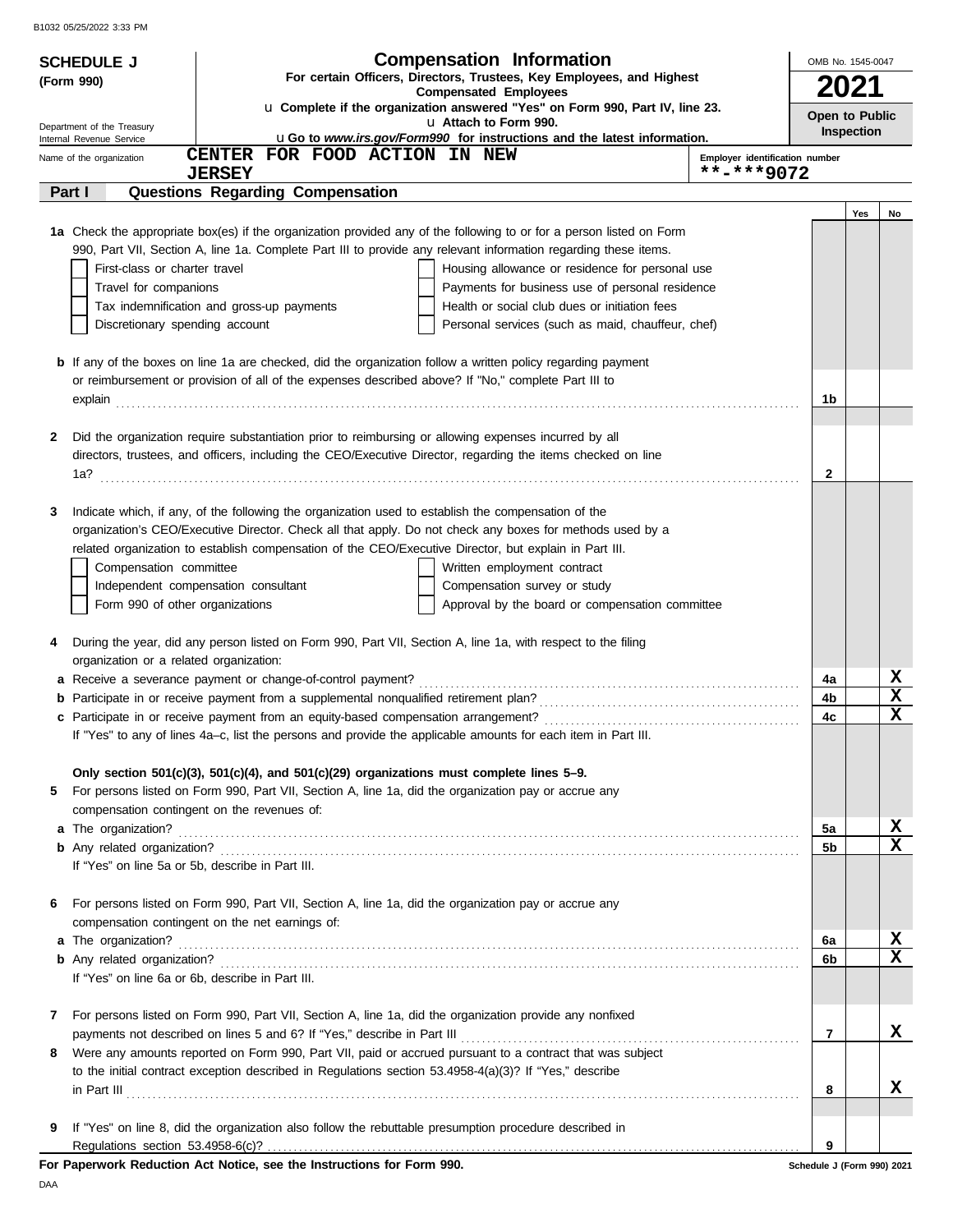B1032 05/25/2022 3:33 PM

**SCHEDULE J**
**(Form 990)**

Department of the Treasury
Internal Revenue Service

# Compensation Information

**For certain Officers, Directors, Trustees, Key Employees, and Highest Compensated Employees**

u **Complete if the organization answered "Yes" on Form 990, Part IV, line 23.**
u **Attach to Form 990.**
u **Go to *www.irs.gov/Form990* for instructions and the latest information.**

OMB No. 1545-0047
**2021**
**Open to Public Inspection**

Name of the organization: **CENTER FOR FOOD ACTION IN NEW JERSEY**

Employer identification number: **\*\*-\*\*\*9072**

## Part I — Questions Regarding Compensation

| | | | Yes | No |
|---|---|---|---|---|
| **1a** | Check the appropriate box(es) if the organization provided any of the following to or for a person listed on Form 990, Part VII, Section A, line 1a. Complete Part III to provide any relevant information regarding these items.<br>☐ First-class or charter travel ☐ Housing allowance or residence for personal use<br>☐ Travel for companions ☐ Payments for business use of personal residence<br>☐ Tax indemnification and gross-up payments ☐ Health or social club dues or initiation fees<br>☐ Discretionary spending account ☐ Personal services (such as maid, chauffeur, chef) | | | |
| **b** | If any of the boxes on line 1a are checked, did the organization follow a written policy regarding payment or reimbursement or provision of all of the expenses described above? If "No," complete Part III to explain | 1b | | |
| **2** | Did the organization require substantiation prior to reimbursing or allowing expenses incurred by all directors, trustees, and officers, including the CEO/Executive Director, regarding the items checked on line 1a? | 2 | | |
| **3** | Indicate which, if any, of the following the organization used to establish the compensation of the organization's CEO/Executive Director. Check all that apply. Do not check any boxes for methods used by a related organization to establish compensation of the CEO/Executive Director, but explain in Part III.<br>☐ Compensation committee ☐ Written employment contract<br>☐ Independent compensation consultant ☐ Compensation survey or study<br>☐ Form 990 of other organizations ☐ Approval by the board or compensation committee | | | |
| **4** | During the year, did any person listed on Form 990, Part VII, Section A, line 1a, with respect to the filing organization or a related organization: | | | |
| **a** | Receive a severance payment or change-of-control payment? | 4a | | X |
| **b** | Participate in or receive payment from a supplemental nonqualified retirement plan? | 4b | | X |
| **c** | Participate in or receive payment from an equity-based compensation arrangement? | 4c | | X |
| | If "Yes" to any of lines 4a–c, list the persons and provide the applicable amounts for each item in Part III. | | | |
| | **Only section 501(c)(3), 501(c)(4), and 501(c)(29) organizations must complete lines 5–9.** | | | |
| **5** | For persons listed on Form 990, Part VII, Section A, line 1a, did the organization pay or accrue any compensation contingent on the revenues of: | | | |
| **a** | The organization? | 5a | | X |
| **b** | Any related organization? | 5b | | X |
| | If "Yes" on line 5a or 5b, describe in Part III. | | | |
| **6** | For persons listed on Form 990, Part VII, Section A, line 1a, did the organization pay or accrue any compensation contingent on the net earnings of: | | | |
| **a** | The organization? | 6a | | X |
| **b** | Any related organization? | 6b | | X |
| | If "Yes" on line 6a or 6b, describe in Part III. | | | |
| **7** | For persons listed on Form 990, Part VII, Section A, line 1a, did the organization provide any nonfixed payments not described on lines 5 and 6? If "Yes," describe in Part III | 7 | | X |
| **8** | Were any amounts reported on Form 990, Part VII, paid or accrued pursuant to a contract that was subject to the initial contract exception described in Regulations section 53.4958-4(a)(3)? If "Yes," describe in Part III | 8 | | X |
| **9** | If "Yes" on line 8, did the organization also follow the rebuttable presumption procedure described in Regulations section 53.4958-6(c)? | 9 | | |

**For Paperwork Reduction Act Notice, see the Instructions for Form 990.** Schedule J (Form 990) 2021

DAA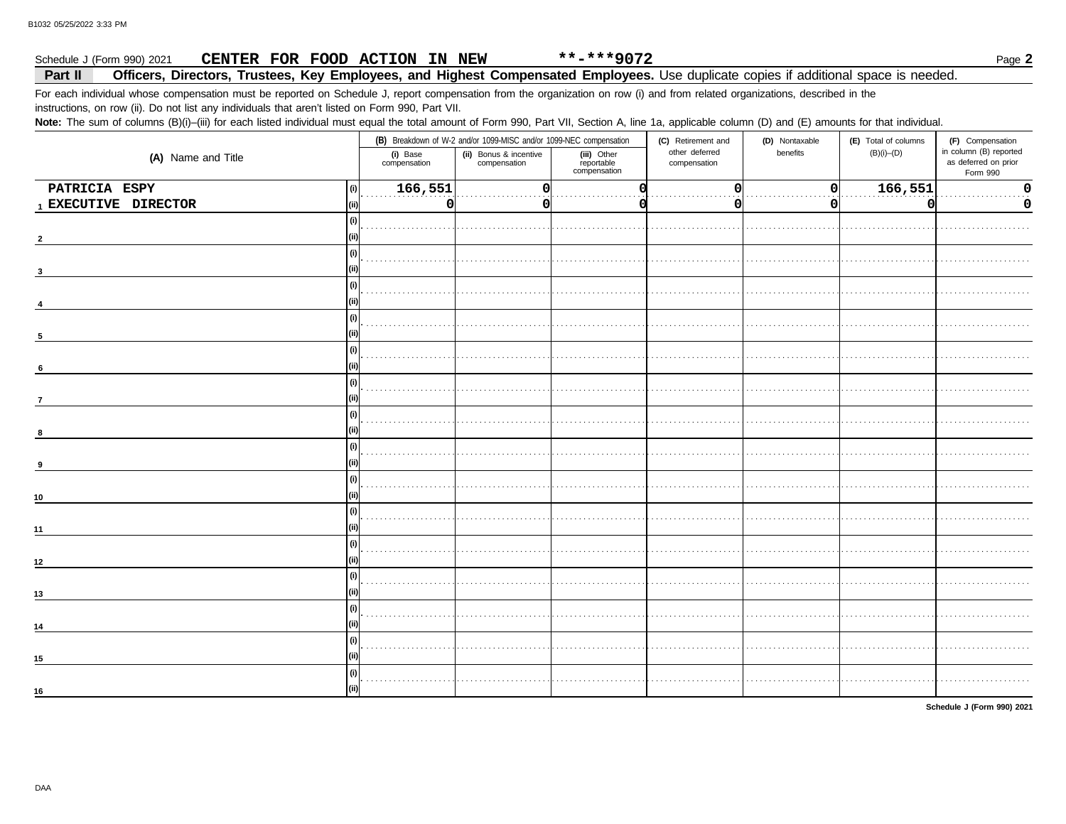Schedule J (Form 990) 2021 **CENTER FOR FOOD ACTION IN NEW** **-***9072 Page **2**

**Part II** **Officers, Directors, Trustees, Key Employees, and Highest Compensated Employees.** Use duplicate copies if additional space is needed.

For each individual whose compensation must be reported on Schedule J, report compensation from the organization on row (i) and from related organizations, described in the instructions, on row (ii). Do not list any individuals that aren't listed on Form 990, Part VII.

**Note:** The sum of columns (B)(i)–(iii) for each listed individual must equal the total amount of Form 990, Part VII, Section A, line 1a, applicable column (D) and (E) amounts for that individual.

| (A) Name and Title | | (B) Breakdown of W-2 and/or 1099-MISC and/or 1099-NEC compensation | | | (C) Retirement and other deferred compensation | (D) Nontaxable benefits | (E) Total of columns (B)(i)–(D) | (F) Compensation in column (B) reported as deferred on prior Form 990 |
|---|---|---|---|---|---|---|---|---|
| | | (i) Base compensation | (ii) Bonus & incentive compensation | (iii) Other reportable compensation | | | | |
| 1 PATRICIA ESPY | (i) | 166,551 | 0 | 0 | 0 | 0 | 166,551 | 0 |
| EXECUTIVE DIRECTOR | (ii) | 0 | 0 | 0 | 0 | 0 | 0 | 0 |
| 2 | (i) | | | | | | | |
| | (ii) | | | | | | | |
| 3 | (i) | | | | | | | |
| | (ii) | | | | | | | |
| 4 | (i) | | | | | | | |
| | (ii) | | | | | | | |
| 5 | (i) | | | | | | | |
| | (ii) | | | | | | | |
| 6 | (i) | | | | | | | |
| | (ii) | | | | | | | |
| 7 | (i) | | | | | | | |
| | (ii) | | | | | | | |
| 8 | (i) | | | | | | | |
| | (ii) | | | | | | | |
| 9 | (i) | | | | | | | |
| | (ii) | | | | | | | |
| 10 | (i) | | | | | | | |
| | (ii) | | | | | | | |
| 11 | (i) | | | | | | | |
| | (ii) | | | | | | | |
| 12 | (i) | | | | | | | |
| | (ii) | | | | | | | |
| 13 | (i) | | | | | | | |
| | (ii) | | | | | | | |
| 14 | (i) | | | | | | | |
| | (ii) | | | | | | | |
| 15 | (i) | | | | | | | |
| | (ii) | | | | | | | |
| 16 | (i) | | | | | | | |
| | (ii) | | | | | | | |

**Schedule J (Form 990) 2021**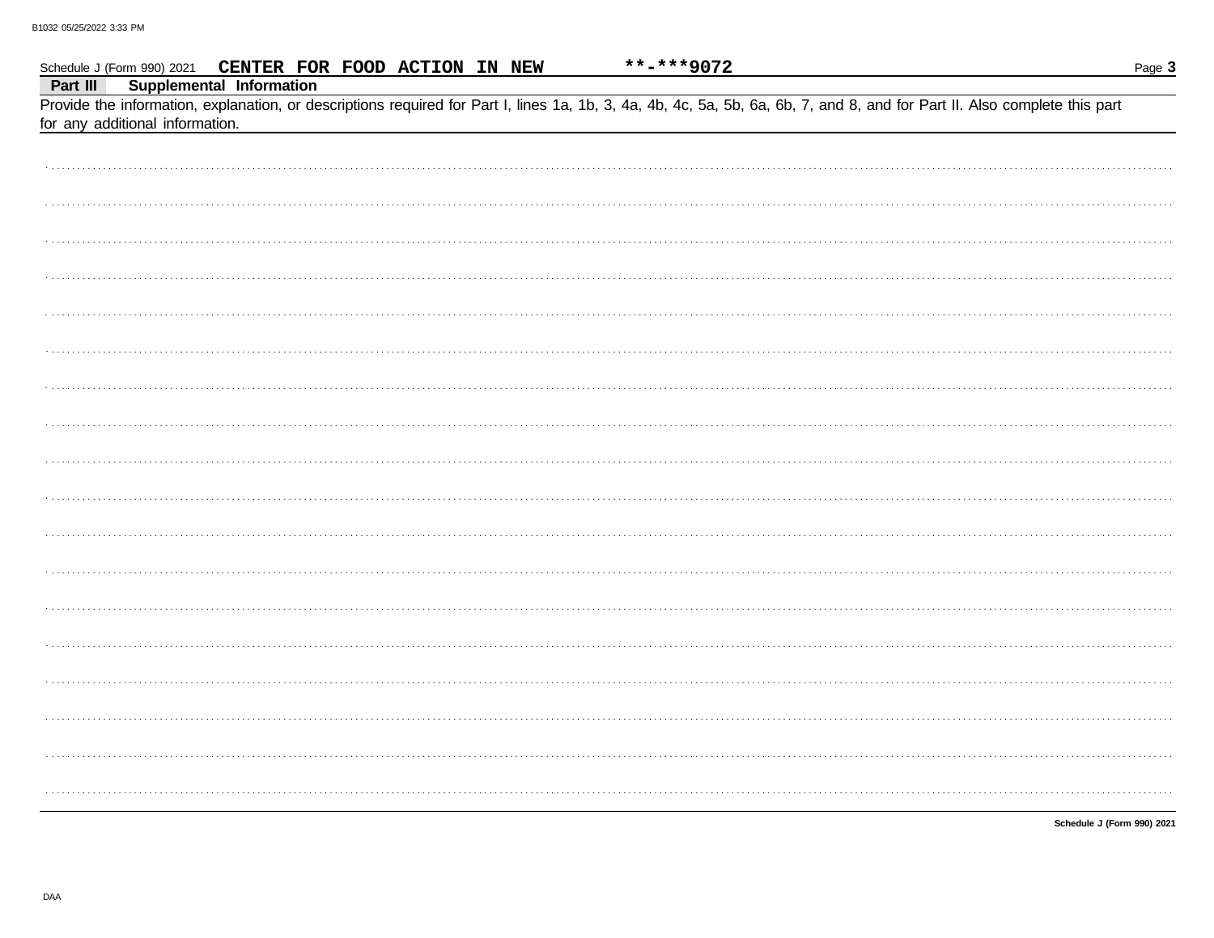Schedule J (Form 990) 2021 **CENTER FOR FOOD ACTION IN NEW** **-***9072

**Part III Supplemental Information**

Provide the information, explanation, or descriptions required for Part I, lines 1a, 1b, 3, 4a, 4b, 4c, 5a, 5b, 6a, 6b, 7, and 8, and for Part II. Also complete this part for any additional information.

**Schedule J (Form 990) 2021**

DAA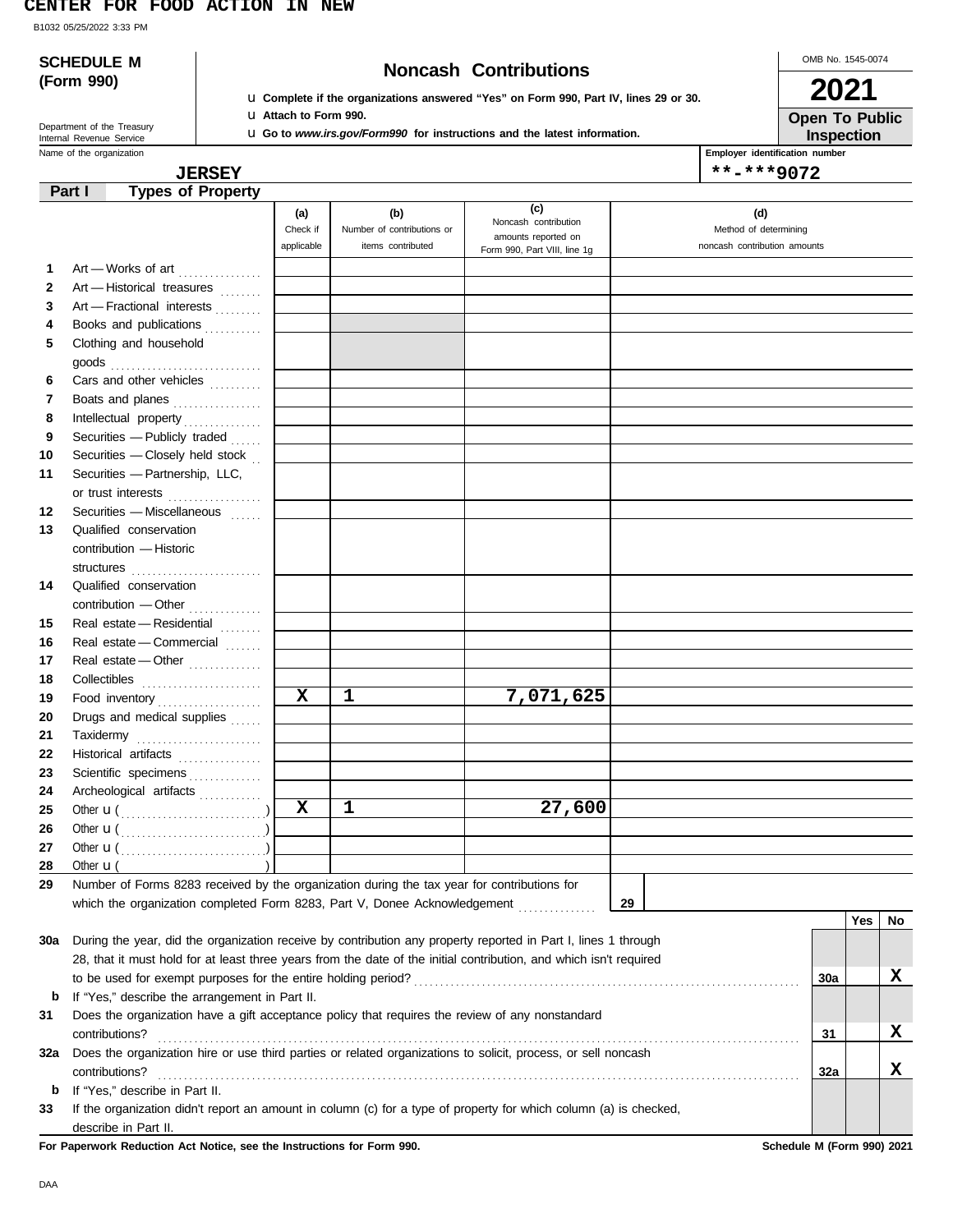CENTER FOR FOOD ACTION IN NEW

B1032 05/25/2022 3:33 PM

**SCHEDULE M (Form 990)**

Department of the Treasury
Internal Revenue Service

# Noncash Contributions

u Complete if the organizations answered "Yes" on Form 990, Part IV, lines 29 or 30.
u Attach to Form 990.
u Go to *www.irs.gov/Form990* for instructions and the latest information.

OMB No. 1545-0074

**2021**

**Open To Public Inspection**

Name of the organization: JERSEY

Employer identification number: **-***9072

## Part I — Types of Property

| | | (a) Check if applicable | (b) Number of contributions or items contributed | (c) Noncash contribution amounts reported on Form 990, Part VIII, line 1g | (d) Method of determining noncash contribution amounts |
|---|---|---|---|---|---|
| 1 | Art — Works of art | | | | |
| 2 | Art — Historical treasures | | | | |
| 3 | Art — Fractional interests | | | | |
| 4 | Books and publications | | | | |
| 5 | Clothing and household goods | | | | |
| 6 | Cars and other vehicles | | | | |
| 7 | Boats and planes | | | | |
| 8 | Intellectual property | | | | |
| 9 | Securities — Publicly traded | | | | |
| 10 | Securities — Closely held stock | | | | |
| 11 | Securities — Partnership, LLC, or trust interests | | | | |
| 12 | Securities — Miscellaneous | | | | |
| 13 | Qualified conservation contribution — Historic structures | | | | |
| 14 | Qualified conservation contribution — Other | | | | |
| 15 | Real estate — Residential | | | | |
| 16 | Real estate — Commercial | | | | |
| 17 | Real estate — Other | | | | |
| 18 | Collectibles | | | | |
| 19 | Food inventory | X | 1 | 7,071,625 | |
| 20 | Drugs and medical supplies | | | | |
| 21 | Taxidermy | | | | |
| 22 | Historical artifacts | | | | |
| 23 | Scientific specimens | | | | |
| 24 | Archeological artifacts | | | | |
| 25 | Other u ( ) | X | 1 | 27,600 | |
| 26 | Other u ( ) | | | | |
| 27 | Other u ( ) | | | | |
| 28 | Other u ( ) | | | | |

29 Number of Forms 8283 received by the organization during the tax year for contributions for which the organization completed Form 8283, Part V, Donee Acknowledgement ....... **29**

| | | | Yes | No |
|---|---|---|---|---|
| 30a | During the year, did the organization receive by contribution any property reported in Part I, lines 1 through 28, that it must hold for at least three years from the date of the initial contribution, and which isn't required to be used for exempt purposes for the entire holding period? | 30a | | X |
| b | If "Yes," describe the arrangement in Part II. | | | |
| 31 | Does the organization have a gift acceptance policy that requires the review of any nonstandard contributions? | 31 | | X |
| 32a | Does the organization hire or use third parties or related organizations to solicit, process, or sell noncash contributions? | 32a | | X |
| b | If "Yes," describe in Part II. | | | |
| 33 | If the organization didn't report an amount in column (c) for a type of property for which column (a) is checked, describe in Part II. | | | |

**For Paperwork Reduction Act Notice, see the Instructions for Form 990.** Schedule M (Form 990) 2021

DAA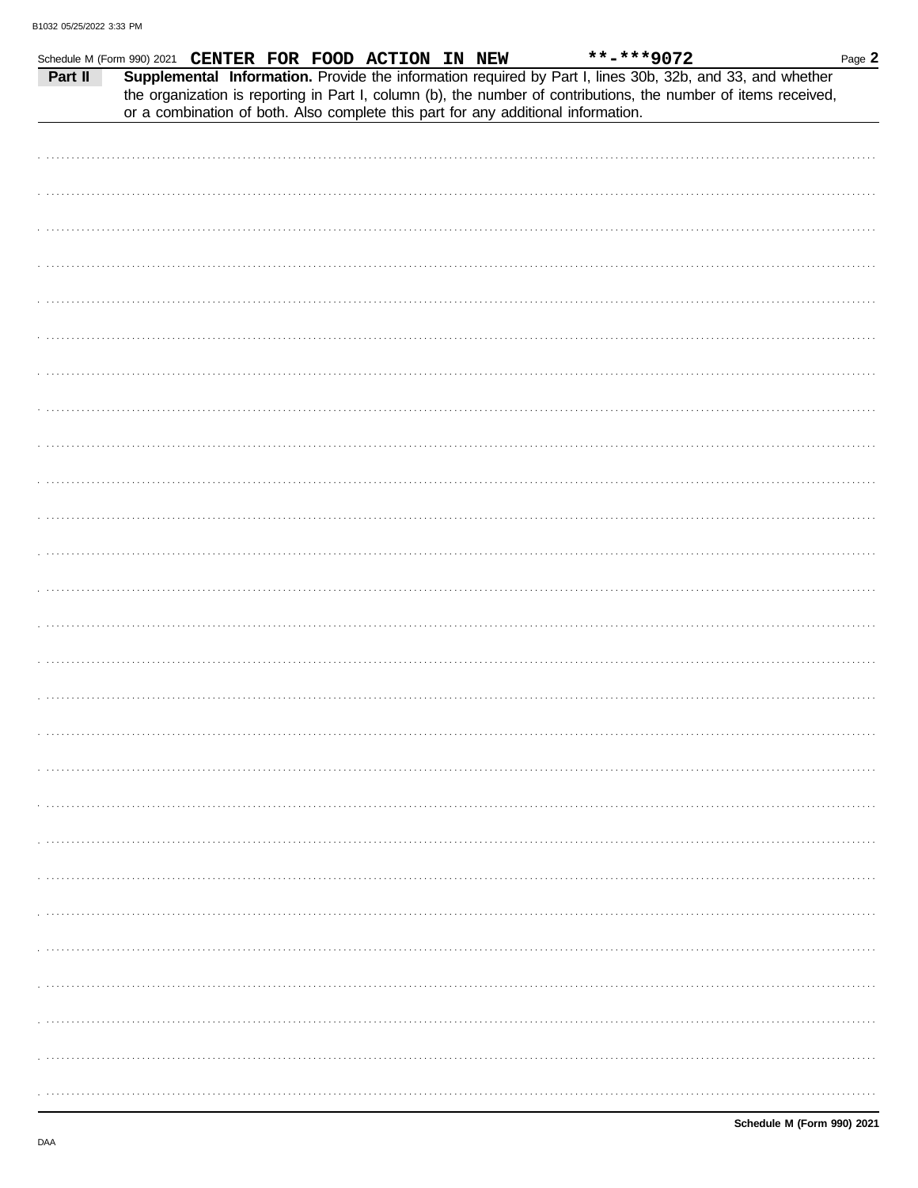Schedule M (Form 990) 2021 **CENTER FOR FOOD ACTION IN NEW** **-***9072

**Part II** **Supplemental Information.** Provide the information required by Part I, lines 30b, 32b, and 33, and whether the organization is reporting in Part I, column (b), the number of contributions, the number of items received, or a combination of both. Also complete this part for any additional information.

**Schedule M (Form 990) 2021**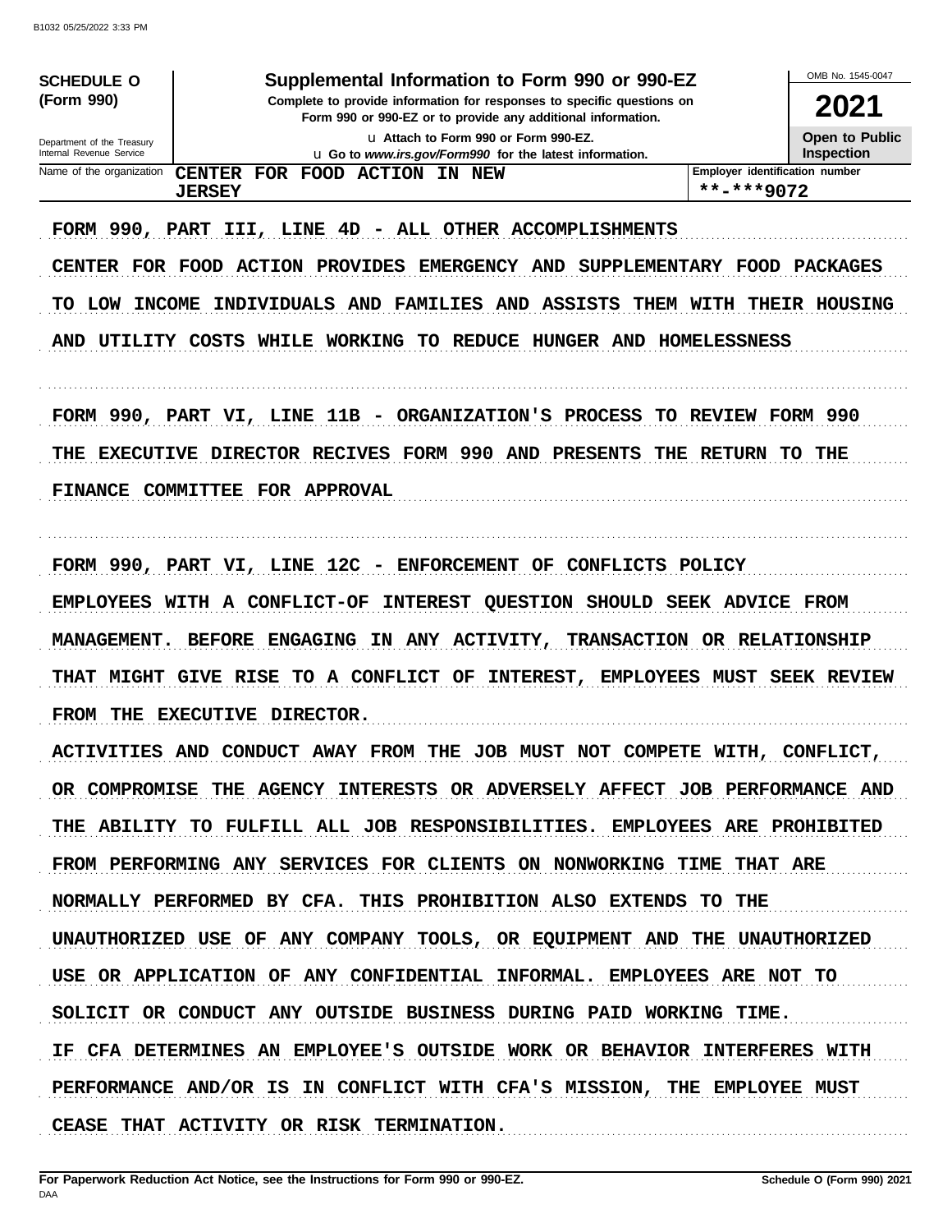**SCHEDULE O (Form 990)**

# Supplemental Information to Form 990 or 990-EZ

**Complete to provide information for responses to specific questions on Form 990 or 990-EZ or to provide any additional information.**

u Attach to Form 990 or Form 990-EZ.

u Go to *www.irs.gov/Form990* for the latest information.

OMB No. 1545-0047

**2021**

**Open to Public Inspection**

Department of the Treasury
Internal Revenue Service

| Name of the organization | Employer identification number |
|---|---|
| CENTER FOR FOOD ACTION IN NEW JERSEY | **-***9072 |

FORM 990, PART III, LINE 4D - ALL OTHER ACCOMPLISHMENTS

CENTER FOR FOOD ACTION PROVIDES EMERGENCY AND SUPPLEMENTARY FOOD PACKAGES TO LOW INCOME INDIVIDUALS AND FAMILIES AND ASSISTS THEM WITH THEIR HOUSING AND UTILITY COSTS WHILE WORKING TO REDUCE HUNGER AND HOMELESSNESS

FORM 990, PART VI, LINE 11B - ORGANIZATION'S PROCESS TO REVIEW FORM 990

THE EXECUTIVE DIRECTOR RECIVES FORM 990 AND PRESENTS THE RETURN TO THE FINANCE COMMITTEE FOR APPROVAL

FORM 990, PART VI, LINE 12C - ENFORCEMENT OF CONFLICTS POLICY

EMPLOYEES WITH A CONFLICT-OF INTEREST QUESTION SHOULD SEEK ADVICE FROM MANAGEMENT. BEFORE ENGAGING IN ANY ACTIVITY, TRANSACTION OR RELATIONSHIP THAT MIGHT GIVE RISE TO A CONFLICT OF INTEREST, EMPLOYEES MUST SEEK REVIEW FROM THE EXECUTIVE DIRECTOR.

ACTIVITIES AND CONDUCT AWAY FROM THE JOB MUST NOT COMPETE WITH, CONFLICT, OR COMPROMISE THE AGENCY INTERESTS OR ADVERSELY AFFECT JOB PERFORMANCE AND THE ABILITY TO FULFILL ALL JOB RESPONSIBILITIES. EMPLOYEES ARE PROHIBITED FROM PERFORMING ANY SERVICES FOR CLIENTS ON NONWORKING TIME THAT ARE NORMALLY PERFORMED BY CFA. THIS PROHIBITION ALSO EXTENDS TO THE UNAUTHORIZED USE OF ANY COMPANY TOOLS, OR EQUIPMENT AND THE UNAUTHORIZED USE OR APPLICATION OF ANY CONFIDENTIAL INFORMAL. EMPLOYEES ARE NOT TO SOLICIT OR CONDUCT ANY OUTSIDE BUSINESS DURING PAID WORKING TIME.

IF CFA DETERMINES AN EMPLOYEE'S OUTSIDE WORK OR BEHAVIOR INTERFERES WITH PERFORMANCE AND/OR IS IN CONFLICT WITH CFA'S MISSION, THE EMPLOYEE MUST CEASE THAT ACTIVITY OR RISK TERMINATION.

**For Paperwork Reduction Act Notice, see the Instructions for Form 990 or 990-EZ.** **Schedule O (Form 990) 2021**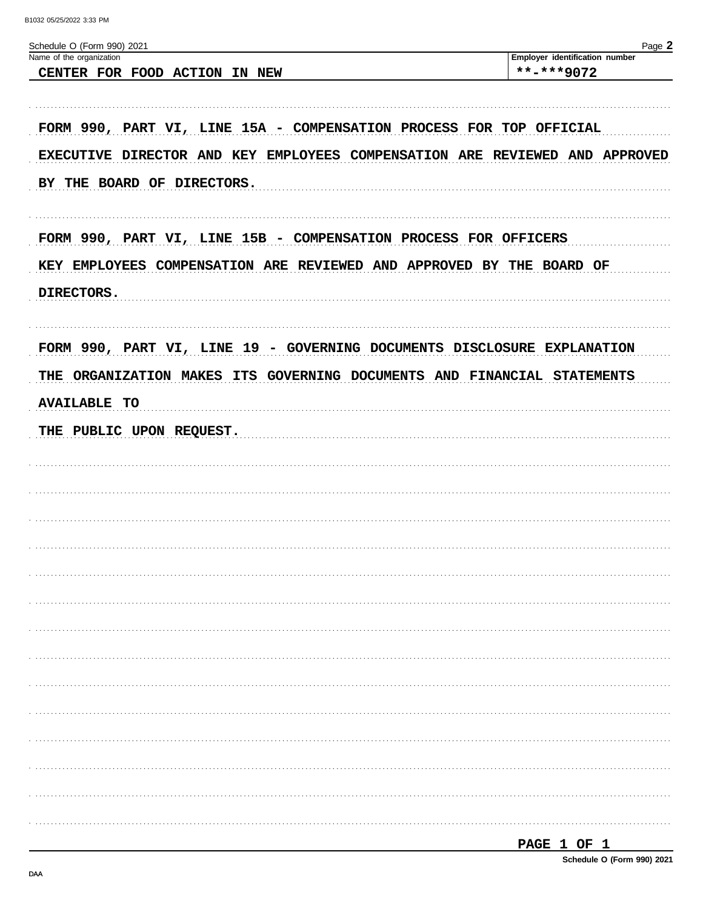Schedule O (Form 990) 2021

Name of the organization: CENTER FOR FOOD ACTION IN NEW

Employer identification number: **-***9072

FORM 990, PART VI, LINE 15A - COMPENSATION PROCESS FOR TOP OFFICIAL

EXECUTIVE DIRECTOR AND KEY EMPLOYEES COMPENSATION ARE REVIEWED AND APPROVED BY THE BOARD OF DIRECTORS.

FORM 990, PART VI, LINE 15B - COMPENSATION PROCESS FOR OFFICERS

KEY EMPLOYEES COMPENSATION ARE REVIEWED AND APPROVED BY THE BOARD OF DIRECTORS.

FORM 990, PART VI, LINE 19 - GOVERNING DOCUMENTS DISCLOSURE EXPLANATION

THE ORGANIZATION MAKES ITS GOVERNING DOCUMENTS AND FINANCIAL STATEMENTS AVAILABLE TO

THE PUBLIC UPON REQUEST.

Schedule O (Form 990) 2021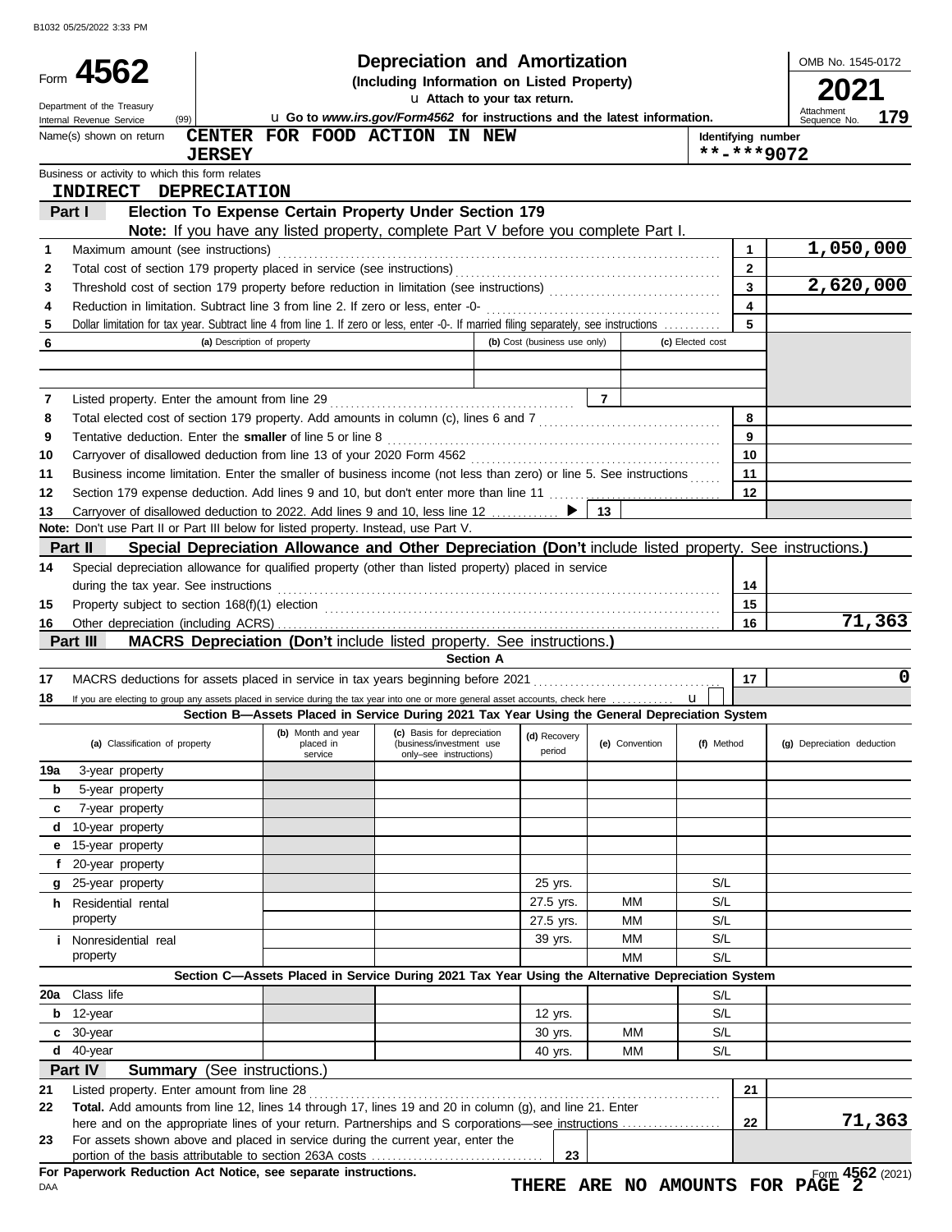# Form 4562 — Depreciation and Amortization (Including Information on Listed Property)

**2021**

OMB No. 1545-0172

Department of the Treasury
Internal Revenue Service (99)

u Attach to your tax return.

u Go to *www.irs.gov/Form4562* for instructions and the latest information.

Attachment Sequence No. **179**

Name(s) shown on return: **CENTER FOR FOOD ACTION IN NEW JERSEY**

Identifying number: **\*\*-\*\*\*9072**

Business or activity to which this form relates: **INDIRECT DEPRECIATION**

## Part I — Election To Expense Certain Property Under Section 179

**Note:** If you have any listed property, complete Part V before you complete Part I.

| Line | Description | Line | Amount |
|---|---|---|---|
| 1 | Maximum amount (see instructions) | 1 | 1,050,000 |
| 2 | Total cost of section 179 property placed in service (see instructions) | 2 | |
| 3 | Threshold cost of section 179 property before reduction in limitation (see instructions) | 3 | 2,620,000 |
| 4 | Reduction in limitation. Subtract line 3 from line 2. If zero or less, enter -0- | 4 | |
| 5 | Dollar limitation for tax year. Subtract line 4 from line 1. If zero or less, enter -0-. If married filing separately, see instructions | 5 | |

| 6 | (a) Description of property | (b) Cost (business use only) | (c) Elected cost |
|---|---|---|---|
| | | | |
| | | | |

| Line | Description | Line | Amount |
|---|---|---|---|
| 7 | Listed property. Enter the amount from line 29 | 7 | |
| 8 | Total elected cost of section 179 property. Add amounts in column (c), lines 6 and 7 | 8 | |
| 9 | Tentative deduction. Enter the **smaller** of line 5 or line 8 | 9 | |
| 10 | Carryover of disallowed deduction from line 13 of your 2020 Form 4562 | 10 | |
| 11 | Business income limitation. Enter the smaller of business income (not less than zero) or line 5. See instructions | 11 | |
| 12 | Section 179 expense deduction. Add lines 9 and 10, but don't enter more than line 11 | 12 | |
| 13 | Carryover of disallowed deduction to 2022. Add lines 9 and 10, less line 12 ▶ | 13 | |

**Note:** Don't use Part II or Part III below for listed property. Instead, use Part V.

## Part II — Special Depreciation Allowance and Other Depreciation (Don't include listed property. See instructions.)

| Line | Description | Line | Amount |
|---|---|---|---|
| 14 | Special depreciation allowance for qualified property (other than listed property) placed in service during the tax year. See instructions | 14 | |
| 15 | Property subject to section 168(f)(1) election | 15 | |
| 16 | Other depreciation (including ACRS) | 16 | 71,363 |

## Part III — MACRS Depreciation (Don't include listed property. See instructions.)

### Section A

| Line | Description | Line | Amount |
|---|---|---|---|
| 17 | MACRS deductions for assets placed in service in tax years beginning before 2021 | 17 | 0 |
| 18 | If you are electing to group any assets placed in service during the tax year into one or more general asset accounts, check here u ☐ | | |

### Section B—Assets Placed in Service During 2021 Tax Year Using the General Depreciation System

| | (a) Classification of property | (b) Month and year placed in service | (c) Basis for depreciation (business/investment use only–see instructions) | (d) Recovery period | (e) Convention | (f) Method | (g) Depreciation deduction |
|---|---|---|---|---|---|---|---|
| 19a | 3-year property | | | | | | |
| b | 5-year property | | | | | | |
| c | 7-year property | | | | | | |
| d | 10-year property | | | | | | |
| e | 15-year property | | | | | | |
| f | 20-year property | | | | | | |
| g | 25-year property | | | 25 yrs. | | S/L | |
| h | Residential rental property | | | 27.5 yrs. | MM | S/L | |
| | | | | 27.5 yrs. | MM | S/L | |
| i | Nonresidential real property | | | 39 yrs. | MM | S/L | |
| | | | | | MM | S/L | |

### Section C—Assets Placed in Service During 2021 Tax Year Using the Alternative Depreciation System

| | (a) Classification of property | (b) Month and year placed in service | (c) Basis for depreciation | (d) Recovery period | (e) Convention | (f) Method | (g) Depreciation deduction |
|---|---|---|---|---|---|---|---|
| 20a | Class life | | | | | S/L | |
| b | 12-year | | | 12 yrs. | | S/L | |
| c | 30-year | | | 30 yrs. | MM | S/L | |
| d | 40-year | | | 40 yrs. | MM | S/L | |

## Part IV — Summary (See instructions.)

| Line | Description | Line | Amount |
|---|---|---|---|
| 21 | Listed property. Enter amount from line 28 | 21 | |
| 22 | **Total.** Add amounts from line 12, lines 14 through 17, lines 19 and 20 in column (g), and line 21. Enter here and on the appropriate lines of your return. Partnerships and S corporations—see instructions | 22 | 71,363 |
| 23 | For assets shown above and placed in service during the current year, enter the portion of the basis attributable to section 263A costs | 23 | |

**For Paperwork Reduction Act Notice, see separate instructions.**

DAA

**THERE ARE NO AMOUNTS FOR PAGE 2**

Form **4562** (2021)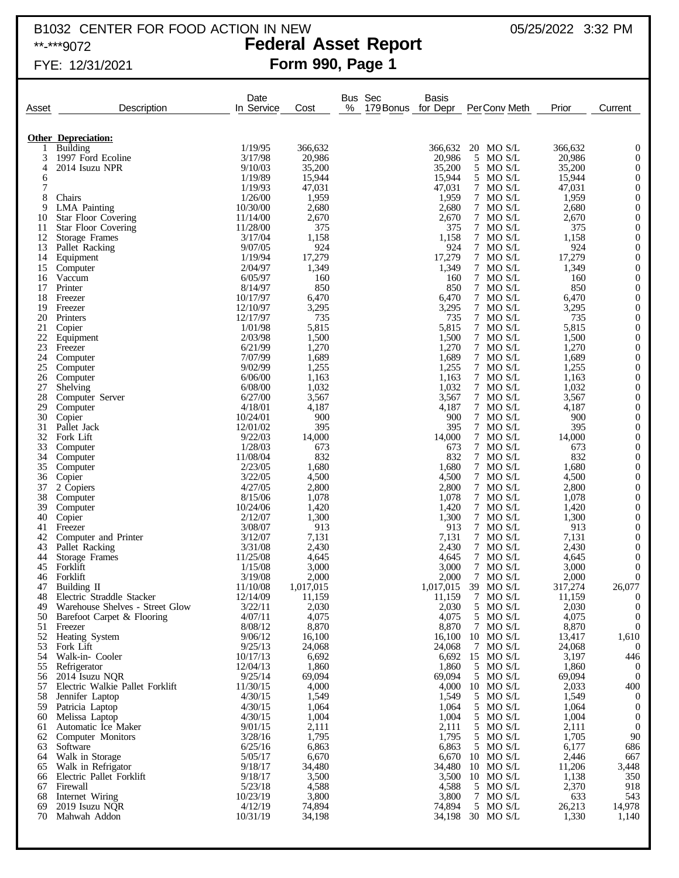B1032 CENTER FOR FOOD ACTION IN NEW 05/25/2022 3:32 PM
**-***9072

# Federal Asset Report

FYE: 12/31/2021

## Form 990, Page 1

| Asset | Description | Date In Service | Cost | Bus % | Sec 179 Bonus | Basis for Depr | Per | Conv | Meth | Prior | Current |
|---|---|---|---|---|---|---|---|---|---|---|---|
| **Other Depreciation:** | | | | | | | | | | | |
| 1 | Building | 1/19/95 | 366,632 | | | 366,632 | 20 | MO | S/L | 366,632 | 0 |
| 3 | 1997 Ford Ecoline | 3/17/98 | 20,986 | | | 20,986 | 5 | MO | S/L | 20,986 | 0 |
| 4 | 2014 Isuzu NPR | 9/10/03 | 35,200 | | | 35,200 | 5 | MO | S/L | 35,200 | 0 |
| 6 | | 1/19/89 | 15,944 | | | 15,944 | 5 | MO | S/L | 15,944 | 0 |
| 7 | | 1/19/93 | 47,031 | | | 47,031 | 7 | MO | S/L | 47,031 | 0 |
| 8 | Chairs | 1/26/00 | 1,959 | | | 1,959 | 7 | MO | S/L | 1,959 | 0 |
| 9 | LMA Painting | 10/30/00 | 2,680 | | | 2,680 | 7 | MO | S/L | 2,680 | 0 |
| 10 | Star Floor Covering | 11/14/00 | 2,670 | | | 2,670 | 7 | MO | S/L | 2,670 | 0 |
| 11 | Star Floor Covering | 11/28/00 | 375 | | | 375 | 7 | MO | S/L | 375 | 0 |
| 12 | Storage Frames | 3/17/04 | 1,158 | | | 1,158 | 7 | MO | S/L | 1,158 | 0 |
| 13 | Pallet Racking | 9/07/05 | 924 | | | 924 | 7 | MO | S/L | 924 | 0 |
| 14 | Equipment | 1/19/94 | 17,279 | | | 17,279 | 7 | MO | S/L | 17,279 | 0 |
| 15 | Computer | 2/04/97 | 1,349 | | | 1,349 | 7 | MO | S/L | 1,349 | 0 |
| 16 | Vaccum | 6/05/97 | 160 | | | 160 | 7 | MO | S/L | 160 | 0 |
| 17 | Printer | 8/14/97 | 850 | | | 850 | 7 | MO | S/L | 850 | 0 |
| 18 | Freezer | 10/17/97 | 6,470 | | | 6,470 | 7 | MO | S/L | 6,470 | 0 |
| 19 | Freezer | 12/10/97 | 3,295 | | | 3,295 | 7 | MO | S/L | 3,295 | 0 |
| 20 | Printers | 12/17/97 | 735 | | | 735 | 7 | MO | S/L | 735 | 0 |
| 21 | Copier | 1/01/98 | 5,815 | | | 5,815 | 7 | MO | S/L | 5,815 | 0 |
| 22 | Equipment | 2/03/98 | 1,500 | | | 1,500 | 7 | MO | S/L | 1,500 | 0 |
| 23 | Freezer | 6/21/99 | 1,270 | | | 1,270 | 7 | MO | S/L | 1,270 | 0 |
| 24 | Computer | 7/07/99 | 1,689 | | | 1,689 | 7 | MO | S/L | 1,689 | 0 |
| 25 | Computer | 9/02/99 | 1,255 | | | 1,255 | 7 | MO | S/L | 1,255 | 0 |
| 26 | Computer | 6/06/00 | 1,163 | | | 1,163 | 7 | MO | S/L | 1,163 | 0 |
| 27 | Shelving | 6/08/00 | 1,032 | | | 1,032 | 7 | MO | S/L | 1,032 | 0 |
| 28 | Computer Server | 6/27/00 | 3,567 | | | 3,567 | 7 | MO | S/L | 3,567 | 0 |
| 29 | Computer | 4/18/01 | 4,187 | | | 4,187 | 7 | MO | S/L | 4,187 | 0 |
| 30 | Copier | 10/24/01 | 900 | | | 900 | 7 | MO | S/L | 900 | 0 |
| 31 | Pallet Jack | 12/01/02 | 395 | | | 395 | 7 | MO | S/L | 395 | 0 |
| 32 | Fork Lift | 9/22/03 | 14,000 | | | 14,000 | 7 | MO | S/L | 14,000 | 0 |
| 33 | Computer | 1/28/03 | 673 | | | 673 | 7 | MO | S/L | 673 | 0 |
| 34 | Computer | 11/08/04 | 832 | | | 832 | 7 | MO | S/L | 832 | 0 |
| 35 | Computer | 2/23/05 | 1,680 | | | 1,680 | 7 | MO | S/L | 1,680 | 0 |
| 36 | Copier | 3/22/05 | 4,500 | | | 4,500 | 7 | MO | S/L | 4,500 | 0 |
| 37 | 2 Copiers | 4/27/05 | 2,800 | | | 2,800 | 7 | MO | S/L | 2,800 | 0 |
| 38 | Computer | 8/15/06 | 1,078 | | | 1,078 | 7 | MO | S/L | 1,078 | 0 |
| 39 | Computer | 10/24/06 | 1,420 | | | 1,420 | 7 | MO | S/L | 1,420 | 0 |
| 40 | Copier | 2/12/07 | 1,300 | | | 1,300 | 7 | MO | S/L | 1,300 | 0 |
| 41 | Freezer | 3/08/07 | 913 | | | 913 | 7 | MO | S/L | 913 | 0 |
| 42 | Computer and Printer | 3/12/07 | 7,131 | | | 7,131 | 7 | MO | S/L | 7,131 | 0 |
| 43 | Pallet Racking | 3/31/08 | 2,430 | | | 2,430 | 7 | MO | S/L | 2,430 | 0 |
| 44 | Storage Frames | 11/25/08 | 4,645 | | | 4,645 | 7 | MO | S/L | 4,645 | 0 |
| 45 | Forklift | 1/15/08 | 3,000 | | | 3,000 | 7 | MO | S/L | 3,000 | 0 |
| 46 | Forklift | 3/19/08 | 2,000 | | | 2,000 | 7 | MO | S/L | 2,000 | 0 |
| 47 | Building II | 11/10/08 | 1,017,015 | | | 1,017,015 | 39 | MO | S/L | 317,274 | 26,077 |
| 48 | Electric Straddle Stacker | 12/14/09 | 11,159 | | | 11,159 | 7 | MO | S/L | 11,159 | 0 |
| 49 | Warehouse Shelves - Street Glow | 3/22/11 | 2,030 | | | 2,030 | 5 | MO | S/L | 2,030 | 0 |
| 50 | Barefoot Carpet & Flooring | 4/07/11 | 4,075 | | | 4,075 | 5 | MO | S/L | 4,075 | 0 |
| 51 | Freezer | 8/08/12 | 8,870 | | | 8,870 | 7 | MO | S/L | 8,870 | 0 |
| 52 | Heating System | 9/06/12 | 16,100 | | | 16,100 | 10 | MO | S/L | 13,417 | 1,610 |
| 53 | Fork Lift | 9/25/13 | 24,068 | | | 24,068 | 7 | MO | S/L | 24,068 | 0 |
| 54 | Walk-in- Cooler | 10/17/13 | 6,692 | | | 6,692 | 15 | MO | S/L | 3,197 | 446 |
| 55 | Refrigerator | 12/04/13 | 1,860 | | | 1,860 | 5 | MO | S/L | 1,860 | 0 |
| 56 | 2014 Isuzu NQR | 9/25/14 | 69,094 | | | 69,094 | 5 | MO | S/L | 69,094 | 0 |
| 57 | Electric Walkie Pallet Forklift | 11/30/15 | 4,000 | | | 4,000 | 10 | MO | S/L | 2,033 | 400 |
| 58 | Jennifer Laptop | 4/30/15 | 1,549 | | | 1,549 | 5 | MO | S/L | 1,549 | 0 |
| 59 | Patricia Laptop | 4/30/15 | 1,064 | | | 1,064 | 5 | MO | S/L | 1,064 | 0 |
| 60 | Melissa Laptop | 4/30/15 | 1,004 | | | 1,004 | 5 | MO | S/L | 1,004 | 0 |
| 61 | Automatic Ice Maker | 9/01/15 | 2,111 | | | 2,111 | 5 | MO | S/L | 2,111 | 0 |
| 62 | Computer Monitors | 3/28/16 | 1,795 | | | 1,795 | 5 | MO | S/L | 1,705 | 90 |
| 63 | Software | 6/25/16 | 6,863 | | | 6,863 | 5 | MO | S/L | 6,177 | 686 |
| 64 | Walk in Storage | 5/05/17 | 6,670 | | | 6,670 | 10 | MO | S/L | 2,446 | 667 |
| 65 | Walk in Refrigator | 9/18/17 | 34,480 | | | 34,480 | 10 | MO | S/L | 11,206 | 3,448 |
| 66 | Electric Pallet Forklift | 9/18/17 | 3,500 | | | 3,500 | 10 | MO | S/L | 1,138 | 350 |
| 67 | Firewall | 5/23/18 | 4,588 | | | 4,588 | 5 | MO | S/L | 2,370 | 918 |
| 68 | Internet Wiring | 10/23/19 | 3,800 | | | 3,800 | 7 | MO | S/L | 633 | 543 |
| 69 | 2019 Isuzu NQR | 4/12/19 | 74,894 | | | 74,894 | 5 | MO | S/L | 26,213 | 14,978 |
| 70 | Mahwah Addon | 10/31/19 | 34,198 | | | 34,198 | 30 | MO | S/L | 1,330 | 1,140 |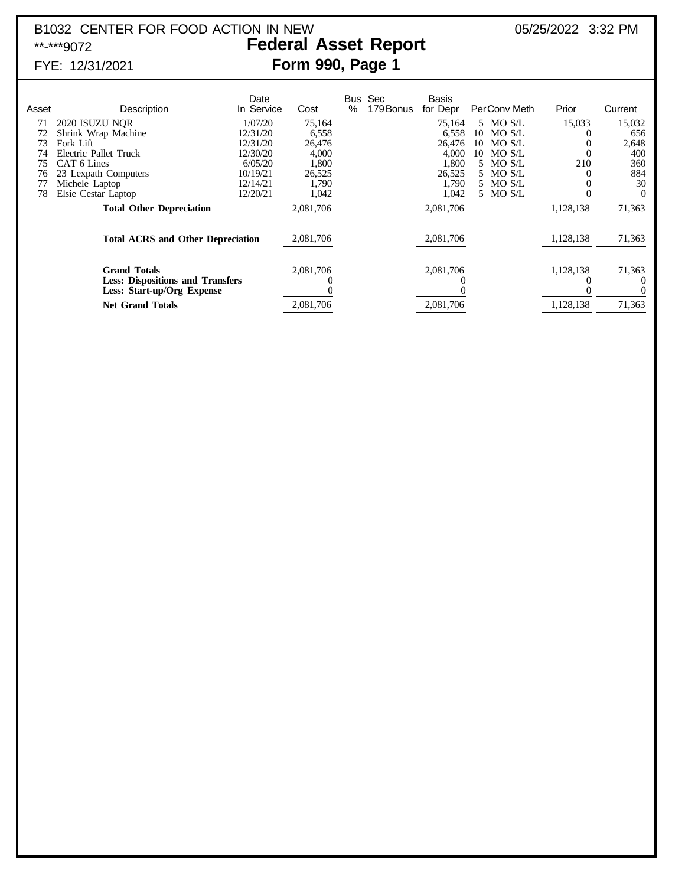B1032 CENTER FOR FOOD ACTION IN NEW

**-***9072

FYE: 12/31/2021

05/25/2022 3:32 PM

# Federal Asset Report

## Form 990, Page 1

| Asset | Description | Date In Service | Cost | Bus % | Sec 179 Bonus | Basis for Depr | Per | Conv | Meth | Prior | Current |
|---|---|---|---|---|---|---|---|---|---|---|---|
| 71 | 2020 ISUZU NQR | 1/07/20 | 75,164 | | | 75,164 | 5 | MO | S/L | 15,033 | 15,032 |
| 72 | Shrink Wrap Machine | 12/31/20 | 6,558 | | | 6,558 | 10 | MO | S/L | 0 | 656 |
| 73 | Fork Lift | 12/31/20 | 26,476 | | | 26,476 | 10 | MO | S/L | 0 | 2,648 |
| 74 | Electric Pallet Truck | 12/30/20 | 4,000 | | | 4,000 | 10 | MO | S/L | 0 | 400 |
| 75 | CAT 6 Lines | 6/05/20 | 1,800 | | | 1,800 | 5 | MO | S/L | 210 | 360 |
| 76 | 23 Lexpath Computers | 10/19/21 | 26,525 | | | 26,525 | 5 | MO | S/L | 0 | 884 |
| 77 | Michele Laptop | 12/14/21 | 1,790 | | | 1,790 | 5 | MO | S/L | 0 | 30 |
| 78 | Elsie Cestar Laptop | 12/20/21 | 1,042 | | | 1,042 | 5 | MO | S/L | 0 | 0 |
| | **Total Other Depreciation** | | 2,081,706 | | | 2,081,706 | | | | 1,128,138 | 71,363 |
| | **Total ACRS and Other Depreciation** | | 2,081,706 | | | 2,081,706 | | | | 1,128,138 | 71,363 |
| | **Grand Totals** | | 2,081,706 | | | 2,081,706 | | | | 1,128,138 | 71,363 |
| | **Less: Dispositions and Transfers** | | 0 | | | 0 | | | | 0 | 0 |
| | **Less: Start-up/Org Expense** | | 0 | | | 0 | | | | 0 | 0 |
| | **Net Grand Totals** | | 2,081,706 | | | 2,081,706 | | | | 1,128,138 | 71,363 |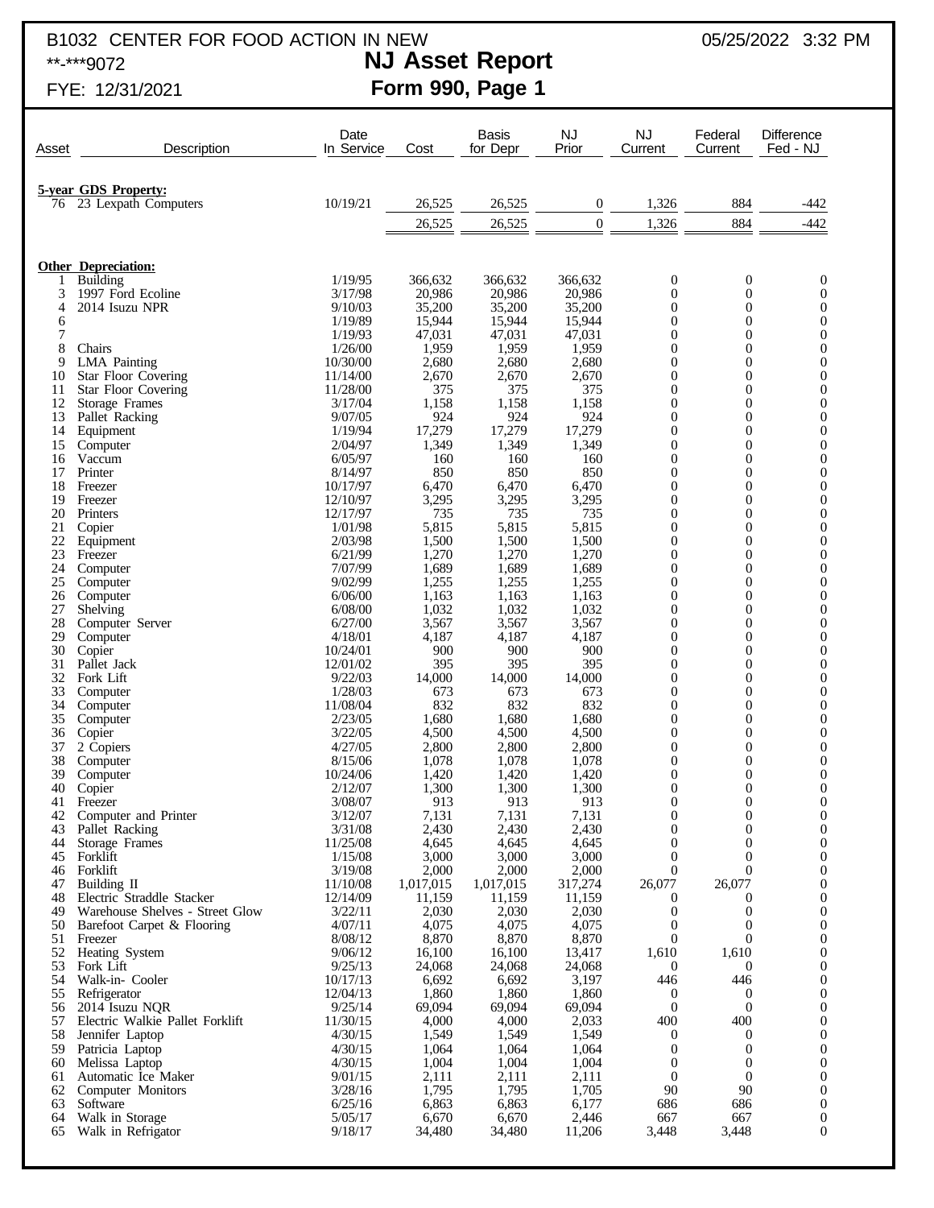B1032 CENTER FOR FOOD ACTION IN NEW
**-***9072
FYE: 12/31/2021

05/25/2022 3:32 PM

# NJ Asset Report
## Form 990, Page 1

| Asset | Description | Date In Service | Cost | Basis for Depr | NJ Prior | NJ Current | Federal Current | Difference Fed - NJ |
|---|---|---|---|---|---|---|---|---|
| | **5-year GDS Property:** | | | | | | | |
| 76 | 23 Lexpath Computers | 10/19/21 | 26,525 | 26,525 | 0 | 1,326 | 884 | -442 |
| | | | 26,525 | 26,525 | 0 | 1,326 | 884 | -442 |
| | **Other Depreciation:** | | | | | | | |
| 1 | Building | 1/19/95 | 366,632 | 366,632 | 366,632 | 0 | 0 | 0 |
| 3 | 1997 Ford Ecoline | 3/17/98 | 20,986 | 20,986 | 20,986 | 0 | 0 | 0 |
| 4 | 2014 Isuzu NPR | 9/10/03 | 35,200 | 35,200 | 35,200 | 0 | 0 | 0 |
| 6 | | 1/19/89 | 15,944 | 15,944 | 15,944 | 0 | 0 | 0 |
| 7 | | 1/19/93 | 47,031 | 47,031 | 47,031 | 0 | 0 | 0 |
| 8 | Chairs | 1/26/00 | 1,959 | 1,959 | 1,959 | 0 | 0 | 0 |
| 9 | LMA Painting | 10/30/00 | 2,680 | 2,680 | 2,680 | 0 | 0 | 0 |
| 10 | Star Floor Covering | 11/14/00 | 2,670 | 2,670 | 2,670 | 0 | 0 | 0 |
| 11 | Star Floor Covering | 11/28/00 | 375 | 375 | 375 | 0 | 0 | 0 |
| 12 | Storage Frames | 3/17/04 | 1,158 | 1,158 | 1,158 | 0 | 0 | 0 |
| 13 | Pallet Racking | 9/07/05 | 924 | 924 | 924 | 0 | 0 | 0 |
| 14 | Equipment | 1/19/94 | 17,279 | 17,279 | 17,279 | 0 | 0 | 0 |
| 15 | Computer | 2/04/97 | 1,349 | 1,349 | 1,349 | 0 | 0 | 0 |
| 16 | Vaccum | 6/05/97 | 160 | 160 | 160 | 0 | 0 | 0 |
| 17 | Printer | 8/14/97 | 850 | 850 | 850 | 0 | 0 | 0 |
| 18 | Freezer | 10/17/97 | 6,470 | 6,470 | 6,470 | 0 | 0 | 0 |
| 19 | Freezer | 12/10/97 | 3,295 | 3,295 | 3,295 | 0 | 0 | 0 |
| 20 | Printers | 12/17/97 | 735 | 735 | 735 | 0 | 0 | 0 |
| 21 | Copier | 1/01/98 | 5,815 | 5,815 | 5,815 | 0 | 0 | 0 |
| 22 | Equipment | 2/03/98 | 1,500 | 1,500 | 1,500 | 0 | 0 | 0 |
| 23 | Freezer | 6/21/99 | 1,270 | 1,270 | 1,270 | 0 | 0 | 0 |
| 24 | Computer | 7/07/99 | 1,689 | 1,689 | 1,689 | 0 | 0 | 0 |
| 25 | Computer | 9/02/99 | 1,255 | 1,255 | 1,255 | 0 | 0 | 0 |
| 26 | Computer | 6/06/00 | 1,163 | 1,163 | 1,163 | 0 | 0 | 0 |
| 27 | Shelving | 6/08/00 | 1,032 | 1,032 | 1,032 | 0 | 0 | 0 |
| 28 | Computer Server | 6/27/00 | 3,567 | 3,567 | 3,567 | 0 | 0 | 0 |
| 29 | Computer | 4/18/01 | 4,187 | 4,187 | 4,187 | 0 | 0 | 0 |
| 30 | Copier | 10/24/01 | 900 | 900 | 900 | 0 | 0 | 0 |
| 31 | Pallet Jack | 12/01/02 | 395 | 395 | 395 | 0 | 0 | 0 |
| 32 | Fork Lift | 9/22/03 | 14,000 | 14,000 | 14,000 | 0 | 0 | 0 |
| 33 | Computer | 1/28/03 | 673 | 673 | 673 | 0 | 0 | 0 |
| 34 | Computer | 11/08/04 | 832 | 832 | 832 | 0 | 0 | 0 |
| 35 | Computer | 2/23/05 | 1,680 | 1,680 | 1,680 | 0 | 0 | 0 |
| 36 | Copier | 3/22/05 | 4,500 | 4,500 | 4,500 | 0 | 0 | 0 |
| 37 | 2 Copiers | 4/27/05 | 2,800 | 2,800 | 2,800 | 0 | 0 | 0 |
| 38 | Computer | 8/15/06 | 1,078 | 1,078 | 1,078 | 0 | 0 | 0 |
| 39 | Computer | 10/24/06 | 1,420 | 1,420 | 1,420 | 0 | 0 | 0 |
| 40 | Copier | 2/12/07 | 1,300 | 1,300 | 1,300 | 0 | 0 | 0 |
| 41 | Freezer | 3/08/07 | 913 | 913 | 913 | 0 | 0 | 0 |
| 42 | Computer and Printer | 3/12/07 | 7,131 | 7,131 | 7,131 | 0 | 0 | 0 |
| 43 | Pallet Racking | 3/31/08 | 2,430 | 2,430 | 2,430 | 0 | 0 | 0 |
| 44 | Storage Frames | 11/25/08 | 4,645 | 4,645 | 4,645 | 0 | 0 | 0 |
| 45 | Forklift | 1/15/08 | 3,000 | 3,000 | 3,000 | 0 | 0 | 0 |
| 46 | Forklift | 3/19/08 | 2,000 | 2,000 | 2,000 | 0 | 0 | 0 |
| 47 | Building II | 11/10/08 | 1,017,015 | 1,017,015 | 317,274 | 26,077 | 26,077 | 0 |
| 48 | Electric Straddle Stacker | 12/14/09 | 11,159 | 11,159 | 11,159 | 0 | 0 | 0 |
| 49 | Warehouse Shelves - Street Glow | 3/22/11 | 2,030 | 2,030 | 2,030 | 0 | 0 | 0 |
| 50 | Barefoot Carpet & Flooring | 4/07/11 | 4,075 | 4,075 | 4,075 | 0 | 0 | 0 |
| 51 | Freezer | 8/08/12 | 8,870 | 8,870 | 8,870 | 0 | 0 | 0 |
| 52 | Heating System | 9/06/12 | 16,100 | 16,100 | 13,417 | 1,610 | 1,610 | 0 |
| 53 | Fork Lift | 9/25/13 | 24,068 | 24,068 | 24,068 | 0 | 0 | 0 |
| 54 | Walk-in- Cooler | 10/17/13 | 6,692 | 6,692 | 3,197 | 446 | 446 | 0 |
| 55 | Refrigerator | 12/04/13 | 1,860 | 1,860 | 1,860 | 0 | 0 | 0 |
| 56 | 2014 Isuzu NQR | 9/25/14 | 69,094 | 69,094 | 69,094 | 0 | 0 | 0 |
| 57 | Electric Walkie Pallet Forklift | 11/30/15 | 4,000 | 4,000 | 2,033 | 400 | 400 | 0 |
| 58 | Jennifer Laptop | 4/30/15 | 1,549 | 1,549 | 1,549 | 0 | 0 | 0 |
| 59 | Patricia Laptop | 4/30/15 | 1,064 | 1,064 | 1,064 | 0 | 0 | 0 |
| 60 | Melissa Laptop | 4/30/15 | 1,004 | 1,004 | 1,004 | 0 | 0 | 0 |
| 61 | Automatic Ice Maker | 9/01/15 | 2,111 | 2,111 | 2,111 | 0 | 0 | 0 |
| 62 | Computer Monitors | 3/28/16 | 1,795 | 1,795 | 1,705 | 90 | 90 | 0 |
| 63 | Software | 6/25/16 | 6,863 | 6,863 | 6,177 | 686 | 686 | 0 |
| 64 | Walk in Storage | 5/05/17 | 6,670 | 6,670 | 2,446 | 667 | 667 | 0 |
| 65 | Walk in Refrigator | 9/18/17 | 34,480 | 34,480 | 11,206 | 3,448 | 3,448 | 0 |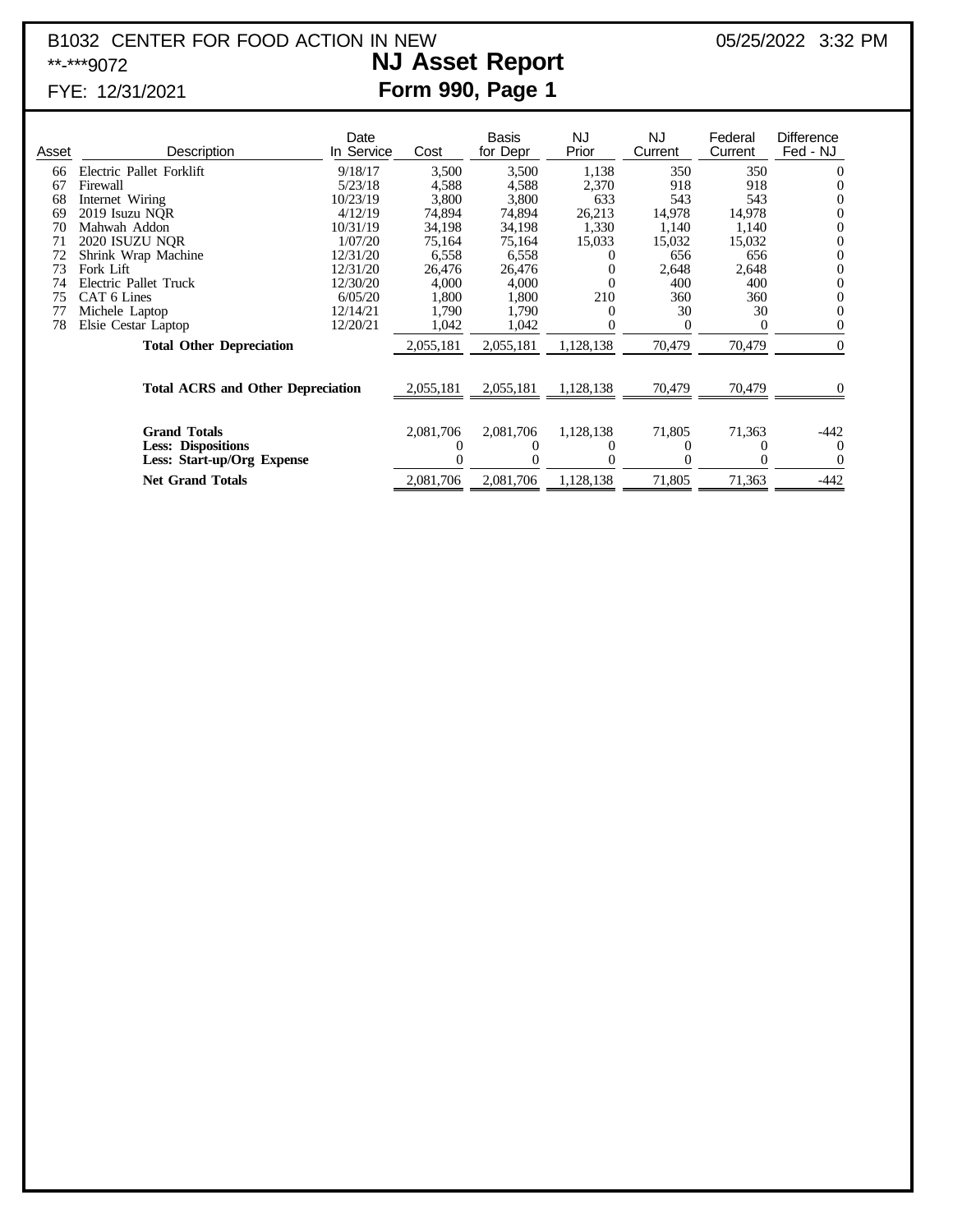B1032 CENTER FOR FOOD ACTION IN NEW

**-***9072

FYE: 12/31/2021

05/25/2022 3:32 PM

# NJ Asset Report
## Form 990, Page 1

| Asset | Description | Date In Service | Cost | Basis for Depr | NJ Prior | NJ Current | Federal Current | Difference Fed - NJ |
|---|---|---|---|---|---|---|---|---|
| 66 | Electric Pallet Forklift | 9/18/17 | 3,500 | 3,500 | 1,138 | 350 | 350 | 0 |
| 67 | Firewall | 5/23/18 | 4,588 | 4,588 | 2,370 | 918 | 918 | 0 |
| 68 | Internet Wiring | 10/23/19 | 3,800 | 3,800 | 633 | 543 | 543 | 0 |
| 69 | 2019 Isuzu NQR | 4/12/19 | 74,894 | 74,894 | 26,213 | 14,978 | 14,978 | 0 |
| 70 | Mahwah Addon | 10/31/19 | 34,198 | 34,198 | 1,330 | 1,140 | 1,140 | 0 |
| 71 | 2020 ISUZU NQR | 1/07/20 | 75,164 | 75,164 | 15,033 | 15,032 | 15,032 | 0 |
| 72 | Shrink Wrap Machine | 12/31/20 | 6,558 | 6,558 | 0 | 656 | 656 | 0 |
| 73 | Fork Lift | 12/31/20 | 26,476 | 26,476 | 0 | 2,648 | 2,648 | 0 |
| 74 | Electric Pallet Truck | 12/30/20 | 4,000 | 4,000 | 0 | 400 | 400 | 0 |
| 75 | CAT 6 Lines | 6/05/20 | 1,800 | 1,800 | 210 | 360 | 360 | 0 |
| 77 | Michele Laptop | 12/14/21 | 1,790 | 1,790 | 0 | 30 | 30 | 0 |
| 78 | Elsie Cestar Laptop | 12/20/21 | 1,042 | 1,042 | 0 | 0 | 0 | 0 |
| | **Total Other Depreciation** | | 2,055,181 | 2,055,181 | 1,128,138 | 70,479 | 70,479 | 0 |
| | **Total ACRS and Other Depreciation** | | 2,055,181 | 2,055,181 | 1,128,138 | 70,479 | 70,479 | 0 |
| | **Grand Totals** | | 2,081,706 | 2,081,706 | 1,128,138 | 71,805 | 71,363 | -442 |
| | **Less: Dispositions** | | 0 | 0 | 0 | 0 | 0 | 0 |
| | **Less: Start-up/Org Expense** | | 0 | 0 | 0 | 0 | 0 | 0 |
| | **Net Grand Totals** | | 2,081,706 | 2,081,706 | 1,128,138 | 71,805 | 71,363 | -442 |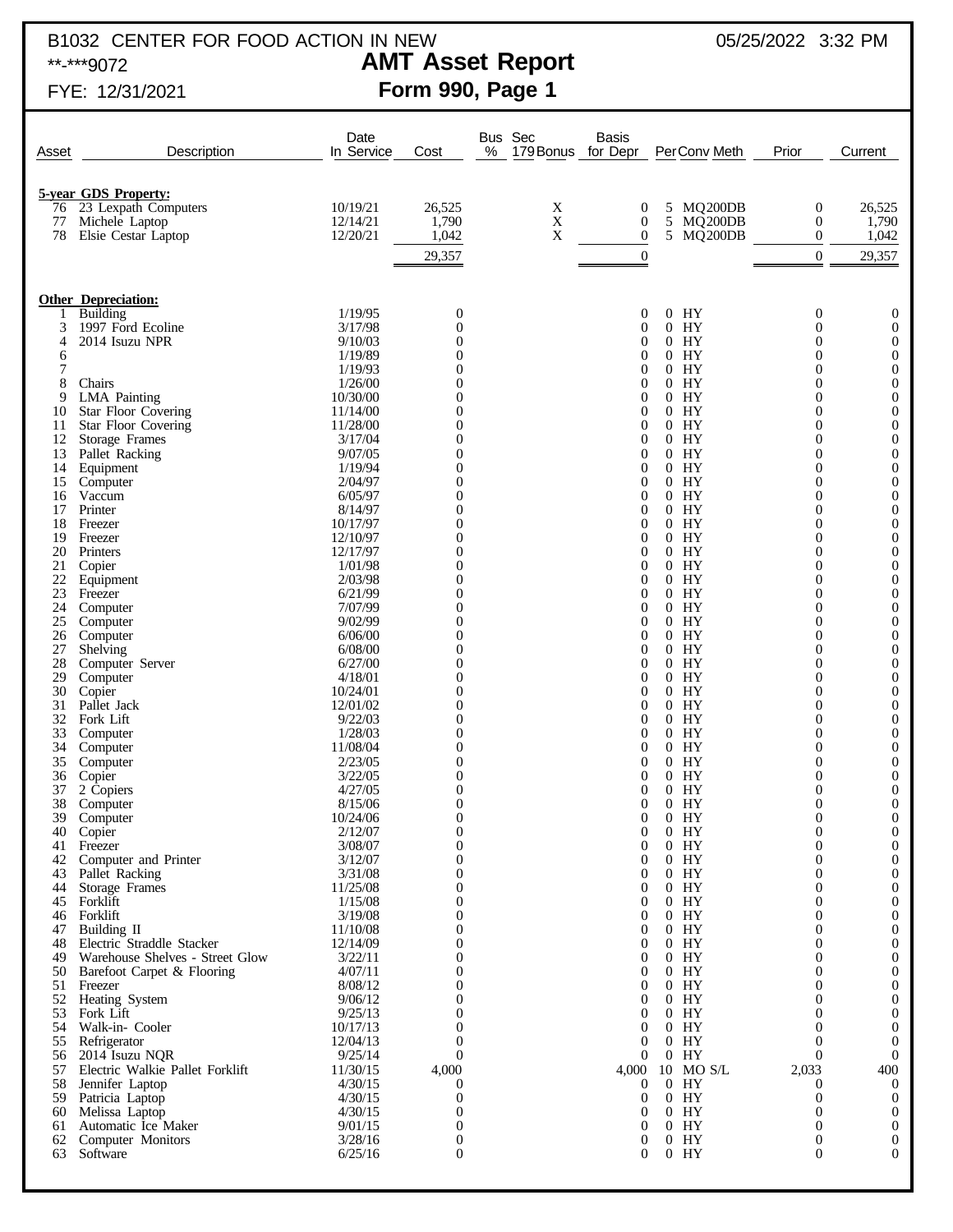B1032 CENTER FOR FOOD ACTION IN NEW    05/25/2022 3:32 PM

**-***9072

# AMT Asset Report

## Form 990, Page 1

FYE: 12/31/2021

| Asset | Description | Date In Service | Cost | Bus % | Sec 179 Bonus | Basis for Depr | Per | Conv | Meth | Prior | Current |
|---|---|---|---|---|---|---|---|---|---|---|---|
| | **5-year GDS Property:** | | | | | | | | | | |
| 76 | 23 Lexpath Computers | 10/19/21 | 26,525 | | X | 0 | 5 | MQ | 200DB | 0 | 26,525 |
| 77 | Michele Laptop | 12/14/21 | 1,790 | | X | 0 | 5 | MQ | 200DB | 0 | 1,790 |
| 78 | Elsie Cestar Laptop | 12/20/21 | 1,042 | | X | 0 | 5 | MQ | 200DB | 0 | 1,042 |
| | | | 29,357 | | | 0 | | | | 0 | 29,357 |
| | **Other Depreciation:** | | | | | | | | | | |
| 1 | Building | 1/19/95 | 0 | | | 0 | 0 | HY | | 0 | 0 |
| 3 | 1997 Ford Ecoline | 3/17/98 | 0 | | | 0 | 0 | HY | | 0 | 0 |
| 4 | 2014 Isuzu NPR | 9/10/03 | 0 | | | 0 | 0 | HY | | 0 | 0 |
| 6 | | 1/19/89 | 0 | | | 0 | 0 | HY | | 0 | 0 |
| 7 | | 1/19/93 | 0 | | | 0 | 0 | HY | | 0 | 0 |
| 8 | Chairs | 1/26/00 | 0 | | | 0 | 0 | HY | | 0 | 0 |
| 9 | LMA Painting | 10/30/00 | 0 | | | 0 | 0 | HY | | 0 | 0 |
| 10 | Star Floor Covering | 11/14/00 | 0 | | | 0 | 0 | HY | | 0 | 0 |
| 11 | Star Floor Covering | 11/28/00 | 0 | | | 0 | 0 | HY | | 0 | 0 |
| 12 | Storage Frames | 3/17/04 | 0 | | | 0 | 0 | HY | | 0 | 0 |
| 13 | Pallet Racking | 9/07/05 | 0 | | | 0 | 0 | HY | | 0 | 0 |
| 14 | Equipment | 1/19/94 | 0 | | | 0 | 0 | HY | | 0 | 0 |
| 15 | Computer | 2/04/97 | 0 | | | 0 | 0 | HY | | 0 | 0 |
| 16 | Vaccum | 6/05/97 | 0 | | | 0 | 0 | HY | | 0 | 0 |
| 17 | Printer | 8/14/97 | 0 | | | 0 | 0 | HY | | 0 | 0 |
| 18 | Freezer | 10/17/97 | 0 | | | 0 | 0 | HY | | 0 | 0 |
| 19 | Freezer | 12/10/97 | 0 | | | 0 | 0 | HY | | 0 | 0 |
| 20 | Printers | 12/17/97 | 0 | | | 0 | 0 | HY | | 0 | 0 |
| 21 | Copier | 1/01/98 | 0 | | | 0 | 0 | HY | | 0 | 0 |
| 22 | Equipment | 2/03/98 | 0 | | | 0 | 0 | HY | | 0 | 0 |
| 23 | Freezer | 6/21/99 | 0 | | | 0 | 0 | HY | | 0 | 0 |
| 24 | Computer | 7/07/99 | 0 | | | 0 | 0 | HY | | 0 | 0 |
| 25 | Computer | 9/02/99 | 0 | | | 0 | 0 | HY | | 0 | 0 |
| 26 | Computer | 6/06/00 | 0 | | | 0 | 0 | HY | | 0 | 0 |
| 27 | Shelving | 6/08/00 | 0 | | | 0 | 0 | HY | | 0 | 0 |
| 28 | Computer Server | 6/27/00 | 0 | | | 0 | 0 | HY | | 0 | 0 |
| 29 | Computer | 4/18/01 | 0 | | | 0 | 0 | HY | | 0 | 0 |
| 30 | Copier | 10/24/01 | 0 | | | 0 | 0 | HY | | 0 | 0 |
| 31 | Pallet Jack | 12/01/02 | 0 | | | 0 | 0 | HY | | 0 | 0 |
| 32 | Fork Lift | 9/22/03 | 0 | | | 0 | 0 | HY | | 0 | 0 |
| 33 | Computer | 1/28/03 | 0 | | | 0 | 0 | HY | | 0 | 0 |
| 34 | Computer | 11/08/04 | 0 | | | 0 | 0 | HY | | 0 | 0 |
| 35 | Computer | 2/23/05 | 0 | | | 0 | 0 | HY | | 0 | 0 |
| 36 | Copier | 3/22/05 | 0 | | | 0 | 0 | HY | | 0 | 0 |
| 37 | 2 Copiers | 4/27/05 | 0 | | | 0 | 0 | HY | | 0 | 0 |
| 38 | Computer | 8/15/06 | 0 | | | 0 | 0 | HY | | 0 | 0 |
| 39 | Computer | 10/24/06 | 0 | | | 0 | 0 | HY | | 0 | 0 |
| 40 | Copier | 2/12/07 | 0 | | | 0 | 0 | HY | | 0 | 0 |
| 41 | Freezer | 3/08/07 | 0 | | | 0 | 0 | HY | | 0 | 0 |
| 42 | Computer and Printer | 3/12/07 | 0 | | | 0 | 0 | HY | | 0 | 0 |
| 43 | Pallet Racking | 3/31/08 | 0 | | | 0 | 0 | HY | | 0 | 0 |
| 44 | Storage Frames | 11/25/08 | 0 | | | 0 | 0 | HY | | 0 | 0 |
| 45 | Forklift | 1/15/08 | 0 | | | 0 | 0 | HY | | 0 | 0 |
| 46 | Forklift | 3/19/08 | 0 | | | 0 | 0 | HY | | 0 | 0 |
| 47 | Building II | 11/10/08 | 0 | | | 0 | 0 | HY | | 0 | 0 |
| 48 | Electric Straddle Stacker | 12/14/09 | 0 | | | 0 | 0 | HY | | 0 | 0 |
| 49 | Warehouse Shelves - Street Glow | 3/22/11 | 0 | | | 0 | 0 | HY | | 0 | 0 |
| 50 | Barefoot Carpet & Flooring | 4/07/11 | 0 | | | 0 | 0 | HY | | 0 | 0 |
| 51 | Freezer | 8/08/12 | 0 | | | 0 | 0 | HY | | 0 | 0 |
| 52 | Heating System | 9/06/12 | 0 | | | 0 | 0 | HY | | 0 | 0 |
| 53 | Fork Lift | 9/25/13 | 0 | | | 0 | 0 | HY | | 0 | 0 |
| 54 | Walk-in- Cooler | 10/17/13 | 0 | | | 0 | 0 | HY | | 0 | 0 |
| 55 | Refrigerator | 12/04/13 | 0 | | | 0 | 0 | HY | | 0 | 0 |
| 56 | 2014 Isuzu NQR | 9/25/14 | 0 | | | 0 | 0 | HY | | 0 | 0 |
| 57 | Electric Walkie Pallet Forklift | 11/30/15 | 4,000 | | | 4,000 | 10 | MO | S/L | 2,033 | 400 |
| 58 | Jennifer Laptop | 4/30/15 | 0 | | | 0 | 0 | HY | | 0 | 0 |
| 59 | Patricia Laptop | 4/30/15 | 0 | | | 0 | 0 | HY | | 0 | 0 |
| 60 | Melissa Laptop | 4/30/15 | 0 | | | 0 | 0 | HY | | 0 | 0 |
| 61 | Automatic Ice Maker | 9/01/15 | 0 | | | 0 | 0 | HY | | 0 | 0 |
| 62 | Computer Monitors | 3/28/16 | 0 | | | 0 | 0 | HY | | 0 | 0 |
| 63 | Software | 6/25/16 | 0 | | | 0 | 0 | HY | | 0 | 0 |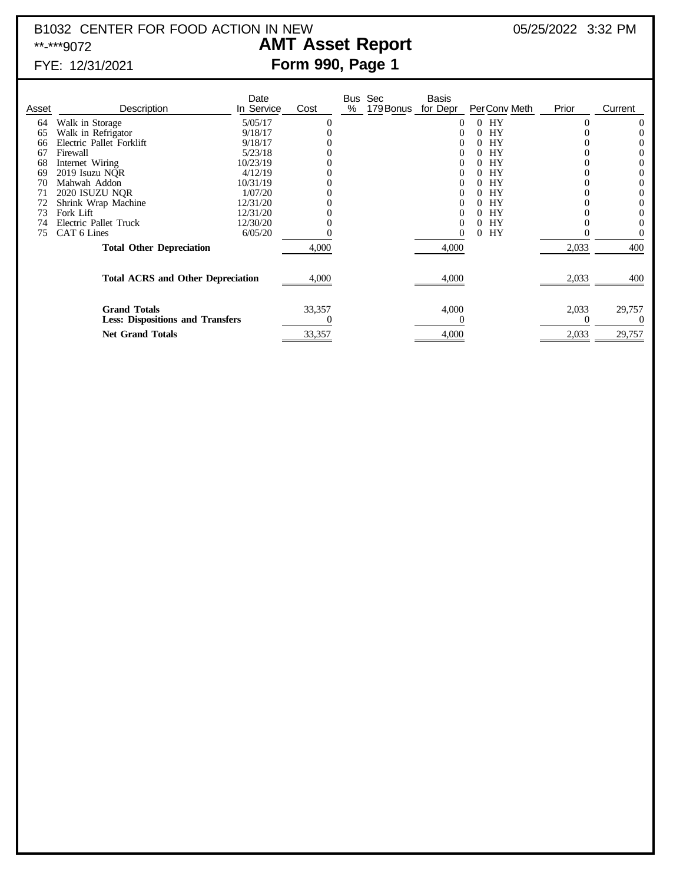B1032 CENTER FOR FOOD ACTION IN NEW — 05/25/2022 3:32 PM

**-***9072

# AMT Asset Report

## Form 990, Page 1

FYE: 12/31/2021

| Asset | Description | Date In Service | Cost | Bus % | Sec 179 Bonus | Basis for Depr | Per | Conv | Meth | Prior | Current |
|---|---|---|---|---|---|---|---|---|---|---|---|
| 64 | Walk in Storage | 5/05/17 | 0 | | | 0 | 0 | HY | | 0 | 0 |
| 65 | Walk in Refrigator | 9/18/17 | 0 | | | 0 | 0 | HY | | 0 | 0 |
| 66 | Electric Pallet Forklift | 9/18/17 | 0 | | | 0 | 0 | HY | | 0 | 0 |
| 67 | Firewall | 5/23/18 | 0 | | | 0 | 0 | HY | | 0 | 0 |
| 68 | Internet Wiring | 10/23/19 | 0 | | | 0 | 0 | HY | | 0 | 0 |
| 69 | 2019 Isuzu NQR | 4/12/19 | 0 | | | 0 | 0 | HY | | 0 | 0 |
| 70 | Mahwah Addon | 10/31/19 | 0 | | | 0 | 0 | HY | | 0 | 0 |
| 71 | 2020 ISUZU NQR | 1/07/20 | 0 | | | 0 | 0 | HY | | 0 | 0 |
| 72 | Shrink Wrap Machine | 12/31/20 | 0 | | | 0 | 0 | HY | | 0 | 0 |
| 73 | Fork Lift | 12/31/20 | 0 | | | 0 | 0 | HY | | 0 | 0 |
| 74 | Electric Pallet Truck | 12/30/20 | 0 | | | 0 | 0 | HY | | 0 | 0 |
| 75 | CAT 6 Lines | 6/05/20 | 0 | | | 0 | 0 | HY | | 0 | 0 |
| | **Total Other Depreciation** | | 4,000 | | | 4,000 | | | | 2,033 | 400 |
| | **Total ACRS and Other Depreciation** | | 4,000 | | | 4,000 | | | | 2,033 | 400 |
| | **Grand Totals** | | 33,357 | | | 4,000 | | | | 2,033 | 29,757 |
| | **Less: Dispositions and Transfers** | | 0 | | | 0 | | | | 0 | 0 |
| | **Net Grand Totals** | | 33,357 | | | 4,000 | | | | 2,033 | 29,757 |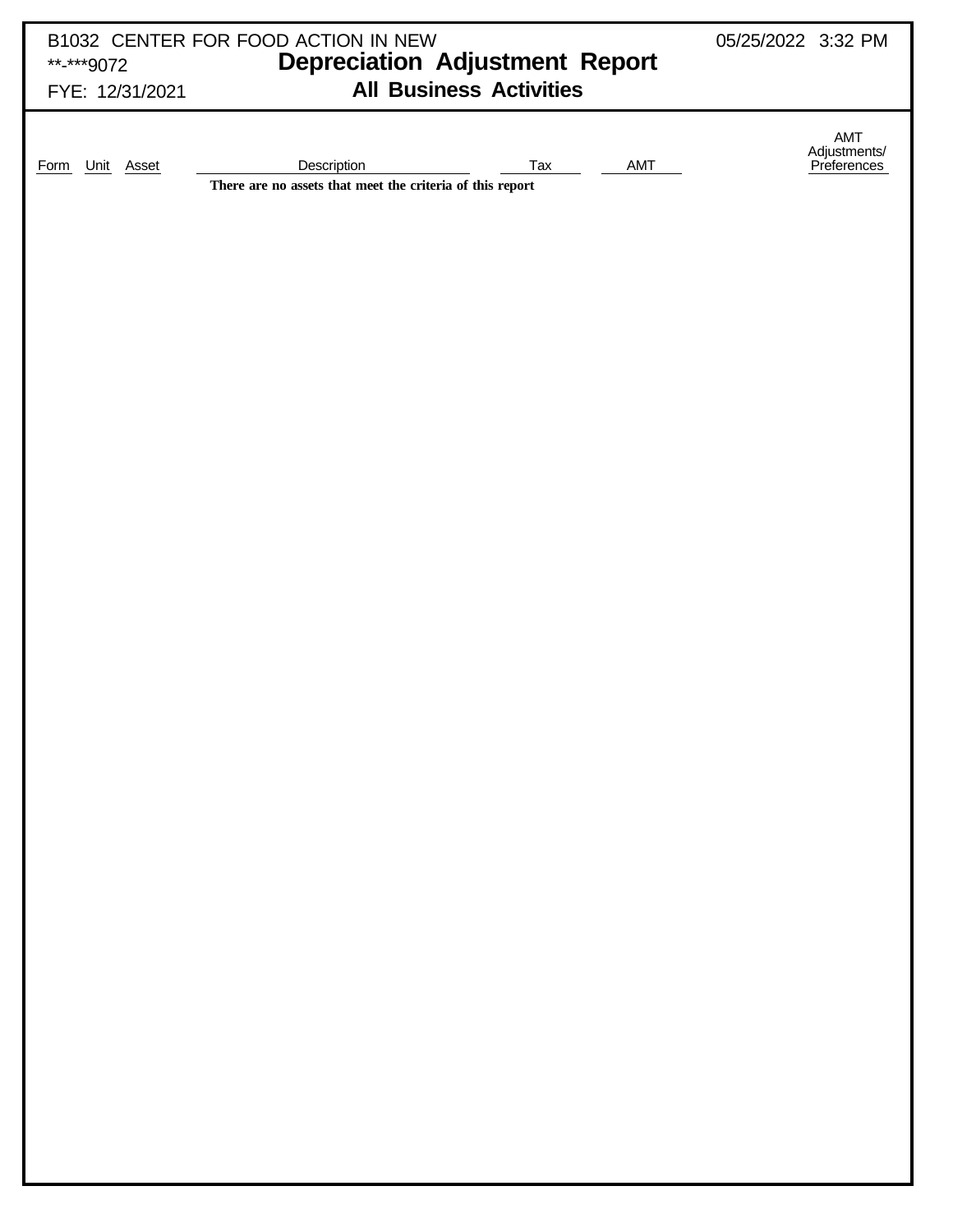B1032 CENTER FOR FOOD ACTION IN NEW

**-***9072

FYE: 12/31/2021

05/25/2022 3:32 PM

# Depreciation Adjustment Report

## All Business Activities

| Form | Unit | Asset | Description | Tax | AMT | AMT Adjustments/ Preferences |
|---|---|---|---|---|---|---|

**There are no assets that meet the criteria of this report**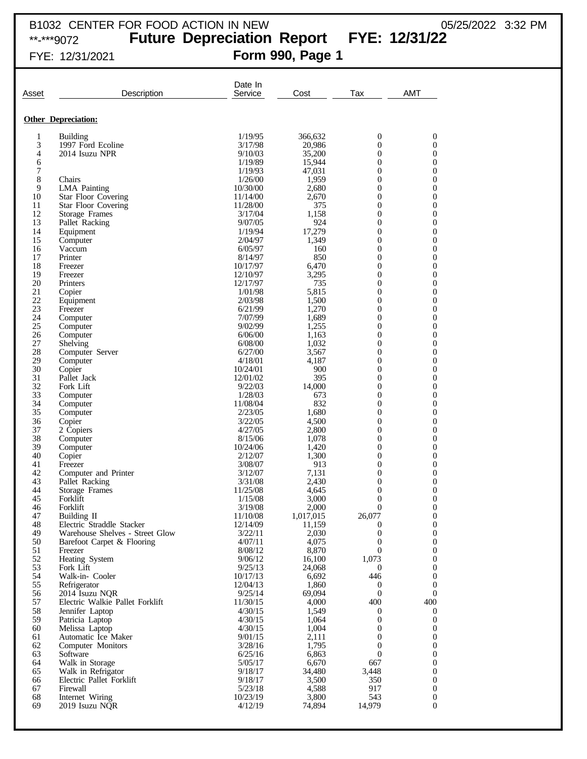# B1032 CENTER FOR FOOD ACTION IN NEW

05/25/2022 3:32 PM

**-***9072 **Future Depreciation Report FYE: 12/31/22**

FYE: 12/31/2021 **Form 990, Page 1**

| Asset | Description | Date In Service | Cost | Tax | AMT |
|---|---|---|---|---|---|
| **Other Depreciation:** | | | | | |
| 1 | Building | 1/19/95 | 366,632 | 0 | 0 |
| 3 | 1997 Ford Ecoline | 3/17/98 | 20,986 | 0 | 0 |
| 4 | 2014 Isuzu NPR | 9/10/03 | 35,200 | 0 | 0 |
| 6 | | 1/19/89 | 15,944 | 0 | 0 |
| 7 | | 1/19/93 | 47,031 | 0 | 0 |
| 8 | Chairs | 1/26/00 | 1,959 | 0 | 0 |
| 9 | LMA Painting | 10/30/00 | 2,680 | 0 | 0 |
| 10 | Star Floor Covering | 11/14/00 | 2,670 | 0 | 0 |
| 11 | Star Floor Covering | 11/28/00 | 375 | 0 | 0 |
| 12 | Storage Frames | 3/17/04 | 1,158 | 0 | 0 |
| 13 | Pallet Racking | 9/07/05 | 924 | 0 | 0 |
| 14 | Equipment | 1/19/94 | 17,279 | 0 | 0 |
| 15 | Computer | 2/04/97 | 1,349 | 0 | 0 |
| 16 | Vaccum | 6/05/97 | 160 | 0 | 0 |
| 17 | Printer | 8/14/97 | 850 | 0 | 0 |
| 18 | Freezer | 10/17/97 | 6,470 | 0 | 0 |
| 19 | Freezer | 12/10/97 | 3,295 | 0 | 0 |
| 20 | Printers | 12/17/97 | 735 | 0 | 0 |
| 21 | Copier | 1/01/98 | 5,815 | 0 | 0 |
| 22 | Equipment | 2/03/98 | 1,500 | 0 | 0 |
| 23 | Freezer | 6/21/99 | 1,270 | 0 | 0 |
| 24 | Computer | 7/07/99 | 1,689 | 0 | 0 |
| 25 | Computer | 9/02/99 | 1,255 | 0 | 0 |
| 26 | Computer | 6/06/00 | 1,163 | 0 | 0 |
| 27 | Shelving | 6/08/00 | 1,032 | 0 | 0 |
| 28 | Computer Server | 6/27/00 | 3,567 | 0 | 0 |
| 29 | Computer | 4/18/01 | 4,187 | 0 | 0 |
| 30 | Copier | 10/24/01 | 900 | 0 | 0 |
| 31 | Pallet Jack | 12/01/02 | 395 | 0 | 0 |
| 32 | Fork Lift | 9/22/03 | 14,000 | 0 | 0 |
| 33 | Computer | 1/28/03 | 673 | 0 | 0 |
| 34 | Computer | 11/08/04 | 832 | 0 | 0 |
| 35 | Computer | 2/23/05 | 1,680 | 0 | 0 |
| 36 | Copier | 3/22/05 | 4,500 | 0 | 0 |
| 37 | 2 Copiers | 4/27/05 | 2,800 | 0 | 0 |
| 38 | Computer | 8/15/06 | 1,078 | 0 | 0 |
| 39 | Computer | 10/24/06 | 1,420 | 0 | 0 |
| 40 | Copier | 2/12/07 | 1,300 | 0 | 0 |
| 41 | Freezer | 3/08/07 | 913 | 0 | 0 |
| 42 | Computer and Printer | 3/12/07 | 7,131 | 0 | 0 |
| 43 | Pallet Racking | 3/31/08 | 2,430 | 0 | 0 |
| 44 | Storage Frames | 11/25/08 | 4,645 | 0 | 0 |
| 45 | Forklift | 1/15/08 | 3,000 | 0 | 0 |
| 46 | Forklift | 3/19/08 | 2,000 | 0 | 0 |
| 47 | Building II | 11/10/08 | 1,017,015 | 26,077 | 0 |
| 48 | Electric Straddle Stacker | 12/14/09 | 11,159 | 0 | 0 |
| 49 | Warehouse Shelves - Street Glow | 3/22/11 | 2,030 | 0 | 0 |
| 50 | Barefoot Carpet & Flooring | 4/07/11 | 4,075 | 0 | 0 |
| 51 | Freezer | 8/08/12 | 8,870 | 0 | 0 |
| 52 | Heating System | 9/06/12 | 16,100 | 1,073 | 0 |
| 53 | Fork Lift | 9/25/13 | 24,068 | 0 | 0 |
| 54 | Walk-in- Cooler | 10/17/13 | 6,692 | 446 | 0 |
| 55 | Refrigerator | 12/04/13 | 1,860 | 0 | 0 |
| 56 | 2014 Isuzu NQR | 9/25/14 | 69,094 | 0 | 0 |
| 57 | Electric Walkie Pallet Forklift | 11/30/15 | 4,000 | 400 | 400 |
| 58 | Jennifer Laptop | 4/30/15 | 1,549 | 0 | 0 |
| 59 | Patricia Laptop | 4/30/15 | 1,064 | 0 | 0 |
| 60 | Melissa Laptop | 4/30/15 | 1,004 | 0 | 0 |
| 61 | Automatic Ice Maker | 9/01/15 | 2,111 | 0 | 0 |
| 62 | Computer Monitors | 3/28/16 | 1,795 | 0 | 0 |
| 63 | Software | 6/25/16 | 6,863 | 0 | 0 |
| 64 | Walk in Storage | 5/05/17 | 6,670 | 667 | 0 |
| 65 | Walk in Refrigator | 9/18/17 | 34,480 | 3,448 | 0 |
| 66 | Electric Pallet Forklift | 9/18/17 | 3,500 | 350 | 0 |
| 67 | Firewall | 5/23/18 | 4,588 | 917 | 0 |
| 68 | Internet Wiring | 10/23/19 | 3,800 | 543 | 0 |
| 69 | 2019 Isuzu NQR | 4/12/19 | 74,894 | 14,979 | 0 |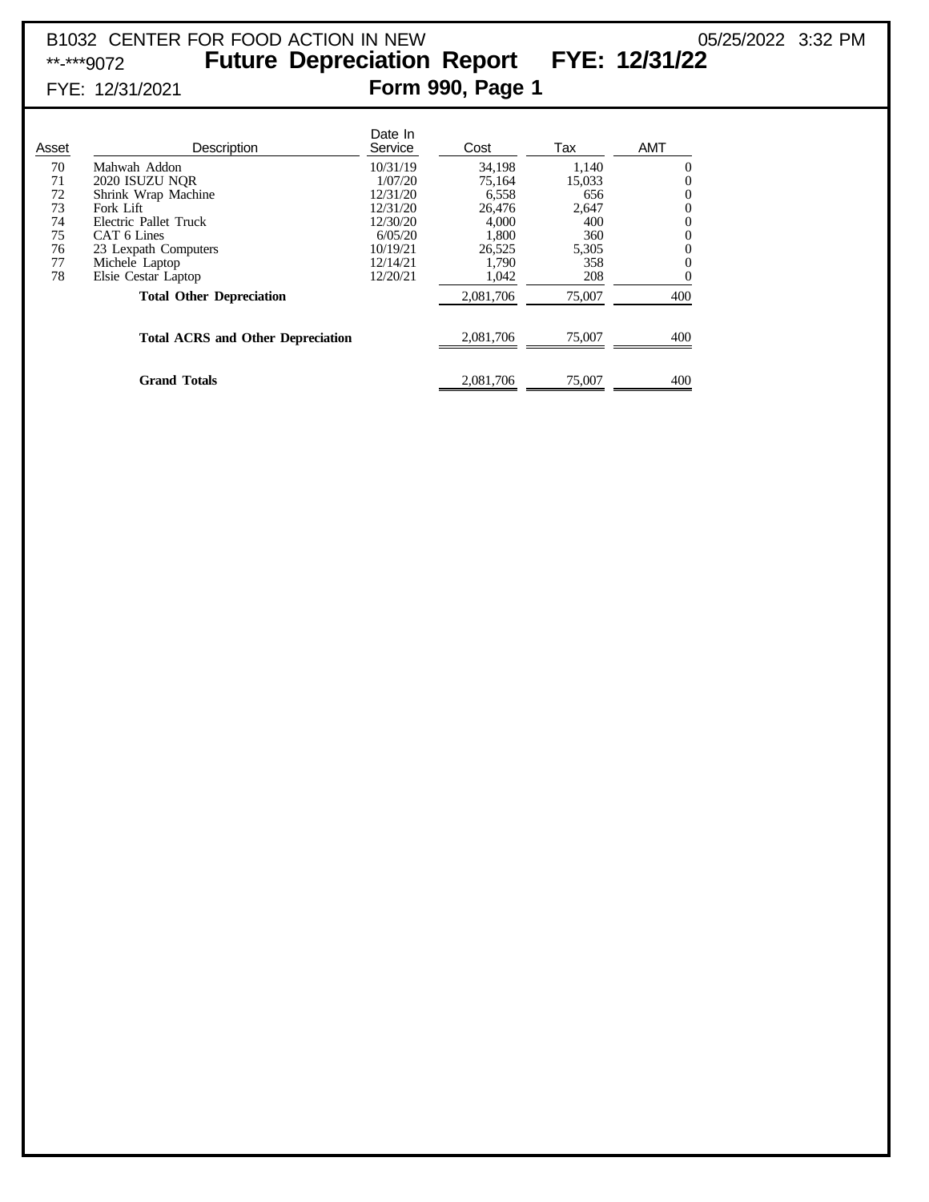B1032 CENTER FOR FOOD ACTION IN NEW 05/25/2022 3:32 PM

**-***9072

# Future Depreciation Report FYE: 12/31/22

FYE: 12/31/2021

## Form 990, Page 1

| Asset | Description | Date In Service | Cost | Tax | AMT |
|---|---|---|---|---|---|
| 70 | Mahwah Addon | 10/31/19 | 34,198 | 1,140 | 0 |
| 71 | 2020 ISUZU NQR | 1/07/20 | 75,164 | 15,033 | 0 |
| 72 | Shrink Wrap Machine | 12/31/20 | 6,558 | 656 | 0 |
| 73 | Fork Lift | 12/31/20 | 26,476 | 2,647 | 0 |
| 74 | Electric Pallet Truck | 12/30/20 | 4,000 | 400 | 0 |
| 75 | CAT 6 Lines | 6/05/20 | 1,800 | 360 | 0 |
| 76 | 23 Lexpath Computers | 10/19/21 | 26,525 | 5,305 | 0 |
| 77 | Michele Laptop | 12/14/21 | 1,790 | 358 | 0 |
| 78 | Elsie Cestar Laptop | 12/20/21 | 1,042 | 208 | 0 |
| | **Total Other Depreciation** | | 2,081,706 | 75,007 | 400 |
| | **Total ACRS and Other Depreciation** | | 2,081,706 | 75,007 | 400 |
| | **Grand Totals** | | 2,081,706 | 75,007 | 400 |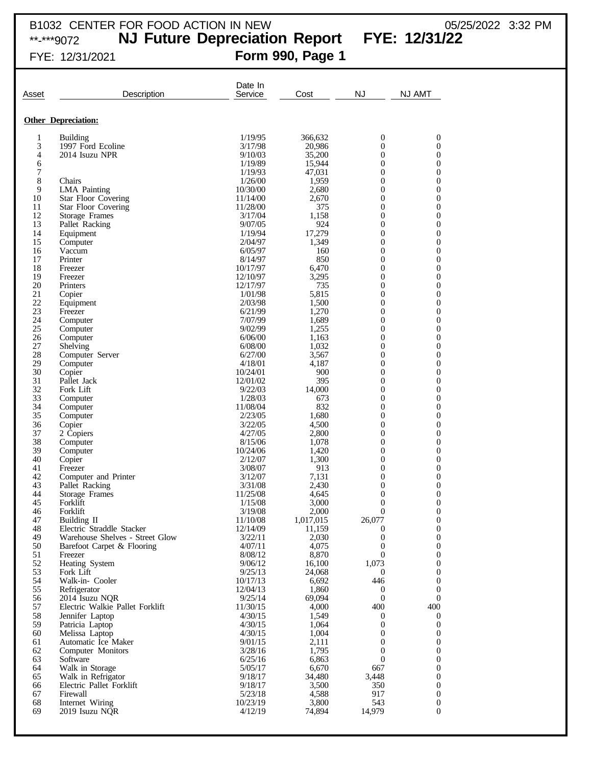B1032 CENTER FOR FOOD ACTION IN NEW 05/25/2022 3:32 PM

**-***9072 **NJ Future Depreciation Report FYE: 12/31/22**

FYE: 12/31/2021 **Form 990, Page 1**

| Asset | Description | Date In Service | Cost | NJ | NJ AMT |
|---|---|---|---|---|---|
| **Other Depreciation:** | | | | | |
| 1 | Building | 1/19/95 | 366,632 | 0 | 0 |
| 3 | 1997 Ford Ecoline | 3/17/98 | 20,986 | 0 | 0 |
| 4 | 2014 Isuzu NPR | 9/10/03 | 35,200 | 0 | 0 |
| 6 | | 1/19/89 | 15,944 | 0 | 0 |
| 7 | | 1/19/93 | 47,031 | 0 | 0 |
| 8 | Chairs | 1/26/00 | 1,959 | 0 | 0 |
| 9 | LMA Painting | 10/30/00 | 2,680 | 0 | 0 |
| 10 | Star Floor Covering | 11/14/00 | 2,670 | 0 | 0 |
| 11 | Star Floor Covering | 11/28/00 | 375 | 0 | 0 |
| 12 | Storage Frames | 3/17/04 | 1,158 | 0 | 0 |
| 13 | Pallet Racking | 9/07/05 | 924 | 0 | 0 |
| 14 | Equipment | 1/19/94 | 17,279 | 0 | 0 |
| 15 | Computer | 2/04/97 | 1,349 | 0 | 0 |
| 16 | Vaccum | 6/05/97 | 160 | 0 | 0 |
| 17 | Printer | 8/14/97 | 850 | 0 | 0 |
| 18 | Freezer | 10/17/97 | 6,470 | 0 | 0 |
| 19 | Freezer | 12/10/97 | 3,295 | 0 | 0 |
| 20 | Printers | 12/17/97 | 735 | 0 | 0 |
| 21 | Copier | 1/01/98 | 5,815 | 0 | 0 |
| 22 | Equipment | 2/03/98 | 1,500 | 0 | 0 |
| 23 | Freezer | 6/21/99 | 1,270 | 0 | 0 |
| 24 | Computer | 7/07/99 | 1,689 | 0 | 0 |
| 25 | Computer | 9/02/99 | 1,255 | 0 | 0 |
| 26 | Computer | 6/06/00 | 1,163 | 0 | 0 |
| 27 | Shelving | 6/08/00 | 1,032 | 0 | 0 |
| 28 | Computer Server | 6/27/00 | 3,567 | 0 | 0 |
| 29 | Computer | 4/18/01 | 4,187 | 0 | 0 |
| 30 | Copier | 10/24/01 | 900 | 0 | 0 |
| 31 | Pallet Jack | 12/01/02 | 395 | 0 | 0 |
| 32 | Fork Lift | 9/22/03 | 14,000 | 0 | 0 |
| 33 | Computer | 1/28/03 | 673 | 0 | 0 |
| 34 | Computer | 11/08/04 | 832 | 0 | 0 |
| 35 | Computer | 2/23/05 | 1,680 | 0 | 0 |
| 36 | Copier | 3/22/05 | 4,500 | 0 | 0 |
| 37 | 2 Copiers | 4/27/05 | 2,800 | 0 | 0 |
| 38 | Computer | 8/15/06 | 1,078 | 0 | 0 |
| 39 | Computer | 10/24/06 | 1,420 | 0 | 0 |
| 40 | Copier | 2/12/07 | 1,300 | 0 | 0 |
| 41 | Freezer | 3/08/07 | 913 | 0 | 0 |
| 42 | Computer and Printer | 3/12/07 | 7,131 | 0 | 0 |
| 43 | Pallet Racking | 3/31/08 | 2,430 | 0 | 0 |
| 44 | Storage Frames | 11/25/08 | 4,645 | 0 | 0 |
| 45 | Forklift | 1/15/08 | 3,000 | 0 | 0 |
| 46 | Forklift | 3/19/08 | 2,000 | 0 | 0 |
| 47 | Building II | 11/10/08 | 1,017,015 | 26,077 | 0 |
| 48 | Electric Straddle Stacker | 12/14/09 | 11,159 | 0 | 0 |
| 49 | Warehouse Shelves - Street Glow | 3/22/11 | 2,030 | 0 | 0 |
| 50 | Barefoot Carpet & Flooring | 4/07/11 | 4,075 | 0 | 0 |
| 51 | Freezer | 8/08/12 | 8,870 | 0 | 0 |
| 52 | Heating System | 9/06/12 | 16,100 | 1,073 | 0 |
| 53 | Fork Lift | 9/25/13 | 24,068 | 0 | 0 |
| 54 | Walk-in- Cooler | 10/17/13 | 6,692 | 446 | 0 |
| 55 | Refrigerator | 12/04/13 | 1,860 | 0 | 0 |
| 56 | 2014 Isuzu NQR | 9/25/14 | 69,094 | 0 | 0 |
| 57 | Electric Walkie Pallet Forklift | 11/30/15 | 4,000 | 400 | 400 |
| 58 | Jennifer Laptop | 4/30/15 | 1,549 | 0 | 0 |
| 59 | Patricia Laptop | 4/30/15 | 1,064 | 0 | 0 |
| 60 | Melissa Laptop | 4/30/15 | 1,004 | 0 | 0 |
| 61 | Automatic Ice Maker | 9/01/15 | 2,111 | 0 | 0 |
| 62 | Computer Monitors | 3/28/16 | 1,795 | 0 | 0 |
| 63 | Software | 6/25/16 | 6,863 | 0 | 0 |
| 64 | Walk in Storage | 5/05/17 | 6,670 | 667 | 0 |
| 65 | Walk in Refrigator | 9/18/17 | 34,480 | 3,448 | 0 |
| 66 | Electric Pallet Forklift | 9/18/17 | 3,500 | 350 | 0 |
| 67 | Firewall | 5/23/18 | 4,588 | 917 | 0 |
| 68 | Internet Wiring | 10/23/19 | 3,800 | 543 | 0 |
| 69 | 2019 Isuzu NQR | 4/12/19 | 74,894 | 14,979 | 0 |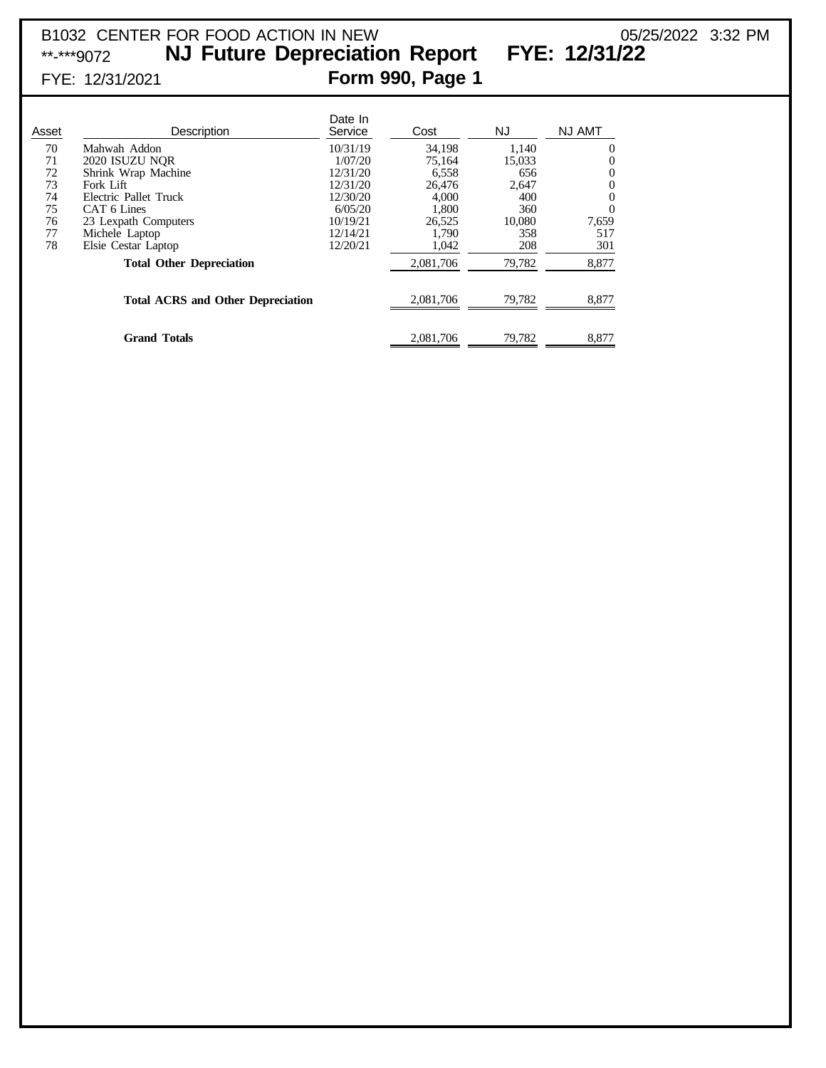B1032 CENTER FOR FOOD ACTION IN NEW 05/25/2022 3:32 PM

**-***9072

# NJ Future Depreciation Report FYE: 12/31/22

FYE: 12/31/2021

## Form 990, Page 1

| Asset | Description | Date In Service | Cost | NJ | NJ AMT |
|---|---|---|---|---|---|
| 70 | Mahwah Addon | 10/31/19 | 34,198 | 1,140 | 0 |
| 71 | 2020 ISUZU NQR | 1/07/20 | 75,164 | 15,033 | 0 |
| 72 | Shrink Wrap Machine | 12/31/20 | 6,558 | 656 | 0 |
| 73 | Fork Lift | 12/31/20 | 26,476 | 2,647 | 0 |
| 74 | Electric Pallet Truck | 12/30/20 | 4,000 | 400 | 0 |
| 75 | CAT 6 Lines | 6/05/20 | 1,800 | 360 | 0 |
| 76 | 23 Lexpath Computers | 10/19/21 | 26,525 | 10,080 | 7,659 |
| 77 | Michele Laptop | 12/14/21 | 1,790 | 358 | 517 |
| 78 | Elsie Cestar Laptop | 12/20/21 | 1,042 | 208 | 301 |
| | **Total Other Depreciation** | | 2,081,706 | 79,782 | 8,877 |
| | **Total ACRS and Other Depreciation** | | 2,081,706 | 79,782 | 8,877 |
| | **Grand Totals** | | 2,081,706 | 79,782 | 8,877 |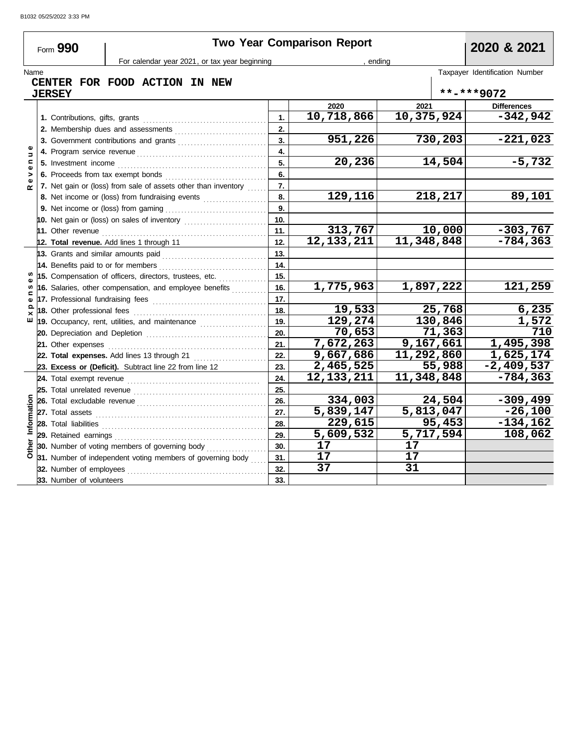# Form 990 — Two Year Comparison Report — 2020 & 2021

For calendar year 2021, or tax year beginning , ending

Name: **CENTER FOR FOOD ACTION IN NEW JERSEY**

Taxpayer Identification Number: **\*\*-\*\*\*9072**

| Section | Item | Line | 2020 | 2021 | Differences |
|---|---|---|---|---|---|
| Revenue | 1. Contributions, gifts, grants | 1. | 10,718,866 | 10,375,924 | -342,942 |
| | 2. Membership dues and assessments | 2. | | | |
| | 3. Government contributions and grants | 3. | 951,226 | 730,203 | -221,023 |
| | 4. Program service revenue | 4. | | | |
| | 5. Investment income | 5. | 20,236 | 14,504 | -5,732 |
| | 6. Proceeds from tax exempt bonds | 6. | | | |
| | 7. Net gain or (loss) from sale of assets other than inventory | 7. | | | |
| | 8. Net income or (loss) from fundraising events | 8. | 129,116 | 218,217 | 89,101 |
| | 9. Net income or (loss) from gaming | 9. | | | |
| | 10. Net gain or (loss) on sales of inventory | 10. | | | |
| | 11. Other revenue | 11. | 313,767 | 10,000 | -303,767 |
| | **12. Total revenue.** Add lines 1 through 11 | 12. | 12,133,211 | 11,348,848 | -784,363 |
| Expenses | 13. Grants and similar amounts paid | 13. | | | |
| | 14. Benefits paid to or for members | 14. | | | |
| | 15. Compensation of officers, directors, trustees, etc. | 15. | | | |
| | 16. Salaries, other compensation, and employee benefits | 16. | 1,775,963 | 1,897,222 | 121,259 |
| | 17. Professional fundraising fees | 17. | | | |
| | 18. Other professional fees | 18. | 19,533 | 25,768 | 6,235 |
| | 19. Occupancy, rent, utilities, and maintenance | 19. | 129,274 | 130,846 | 1,572 |
| | 20. Depreciation and Depletion | 20. | 70,653 | 71,363 | 710 |
| | 21. Other expenses | 21. | 7,672,263 | 9,167,661 | 1,495,398 |
| | **22. Total expenses.** Add lines 13 through 21 | 22. | 9,667,686 | 11,292,860 | 1,625,174 |
| | **23. Excess or (Deficit).** Subtract line 22 from line 12 | 23. | 2,465,525 | 55,988 | -2,409,537 |
| Other Information | 24. Total exempt revenue | 24. | 12,133,211 | 11,348,848 | -784,363 |
| | 25. Total unrelated revenue | 25. | | | |
| | 26. Total excludable revenue | 26. | 334,003 | 24,504 | -309,499 |
| | 27. Total assets | 27. | 5,839,147 | 5,813,047 | -26,100 |
| | 28. Total liabilities | 28. | 229,615 | 95,453 | -134,162 |
| | 29. Retained earnings | 29. | 5,609,532 | 5,717,594 | 108,062 |
| | 30. Number of voting members of governing body | 30. | 17 | 17 | |
| | 31. Number of independent voting members of governing body | 31. | 17 | 17 | |
| | 32. Number of employees | 32. | 37 | 31 | |
| | 33. Number of volunteers | 33. | | | |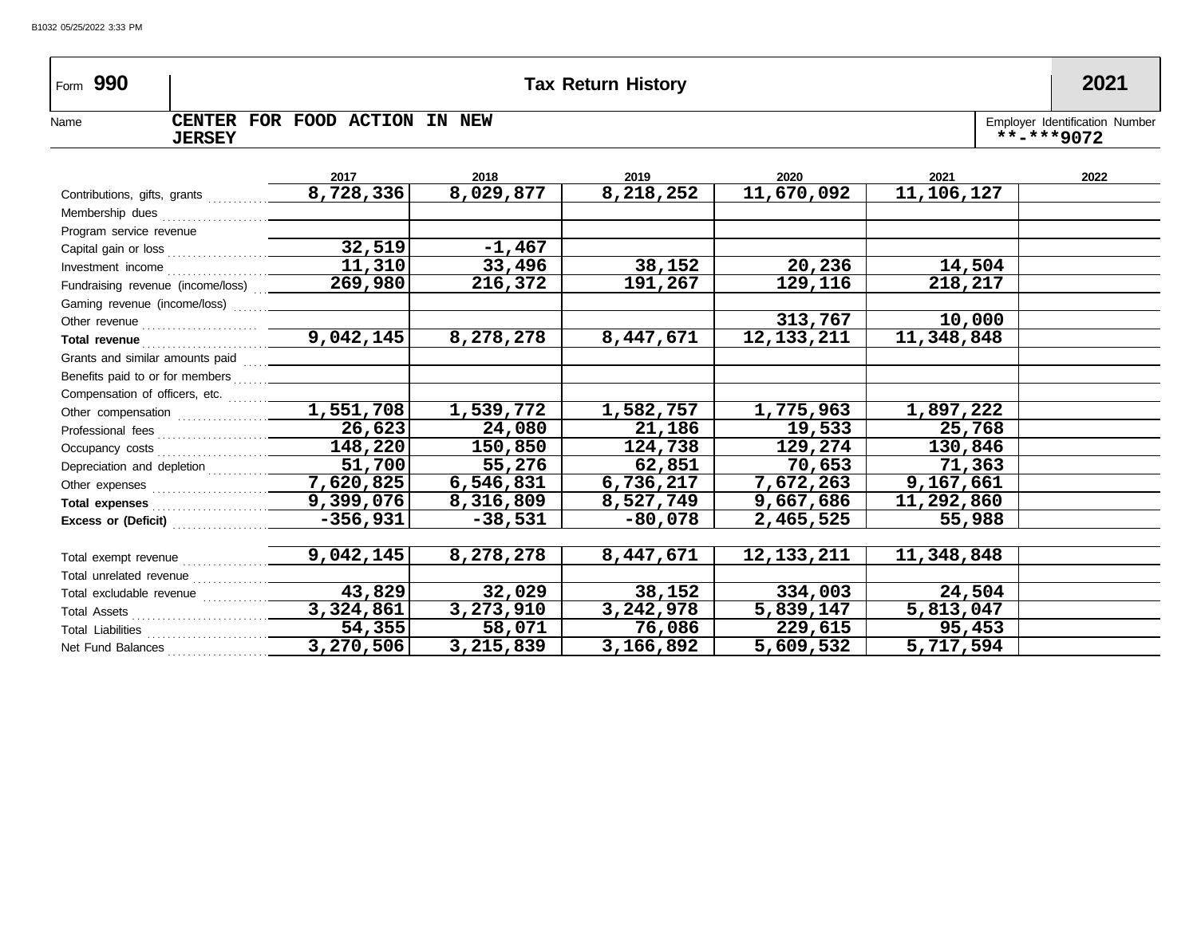Form **990** — **Tax Return History** — **2021**

Name: **CENTER FOR FOOD ACTION IN NEW JERSEY**

Employer Identification Number: **-*9072

| | 2017 | 2018 | 2019 | 2020 | 2021 | 2022 |
|---|---|---|---|---|---|---|
| Contributions, gifts, grants | 8,728,336 | 8,029,877 | 8,218,252 | 11,670,092 | 11,106,127 | |
| Membership dues | | | | | | |
| Program service revenue | | | | | | |
| Capital gain or loss | 32,519 | -1,467 | | | | |
| Investment income | 11,310 | 33,496 | 38,152 | 20,236 | 14,504 | |
| Fundraising revenue (income/loss) | 269,980 | 216,372 | 191,267 | 129,116 | 218,217 | |
| Gaming revenue (income/loss) | | | | | | |
| Other revenue | | | | 313,767 | 10,000 | |
| **Total revenue** | 9,042,145 | 8,278,278 | 8,447,671 | 12,133,211 | 11,348,848 | |
| Grants and similar amounts paid | | | | | | |
| Benefits paid to or for members | | | | | | |
| Compensation of officers, etc. | | | | | | |
| Other compensation | 1,551,708 | 1,539,772 | 1,582,757 | 1,775,963 | 1,897,222 | |
| Professional fees | 26,623 | 24,080 | 21,186 | 19,533 | 25,768 | |
| Occupancy costs | 148,220 | 150,850 | 124,738 | 129,274 | 130,846 | |
| Depreciation and depletion | 51,700 | 55,276 | 62,851 | 70,653 | 71,363 | |
| Other expenses | 7,620,825 | 6,546,831 | 6,736,217 | 7,672,263 | 9,167,661 | |
| **Total expenses** | 9,399,076 | 8,316,809 | 8,527,749 | 9,667,686 | 11,292,860 | |
| **Excess or (Deficit)** | -356,931 | -38,531 | -80,078 | 2,465,525 | 55,988 | |
| | | | | | | |
| Total exempt revenue | 9,042,145 | 8,278,278 | 8,447,671 | 12,133,211 | 11,348,848 | |
| Total unrelated revenue | | | | | | |
| Total excludable revenue | 43,829 | 32,029 | 38,152 | 334,003 | 24,504 | |
| Total Assets | 3,324,861 | 3,273,910 | 3,242,978 | 5,839,147 | 5,813,047 | |
| Total Liabilities | 54,355 | 58,071 | 76,086 | 229,615 | 95,453 | |
| Net Fund Balances | 3,270,506 | 3,215,839 | 3,166,892 | 5,609,532 | 5,717,594 | |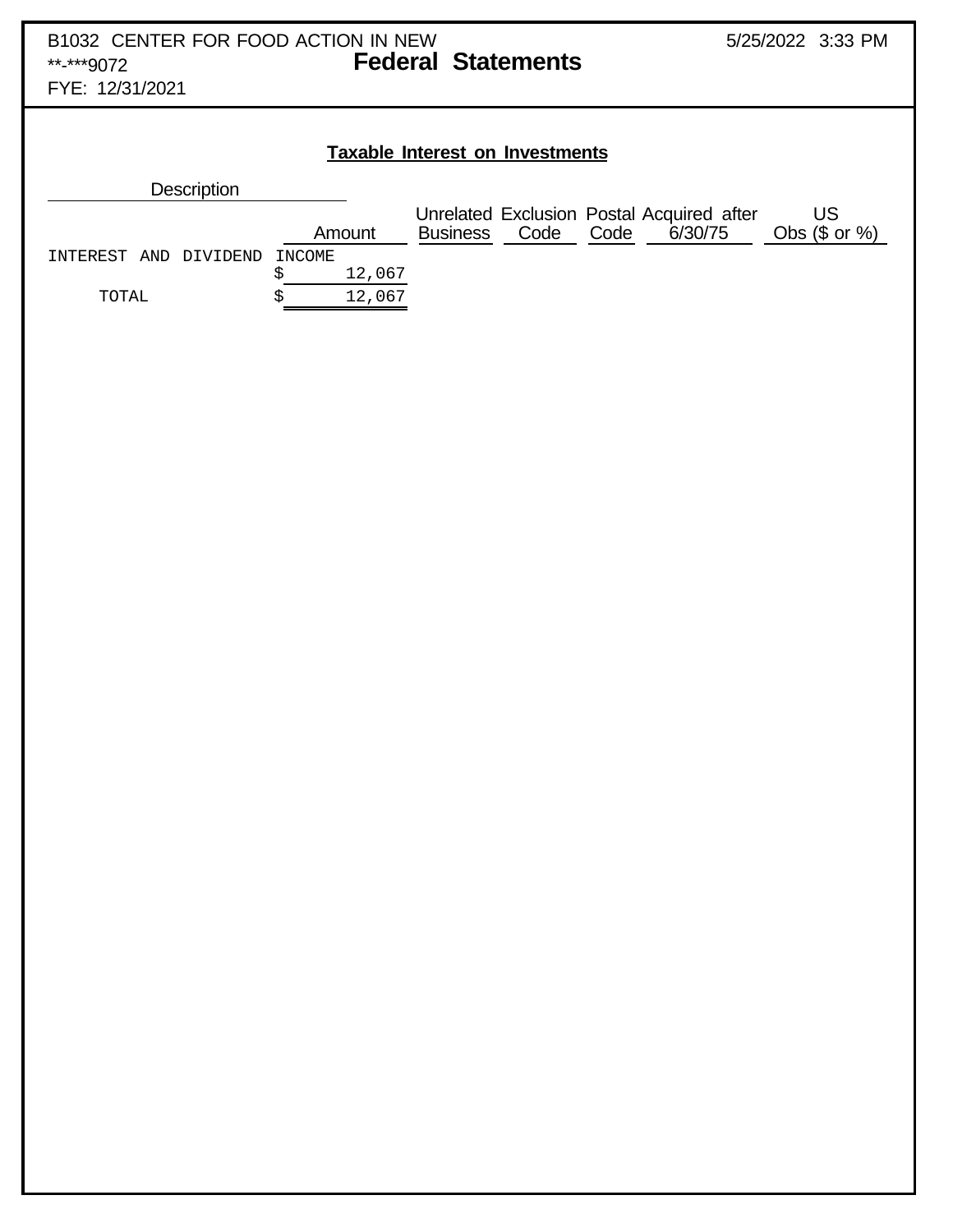B1032 CENTER FOR FOOD ACTION IN NEW
**-***9072
FYE: 12/31/2021

5/25/2022 3:33 PM

# Federal Statements

## Taxable Interest on Investments

| Description | Amount | Unrelated Business | Exclusion Code | Postal Code | Acquired after 6/30/75 | US Obs ($ or %) |
|---|---|---|---|---|---|---|
| INTEREST AND DIVIDEND INCOME | $ 12,067 | | | | | |
| TOTAL | $ 12,067 | | | | | |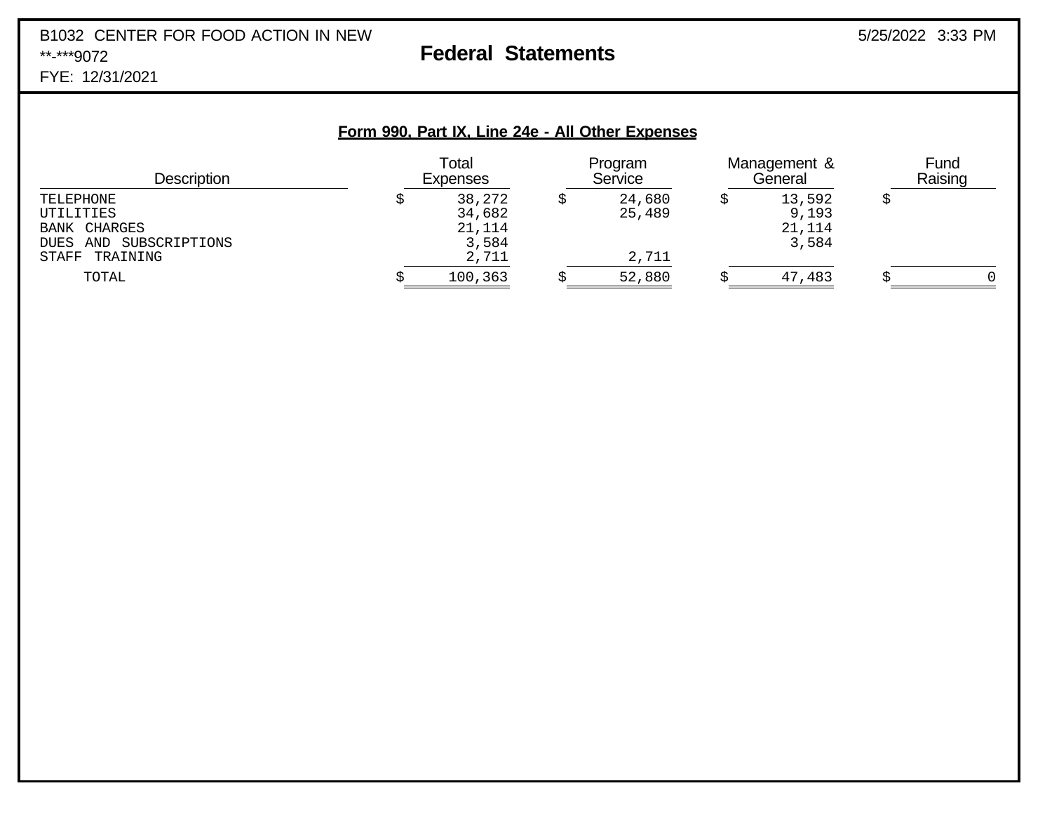B1032 CENTER FOR FOOD ACTION IN NEW
**-***9072
FYE: 12/31/2021

5/25/2022 3:33 PM

# Federal Statements

## Form 990, Part IX, Line 24e - All Other Expenses

| Description | Total Expenses | Program Service | Management & General | Fund Raising |
|---|---|---|---|---|
| TELEPHONE | $ 38,272 | $ 24,680 | $ 13,592 | $ |
| UTILITIES | 34,682 | 25,489 | 9,193 | |
| BANK CHARGES | 21,114 | | 21,114 | |
| DUES AND SUBSCRIPTIONS | 3,584 | | 3,584 | |
| STAFF TRAINING | 2,711 | 2,711 | | |
| TOTAL | $ 100,363 | $ 52,880 | $ 47,483 | $ 0 |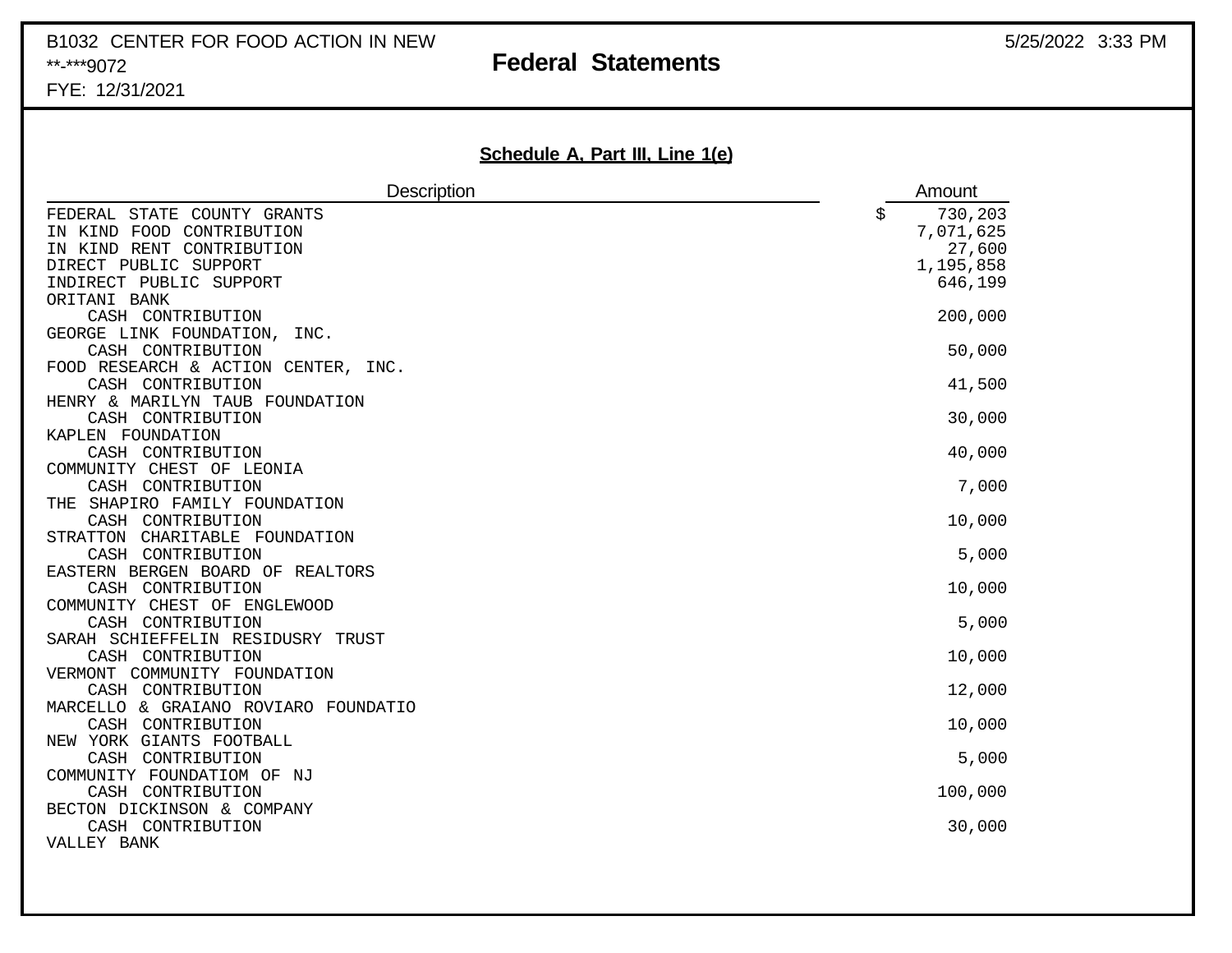B1032 CENTER FOR FOOD ACTION IN NEW
**-***9072
FYE: 12/31/2021

# Federal Statements

5/25/2022 3:33 PM

## Schedule A, Part III, Line 1(e)

| Description | Amount |
|---|---|
| FEDERAL STATE COUNTY GRANTS | $ 730,203 |
| IN KIND FOOD CONTRIBUTION | 7,071,625 |
| IN KIND RENT CONTRIBUTION | 27,600 |
| DIRECT PUBLIC SUPPORT | 1,195,858 |
| INDIRECT PUBLIC SUPPORT | 646,199 |
| ORITANI BANK | |
| CASH CONTRIBUTION | 200,000 |
| GEORGE LINK FOUNDATION, INC. | |
| CASH CONTRIBUTION | 50,000 |
| FOOD RESEARCH & ACTION CENTER, INC. | |
| CASH CONTRIBUTION | 41,500 |
| HENRY & MARILYN TAUB FOUNDATION | |
| CASH CONTRIBUTION | 30,000 |
| KAPLEN FOUNDATION | |
| CASH CONTRIBUTION | 40,000 |
| COMMUNITY CHEST OF LEONIA | |
| CASH CONTRIBUTION | 7,000 |
| THE SHAPIRO FAMILY FOUNDATION | |
| CASH CONTRIBUTION | 10,000 |
| STRATTON CHARITABLE FOUNDATION | |
| CASH CONTRIBUTION | 5,000 |
| EASTERN BERGEN BOARD OF REALTORS | |
| CASH CONTRIBUTION | 10,000 |
| COMMUNITY CHEST OF ENGLEWOOD | |
| CASH CONTRIBUTION | 5,000 |
| SARAH SCHIEFFELIN RESIDUSRY TRUST | |
| CASH CONTRIBUTION | 10,000 |
| VERMONT COMMUNITY FOUNDATION | |
| CASH CONTRIBUTION | 12,000 |
| MARCELLO & GRAIANO ROVIARO FOUNDATIO | |
| CASH CONTRIBUTION | 10,000 |
| NEW YORK GIANTS FOOTBALL | |
| CASH CONTRIBUTION | 5,000 |
| COMMUNITY FOUNDATIOM OF NJ | |
| CASH CONTRIBUTION | 100,000 |
| BECTON DICKINSON & COMPANY | |
| CASH CONTRIBUTION | 30,000 |
| VALLEY BANK | |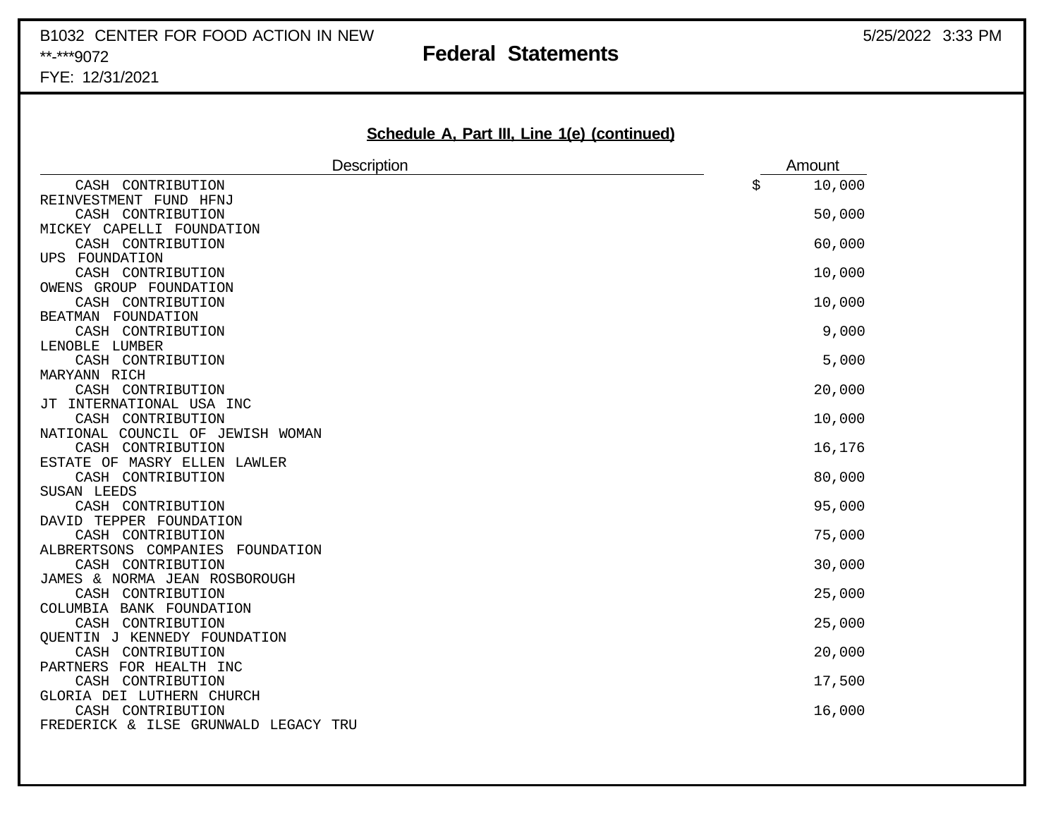B1032 CENTER FOR FOOD ACTION IN NEW
**-***9072
FYE: 12/31/2021

5/25/2022 3:33 PM

# Federal Statements

## Schedule A, Part III, Line 1(e) (continued)

| Description | Amount |
|---|---|
| CASH CONTRIBUTION | $ 10,000 |
| REINVESTMENT FUND HFNJ | |
| CASH CONTRIBUTION | 50,000 |
| MICKEY CAPELLI FOUNDATION | |
| CASH CONTRIBUTION | 60,000 |
| UPS FOUNDATION | |
| CASH CONTRIBUTION | 10,000 |
| OWENS GROUP FOUNDATION | |
| CASH CONTRIBUTION | 10,000 |
| BEATMAN FOUNDATION | |
| CASH CONTRIBUTION | 9,000 |
| LENOBLE LUMBER | |
| CASH CONTRIBUTION | 5,000 |
| MARYANN RICH | |
| CASH CONTRIBUTION | 20,000 |
| JT INTERNATIONAL USA INC | |
| CASH CONTRIBUTION | 10,000 |
| NATIONAL COUNCIL OF JEWISH WOMAN | |
| CASH CONTRIBUTION | 16,176 |
| ESTATE OF MASRY ELLEN LAWLER | |
| CASH CONTRIBUTION | 80,000 |
| SUSAN LEEDS | |
| CASH CONTRIBUTION | 95,000 |
| DAVID TEPPER FOUNDATION | |
| CASH CONTRIBUTION | 75,000 |
| ALBRERTSONS COMPANIES FOUNDATION | |
| CASH CONTRIBUTION | 30,000 |
| JAMES & NORMA JEAN ROSBOROUGH | |
| CASH CONTRIBUTION | 25,000 |
| COLUMBIA BANK FOUNDATION | |
| CASH CONTRIBUTION | 25,000 |
| QUENTIN J KENNEDY FOUNDATION | |
| CASH CONTRIBUTION | 20,000 |
| PARTNERS FOR HEALTH INC | |
| CASH CONTRIBUTION | 17,500 |
| GLORIA DEI LUTHERN CHURCH | |
| CASH CONTRIBUTION | 16,000 |
| FREDERICK & ILSE GRUNWALD LEGACY TRU | |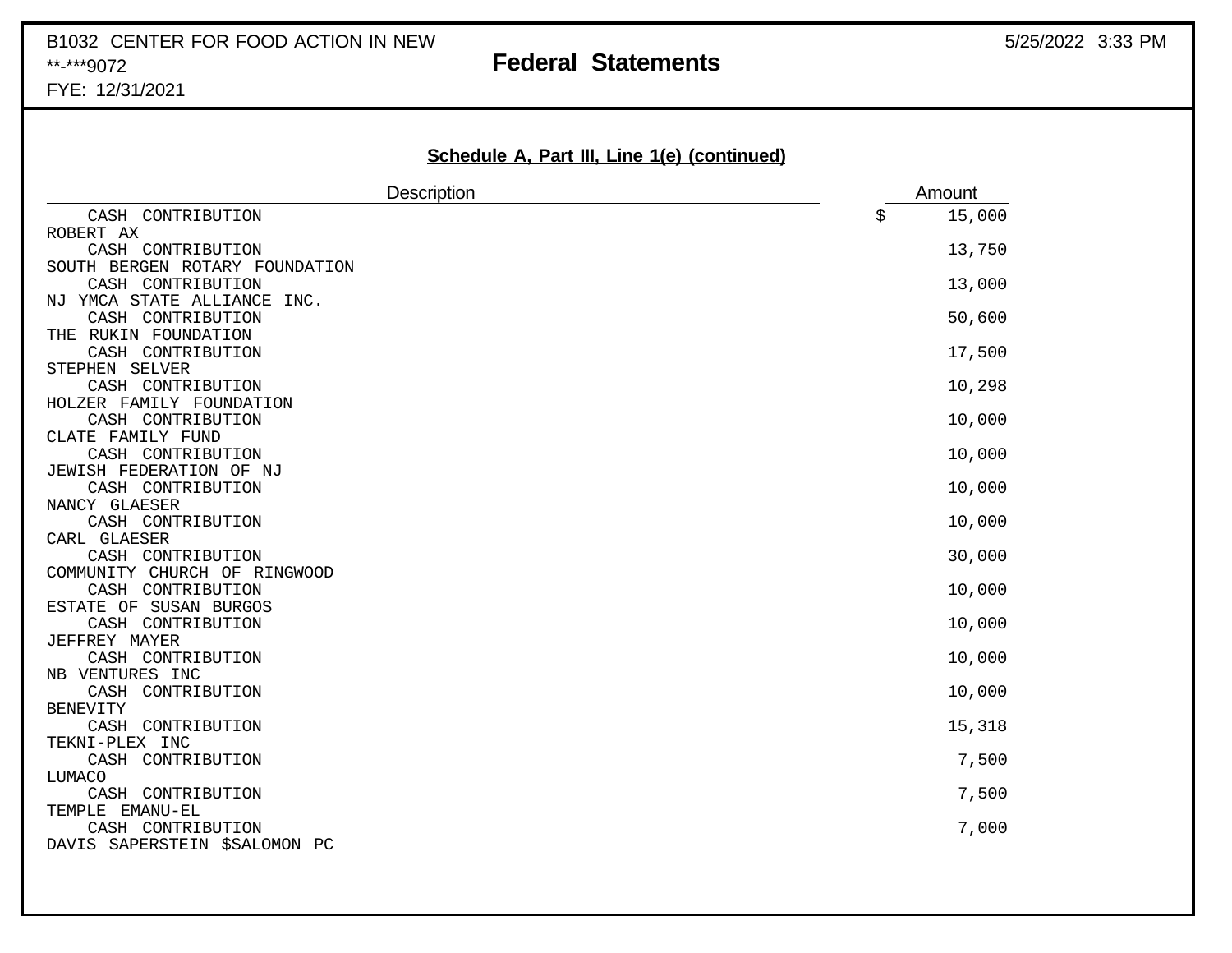B1032 CENTER FOR FOOD ACTION IN NEW
**-***9072
FYE: 12/31/2021

5/25/2022 3:33 PM

# Federal Statements

## Schedule A, Part III, Line 1(e) (continued)

| Description | Amount |
|---|---|
| CASH CONTRIBUTION | $ 15,000 |
| ROBERT AX | |
| CASH CONTRIBUTION | 13,750 |
| SOUTH BERGEN ROTARY FOUNDATION | |
| CASH CONTRIBUTION | 13,000 |
| NJ YMCA STATE ALLIANCE INC. | |
| CASH CONTRIBUTION | 50,600 |
| THE RUKIN FOUNDATION | |
| CASH CONTRIBUTION | 17,500 |
| STEPHEN SELVER | |
| CASH CONTRIBUTION | 10,298 |
| HOLZER FAMILY FOUNDATION | |
| CASH CONTRIBUTION | 10,000 |
| CLATE FAMILY FUND | |
| CASH CONTRIBUTION | 10,000 |
| JEWISH FEDERATION OF NJ | |
| CASH CONTRIBUTION | 10,000 |
| NANCY GLAESER | |
| CASH CONTRIBUTION | 10,000 |
| CARL GLAESER | |
| CASH CONTRIBUTION | 30,000 |
| COMMUNITY CHURCH OF RINGWOOD | |
| CASH CONTRIBUTION | 10,000 |
| ESTATE OF SUSAN BURGOS | |
| CASH CONTRIBUTION | 10,000 |
| JEFFREY MAYER | |
| CASH CONTRIBUTION | 10,000 |
| NB VENTURES INC | |
| CASH CONTRIBUTION | 10,000 |
| BENEVITY | |
| CASH CONTRIBUTION | 15,318 |
| TEKNI-PLEX INC | |
| CASH CONTRIBUTION | 7,500 |
| LUMACO | |
| CASH CONTRIBUTION | 7,500 |
| TEMPLE EMANU-EL | |
| CASH CONTRIBUTION | 7,000 |
| DAVIS SAPERSTEIN $SALOMON PC | |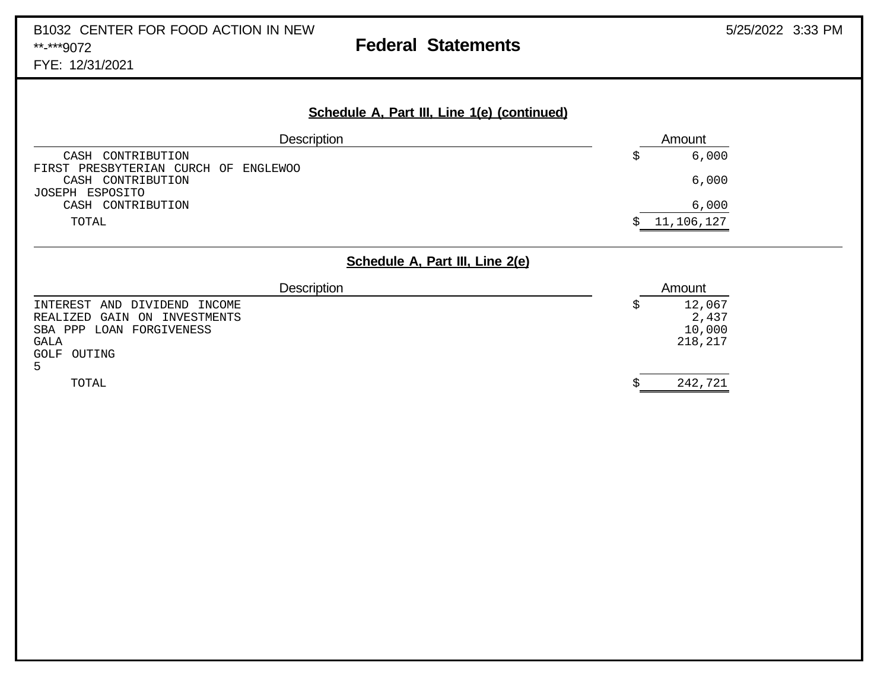B1032 CENTER FOR FOOD ACTION IN NEW
**-***9072
FYE: 12/31/2021

5/25/2022 3:33 PM

# Federal Statements

## Schedule A, Part III, Line 1(e) (continued)

| Description | Amount |
|---|---|
| CASH CONTRIBUTION | $ 6,000 |
| FIRST PRESBYTERIAN CURCH OF ENGLEWOO | |
| CASH CONTRIBUTION | 6,000 |
| JOSEPH ESPOSITO | |
| CASH CONTRIBUTION | 6,000 |
| TOTAL | $ 11,106,127 |

## Schedule A, Part III, Line 2(e)

| Description | Amount |
|---|---|
| INTEREST AND DIVIDEND INCOME | $ 12,067 |
| REALIZED GAIN ON INVESTMENTS | 2,437 |
| SBA PPP LOAN FORGIVENESS | 10,000 |
| GALA | 218,217 |
| GOLF OUTING | |
| 5 | |
| TOTAL | $ 242,721 |